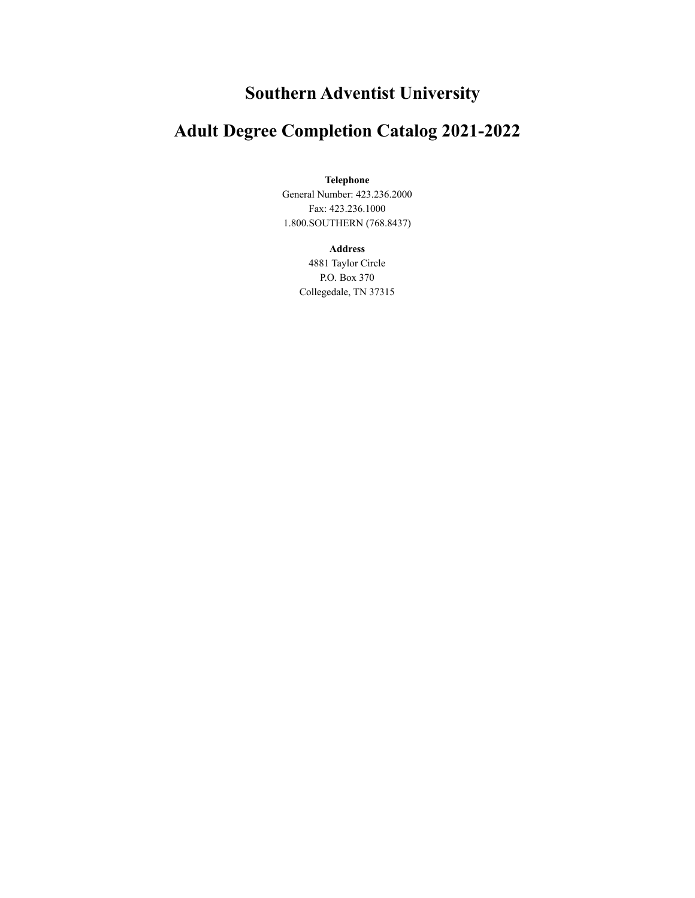# Southern Adventist University

# Adult Degree Completion Catalog 2021-2022

**Telephone**

General Number: 423.236.2000
Fax: 423.236.1000
1.800.SOUTHERN (768.8437)

**Address**

4881 Taylor Circle
P.O. Box 370
Collegedale, TN 37315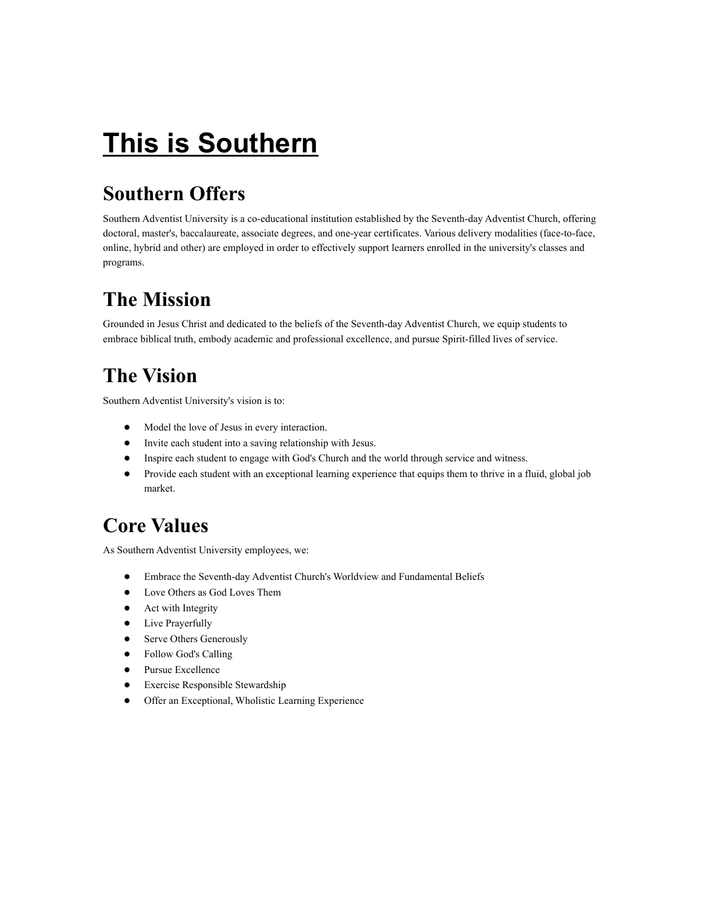# This is Southern

## Southern Offers

Southern Adventist University is a co-educational institution established by the Seventh-day Adventist Church, offering doctoral, master's, baccalaureate, associate degrees, and one-year certificates. Various delivery modalities (face-to-face, online, hybrid and other) are employed in order to effectively support learners enrolled in the university's classes and programs.

## The Mission

Grounded in Jesus Christ and dedicated to the beliefs of the Seventh-day Adventist Church, we equip students to embrace biblical truth, embody academic and professional excellence, and pursue Spirit-filled lives of service.

## The Vision

Southern Adventist University's vision is to:

- Model the love of Jesus in every interaction.
- Invite each student into a saving relationship with Jesus.
- Inspire each student to engage with God's Church and the world through service and witness.
- Provide each student with an exceptional learning experience that equips them to thrive in a fluid, global job market.

## Core Values

As Southern Adventist University employees, we:

- Embrace the Seventh-day Adventist Church's Worldview and Fundamental Beliefs
- Love Others as God Loves Them
- Act with Integrity
- Live Prayerfully
- Serve Others Generously
- Follow God's Calling
- Pursue Excellence
- Exercise Responsible Stewardship
- Offer an Exceptional, Wholistic Learning Experience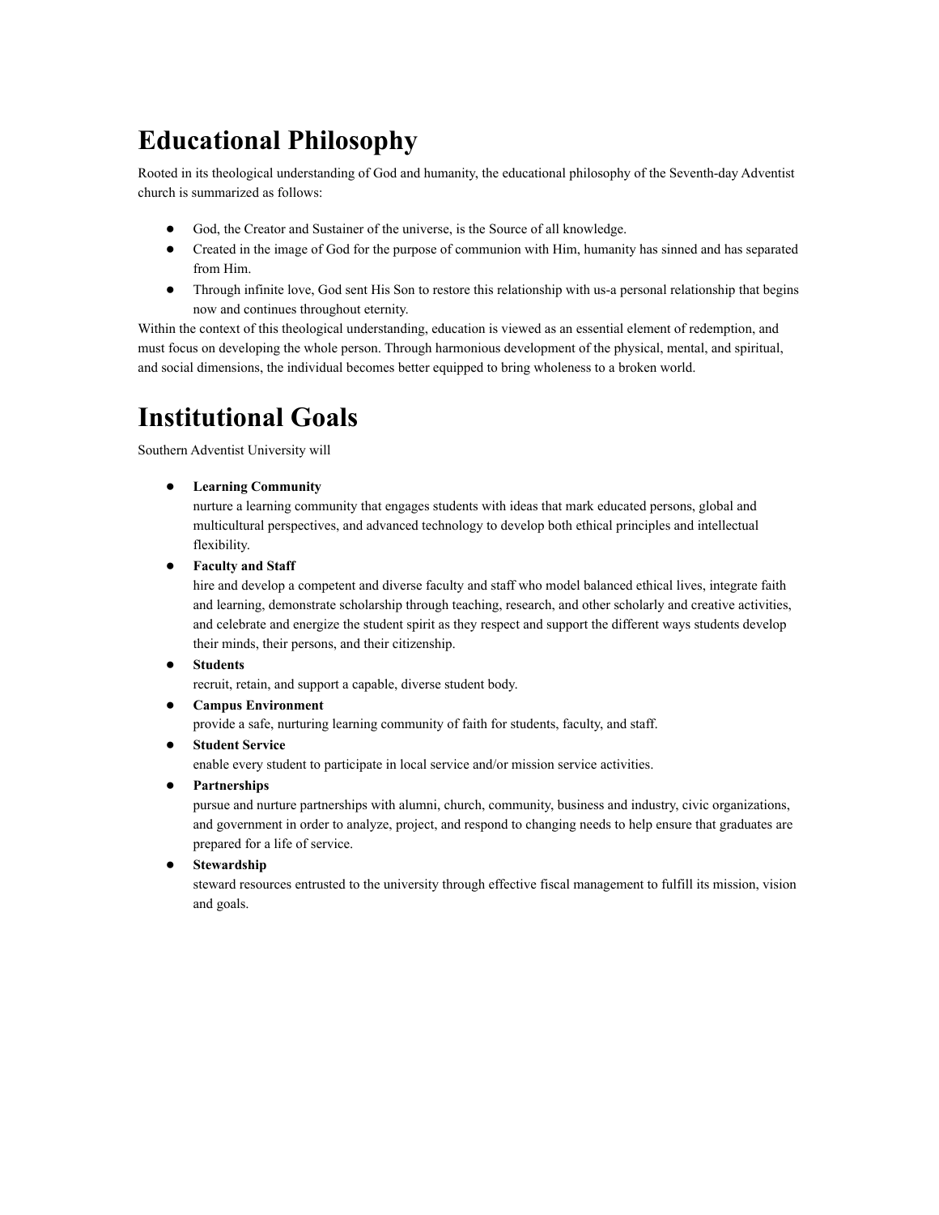# Educational Philosophy

Rooted in its theological understanding of God and humanity, the educational philosophy of the Seventh-day Adventist church is summarized as follows:

- God, the Creator and Sustainer of the universe, is the Source of all knowledge.
- Created in the image of God for the purpose of communion with Him, humanity has sinned and has separated from Him.
- Through infinite love, God sent His Son to restore this relationship with us-a personal relationship that begins now and continues throughout eternity.

Within the context of this theological understanding, education is viewed as an essential element of redemption, and must focus on developing the whole person. Through harmonious development of the physical, mental, and spiritual, and social dimensions, the individual becomes better equipped to bring wholeness to a broken world.

# Institutional Goals

Southern Adventist University will

- **Learning Community**
  nurture a learning community that engages students with ideas that mark educated persons, global and multicultural perspectives, and advanced technology to develop both ethical principles and intellectual flexibility.
- **Faculty and Staff**
  hire and develop a competent and diverse faculty and staff who model balanced ethical lives, integrate faith and learning, demonstrate scholarship through teaching, research, and other scholarly and creative activities, and celebrate and energize the student spirit as they respect and support the different ways students develop their minds, their persons, and their citizenship.
- **Students**
  recruit, retain, and support a capable, diverse student body.
- **Campus Environment**
  provide a safe, nurturing learning community of faith for students, faculty, and staff.
- **Student Service**
  enable every student to participate in local service and/or mission service activities.
- **Partnerships**
  pursue and nurture partnerships with alumni, church, community, business and industry, civic organizations, and government in order to analyze, project, and respond to changing needs to help ensure that graduates are prepared for a life of service.
- **Stewardship**
  steward resources entrusted to the university through effective fiscal management to fulfill its mission, vision and goals.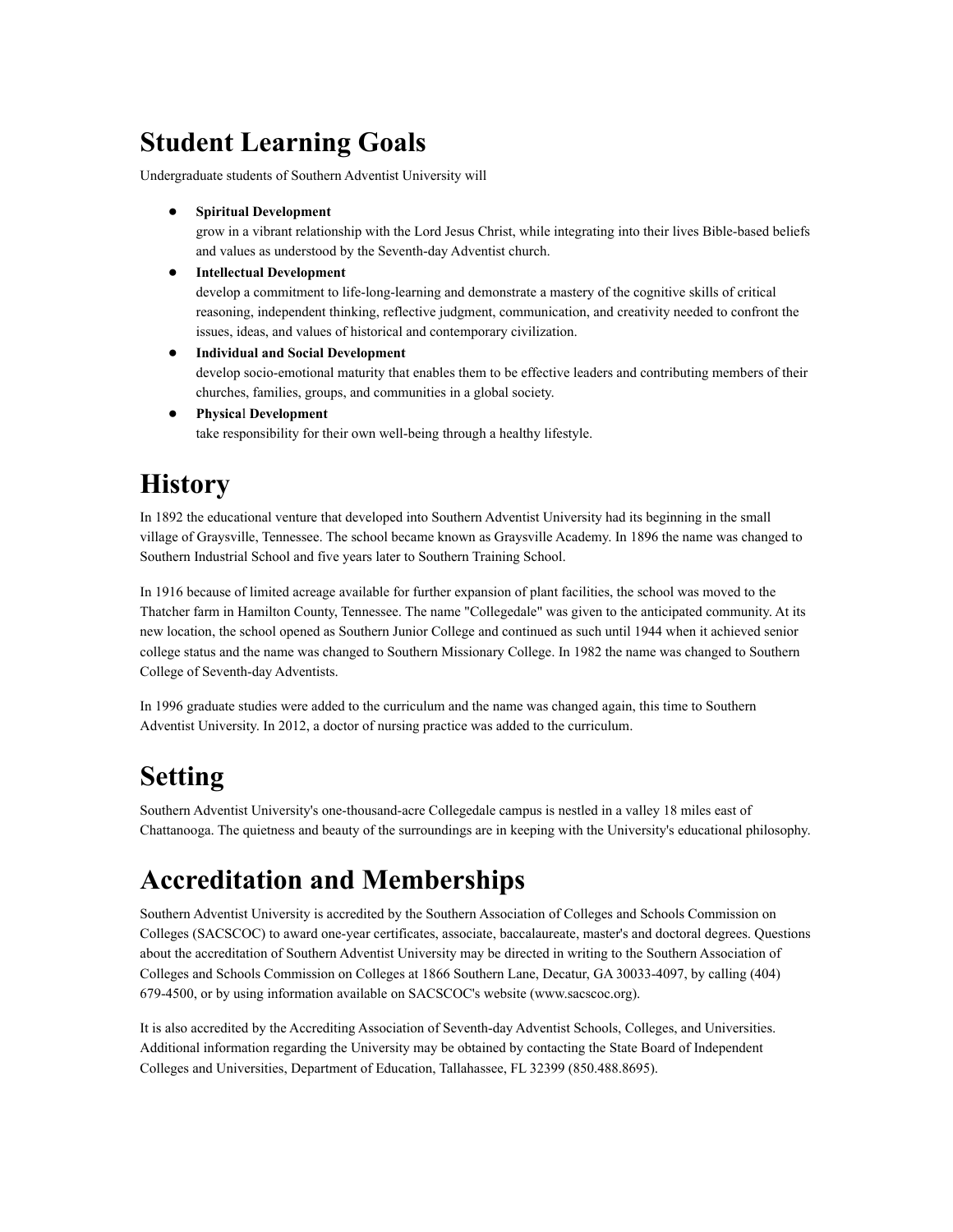# Student Learning Goals

Undergraduate students of Southern Adventist University will

- **Spiritual Development**
  grow in a vibrant relationship with the Lord Jesus Christ, while integrating into their lives Bible-based beliefs and values as understood by the Seventh-day Adventist church.
- **Intellectual Development**
  develop a commitment to life-long-learning and demonstrate a mastery of the cognitive skills of critical reasoning, independent thinking, reflective judgment, communication, and creativity needed to confront the issues, ideas, and values of historical and contemporary civilization.
- **Individual and Social Development**
  develop socio-emotional maturity that enables them to be effective leaders and contributing members of their churches, families, groups, and communities in a global society.
- **Physical Development**
  take responsibility for their own well-being through a healthy lifestyle.

# History

In 1892 the educational venture that developed into Southern Adventist University had its beginning in the small village of Graysville, Tennessee. The school became known as Graysville Academy. In 1896 the name was changed to Southern Industrial School and five years later to Southern Training School.

In 1916 because of limited acreage available for further expansion of plant facilities, the school was moved to the Thatcher farm in Hamilton County, Tennessee. The name "Collegedale" was given to the anticipated community. At its new location, the school opened as Southern Junior College and continued as such until 1944 when it achieved senior college status and the name was changed to Southern Missionary College. In 1982 the name was changed to Southern College of Seventh-day Adventists.

In 1996 graduate studies were added to the curriculum and the name was changed again, this time to Southern Adventist University. In 2012, a doctor of nursing practice was added to the curriculum.

# Setting

Southern Adventist University's one-thousand-acre Collegedale campus is nestled in a valley 18 miles east of Chattanooga. The quietness and beauty of the surroundings are in keeping with the University's educational philosophy.

# Accreditation and Memberships

Southern Adventist University is accredited by the Southern Association of Colleges and Schools Commission on Colleges (SACSCOC) to award one-year certificates, associate, baccalaureate, master's and doctoral degrees. Questions about the accreditation of Southern Adventist University may be directed in writing to the Southern Association of Colleges and Schools Commission on Colleges at 1866 Southern Lane, Decatur, GA 30033-4097, by calling (404) 679-4500, or by using information available on SACSCOC's website (www.sacscoc.org).

It is also accredited by the Accrediting Association of Seventh-day Adventist Schools, Colleges, and Universities. Additional information regarding the University may be obtained by contacting the State Board of Independent Colleges and Universities, Department of Education, Tallahassee, FL 32399 (850.488.8695).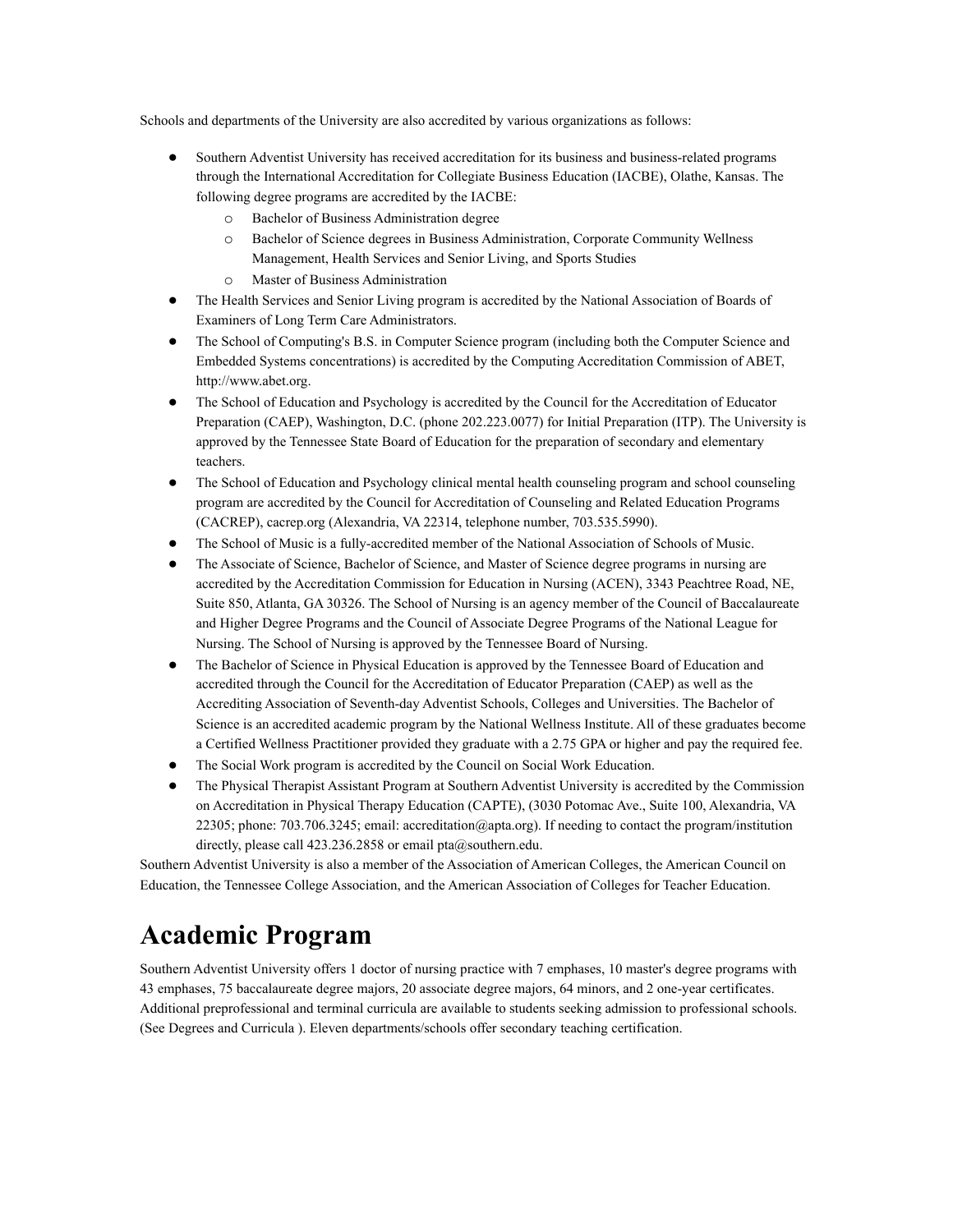Schools and departments of the University are also accredited by various organizations as follows:

- Southern Adventist University has received accreditation for its business and business-related programs through the International Accreditation for Collegiate Business Education (IACBE), Olathe, Kansas. The following degree programs are accredited by the IACBE:
  - Bachelor of Business Administration degree
  - Bachelor of Science degrees in Business Administration, Corporate Community Wellness Management, Health Services and Senior Living, and Sports Studies
  - Master of Business Administration
- The Health Services and Senior Living program is accredited by the National Association of Boards of Examiners of Long Term Care Administrators.
- The School of Computing's B.S. in Computer Science program (including both the Computer Science and Embedded Systems concentrations) is accredited by the Computing Accreditation Commission of ABET, http://www.abet.org.
- The School of Education and Psychology is accredited by the Council for the Accreditation of Educator Preparation (CAEP), Washington, D.C. (phone 202.223.0077) for Initial Preparation (ITP). The University is approved by the Tennessee State Board of Education for the preparation of secondary and elementary teachers.
- The School of Education and Psychology clinical mental health counseling program and school counseling program are accredited by the Council for Accreditation of Counseling and Related Education Programs (CACREP), cacrep.org (Alexandria, VA 22314, telephone number, 703.535.5990).
- The School of Music is a fully-accredited member of the National Association of Schools of Music.
- The Associate of Science, Bachelor of Science, and Master of Science degree programs in nursing are accredited by the Accreditation Commission for Education in Nursing (ACEN), 3343 Peachtree Road, NE, Suite 850, Atlanta, GA 30326. The School of Nursing is an agency member of the Council of Baccalaureate and Higher Degree Programs and the Council of Associate Degree Programs of the National League for Nursing. The School of Nursing is approved by the Tennessee Board of Nursing.
- The Bachelor of Science in Physical Education is approved by the Tennessee Board of Education and accredited through the Council for the Accreditation of Educator Preparation (CAEP) as well as the Accrediting Association of Seventh-day Adventist Schools, Colleges and Universities. The Bachelor of Science is an accredited academic program by the National Wellness Institute. All of these graduates become a Certified Wellness Practitioner provided they graduate with a 2.75 GPA or higher and pay the required fee.
- The Social Work program is accredited by the Council on Social Work Education.
- The Physical Therapist Assistant Program at Southern Adventist University is accredited by the Commission on Accreditation in Physical Therapy Education (CAPTE), (3030 Potomac Ave., Suite 100, Alexandria, VA 22305; phone: 703.706.3245; email: accreditation@apta.org). If needing to contact the program/institution directly, please call 423.236.2858 or email pta@southern.edu.

Southern Adventist University is also a member of the Association of American Colleges, the American Council on Education, the Tennessee College Association, and the American Association of Colleges for Teacher Education.

# Academic Program

Southern Adventist University offers 1 doctor of nursing practice with 7 emphases, 10 master's degree programs with 43 emphases, 75 baccalaureate degree majors, 20 associate degree majors, 64 minors, and 2 one-year certificates. Additional preprofessional and terminal curricula are available to students seeking admission to professional schools. (See Degrees and Curricula ). Eleven departments/schools offer secondary teaching certification.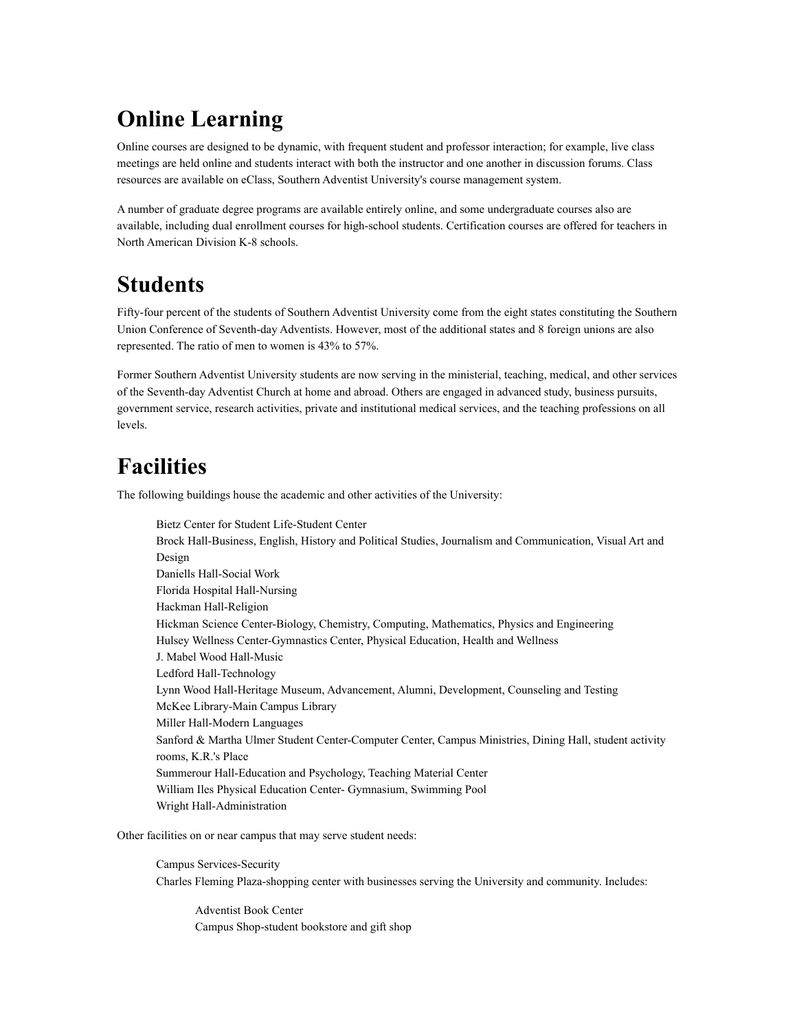# Online Learning

Online courses are designed to be dynamic, with frequent student and professor interaction; for example, live class meetings are held online and students interact with both the instructor and one another in discussion forums. Class resources are available on eClass, Southern Adventist University's course management system.

A number of graduate degree programs are available entirely online, and some undergraduate courses also are available, including dual enrollment courses for high-school students. Certification courses are offered for teachers in North American Division K-8 schools.

# Students

Fifty-four percent of the students of Southern Adventist University come from the eight states constituting the Southern Union Conference of Seventh-day Adventists. However, most of the additional states and 8 foreign unions are also represented. The ratio of men to women is 43% to 57%.

Former Southern Adventist University students are now serving in the ministerial, teaching, medical, and other services of the Seventh-day Adventist Church at home and abroad. Others are engaged in advanced study, business pursuits, government service, research activities, private and institutional medical services, and the teaching professions on all levels.

# Facilities

The following buildings house the academic and other activities of the University:

> Bietz Center for Student Life-Student Center
> Brock Hall-Business, English, History and Political Studies, Journalism and Communication, Visual Art and Design
> Daniells Hall-Social Work
> Florida Hospital Hall-Nursing
> Hackman Hall-Religion
> Hickman Science Center-Biology, Chemistry, Computing, Mathematics, Physics and Engineering
> Hulsey Wellness Center-Gymnastics Center, Physical Education, Health and Wellness
> J. Mabel Wood Hall-Music
> Ledford Hall-Technology
> Lynn Wood Hall-Heritage Museum, Advancement, Alumni, Development, Counseling and Testing
> McKee Library-Main Campus Library
> Miller Hall-Modern Languages
> Sanford & Martha Ulmer Student Center-Computer Center, Campus Ministries, Dining Hall, student activity rooms, K.R.'s Place
> Summerour Hall-Education and Psychology, Teaching Material Center
> William Iles Physical Education Center- Gymnasium, Swimming Pool
> Wright Hall-Administration

Other facilities on or near campus that may serve student needs:

> Campus Services-Security
> Charles Fleming Plaza-shopping center with businesses serving the University and community. Includes:
>
> > Adventist Book Center
> > Campus Shop-student bookstore and gift shop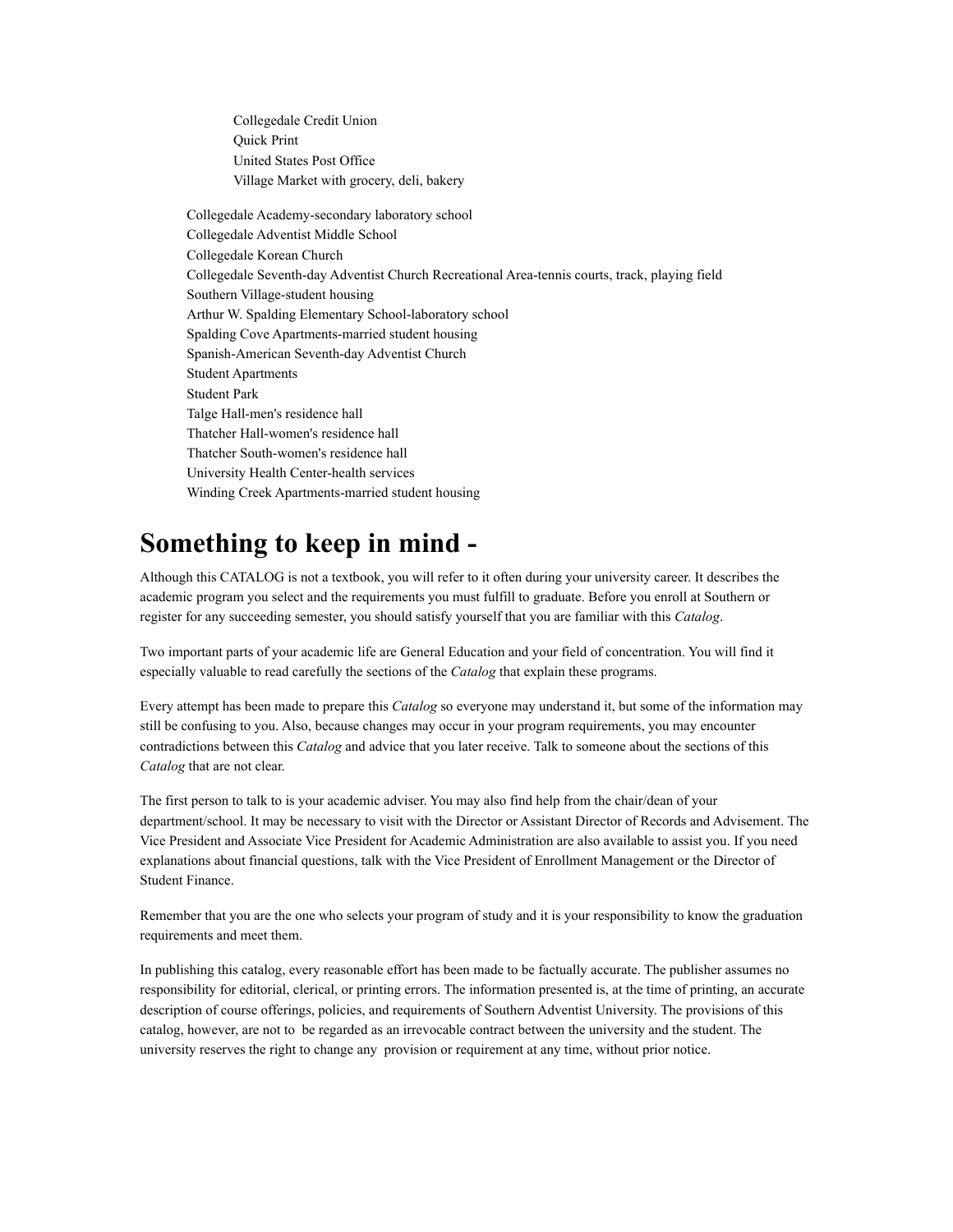Collegedale Credit Union
Quick Print
United States Post Office
Village Market with grocery, deli, bakery

Collegedale Academy-secondary laboratory school
Collegedale Adventist Middle School
Collegedale Korean Church
Collegedale Seventh-day Adventist Church Recreational Area-tennis courts, track, playing field
Southern Village-student housing
Arthur W. Spalding Elementary School-laboratory school
Spalding Cove Apartments-married student housing
Spanish-American Seventh-day Adventist Church
Student Apartments
Student Park
Talge Hall-men's residence hall
Thatcher Hall-women's residence hall
Thatcher South-women's residence hall
University Health Center-health services
Winding Creek Apartments-married student housing

# Something to keep in mind -

Although this CATALOG is not a textbook, you will refer to it often during your university career. It describes the academic program you select and the requirements you must fulfill to graduate. Before you enroll at Southern or register for any succeeding semester, you should satisfy yourself that you are familiar with this *Catalog*.

Two important parts of your academic life are General Education and your field of concentration. You will find it especially valuable to read carefully the sections of the *Catalog* that explain these programs.

Every attempt has been made to prepare this *Catalog* so everyone may understand it, but some of the information may still be confusing to you. Also, because changes may occur in your program requirements, you may encounter contradictions between this *Catalog* and advice that you later receive. Talk to someone about the sections of this *Catalog* that are not clear.

The first person to talk to is your academic adviser. You may also find help from the chair/dean of your department/school. It may be necessary to visit with the Director or Assistant Director of Records and Advisement. The Vice President and Associate Vice President for Academic Administration are also available to assist you. If you need explanations about financial questions, talk with the Vice President of Enrollment Management or the Director of Student Finance.

Remember that you are the one who selects your program of study and it is your responsibility to know the graduation requirements and meet them.

In publishing this catalog, every reasonable effort has been made to be factually accurate. The publisher assumes no responsibility for editorial, clerical, or printing errors. The information presented is, at the time of printing, an accurate description of course offerings, policies, and requirements of Southern Adventist University. The provisions of this catalog, however, are not to be regarded as an irrevocable contract between the university and the student. The university reserves the right to change any provision or requirement at any time, without prior notice.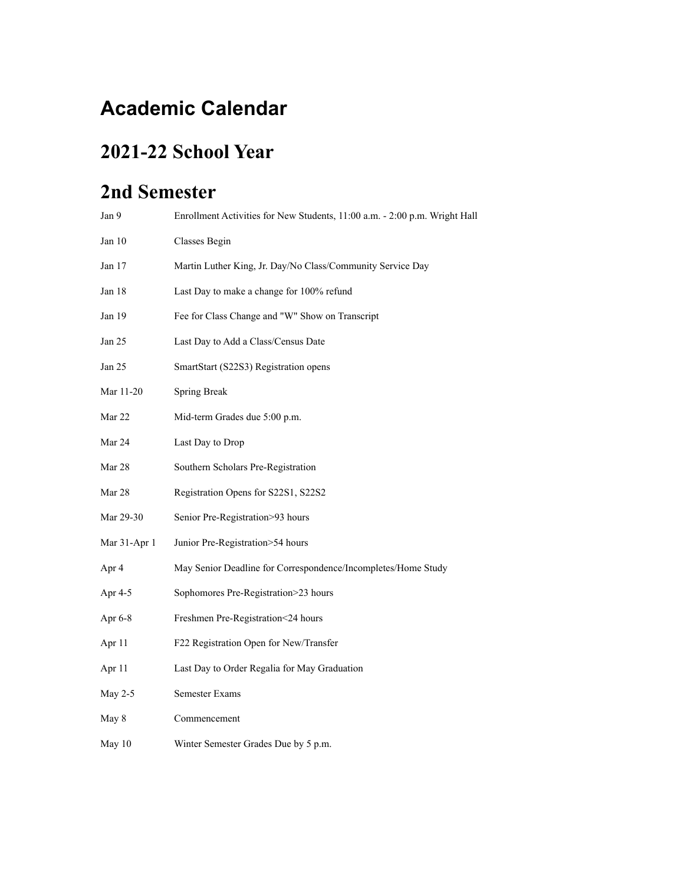# Academic Calendar

## 2021-22 School Year

## 2nd Semester

| | |
|---|---|
| Jan 9 | Enrollment Activities for New Students, 11:00 a.m. - 2:00 p.m. Wright Hall |
| Jan 10 | Classes Begin |
| Jan 17 | Martin Luther King, Jr. Day/No Class/Community Service Day |
| Jan 18 | Last Day to make a change for 100% refund |
| Jan 19 | Fee for Class Change and "W" Show on Transcript |
| Jan 25 | Last Day to Add a Class/Census Date |
| Jan 25 | SmartStart (S22S3) Registration opens |
| Mar 11-20 | Spring Break |
| Mar 22 | Mid-term Grades due 5:00 p.m. |
| Mar 24 | Last Day to Drop |
| Mar 28 | Southern Scholars Pre-Registration |
| Mar 28 | Registration Opens for S22S1, S22S2 |
| Mar 29-30 | Senior Pre-Registration>93 hours |
| Mar 31-Apr 1 | Junior Pre-Registration>54 hours |
| Apr 4 | May Senior Deadline for Correspondence/Incompletes/Home Study |
| Apr 4-5 | Sophomores Pre-Registration>23 hours |
| Apr 6-8 | Freshmen Pre-Registration<24 hours |
| Apr 11 | F22 Registration Open for New/Transfer |
| Apr 11 | Last Day to Order Regalia for May Graduation |
| May 2-5 | Semester Exams |
| May 8 | Commencement |
| May 10 | Winter Semester Grades Due by 5 p.m. |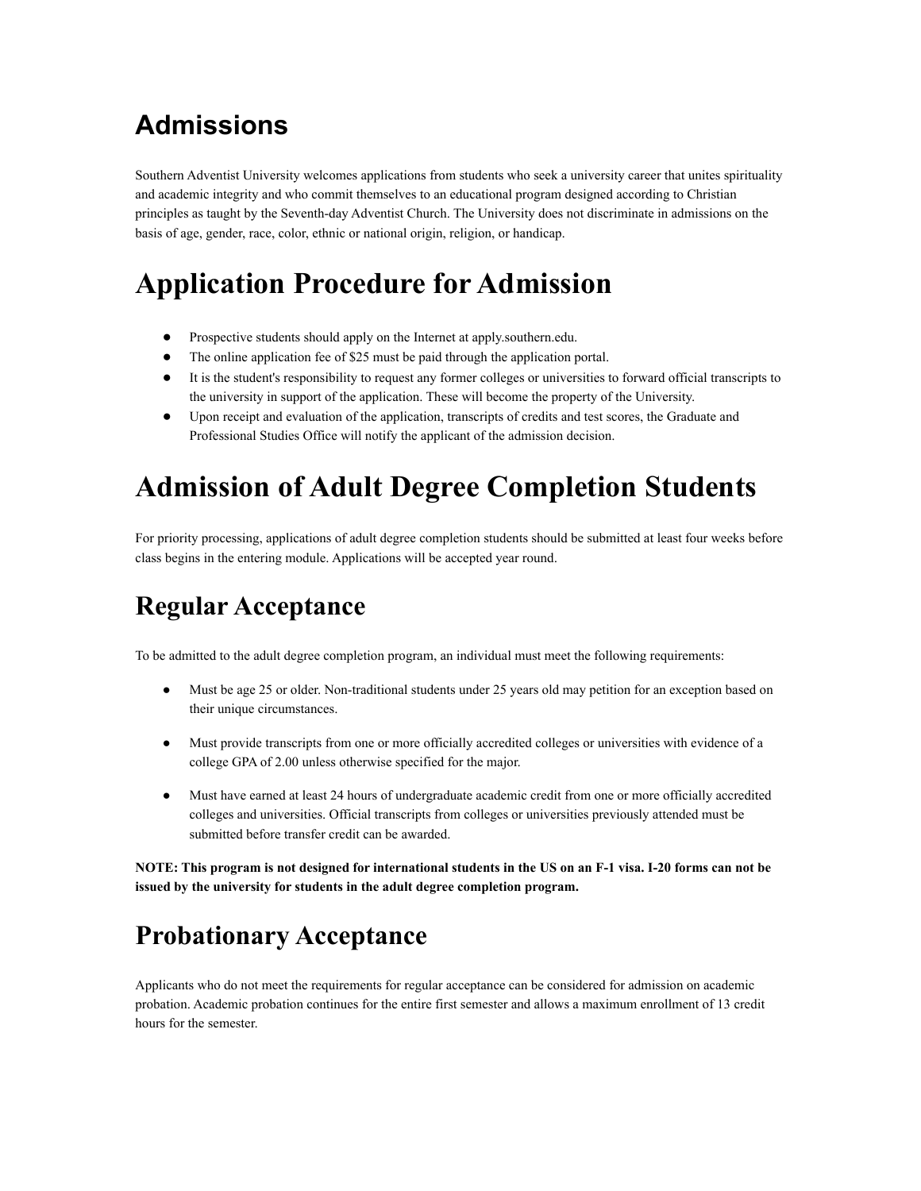## Admissions

Southern Adventist University welcomes applications from students who seek a university career that unites spirituality and academic integrity and who commit themselves to an educational program designed according to Christian principles as taught by the Seventh-day Adventist Church. The University does not discriminate in admissions on the basis of age, gender, race, color, ethnic or national origin, religion, or handicap.

# Application Procedure for Admission

- Prospective students should apply on the Internet at apply.southern.edu.
- The online application fee of $25 must be paid through the application portal.
- It is the student's responsibility to request any former colleges or universities to forward official transcripts to the university in support of the application. These will become the property of the University.
- Upon receipt and evaluation of the application, transcripts of credits and test scores, the Graduate and Professional Studies Office will notify the applicant of the admission decision.

# Admission of Adult Degree Completion Students

For priority processing, applications of adult degree completion students should be submitted at least four weeks before class begins in the entering module. Applications will be accepted year round.

## Regular Acceptance

To be admitted to the adult degree completion program, an individual must meet the following requirements:

- Must be age 25 or older. Non-traditional students under 25 years old may petition for an exception based on their unique circumstances.
- Must provide transcripts from one or more officially accredited colleges or universities with evidence of a college GPA of 2.00 unless otherwise specified for the major.
- Must have earned at least 24 hours of undergraduate academic credit from one or more officially accredited colleges and universities. Official transcripts from colleges or universities previously attended must be submitted before transfer credit can be awarded.

**NOTE: This program is not designed for international students in the US on an F-1 visa. I-20 forms can not be issued by the university for students in the adult degree completion program.**

## Probationary Acceptance

Applicants who do not meet the requirements for regular acceptance can be considered for admission on academic probation. Academic probation continues for the entire first semester and allows a maximum enrollment of 13 credit hours for the semester.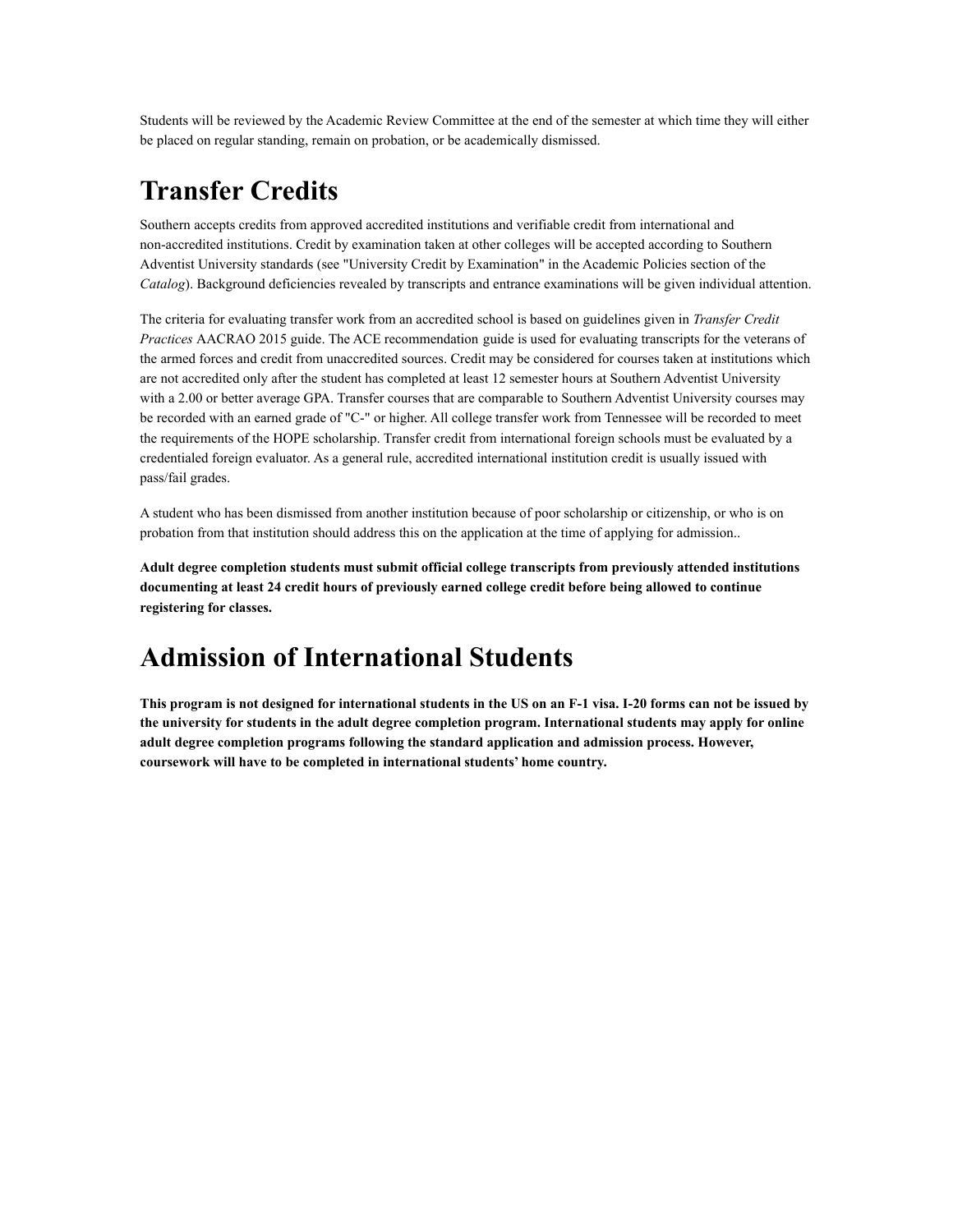Students will be reviewed by the Academic Review Committee at the end of the semester at which time they will either be placed on regular standing, remain on probation, or be academically dismissed.

# Transfer Credits

Southern accepts credits from approved accredited institutions and verifiable credit from international and non-accredited institutions. Credit by examination taken at other colleges will be accepted according to Southern Adventist University standards (see "University Credit by Examination" in the Academic Policies section of the *Catalog*). Background deficiencies revealed by transcripts and entrance examinations will be given individual attention.

The criteria for evaluating transfer work from an accredited school is based on guidelines given in *Transfer Credit Practices* AACRAO 2015 guide. The ACE recommendation guide is used for evaluating transcripts for the veterans of the armed forces and credit from unaccredited sources. Credit may be considered for courses taken at institutions which are not accredited only after the student has completed at least 12 semester hours at Southern Adventist University with a 2.00 or better average GPA. Transfer courses that are comparable to Southern Adventist University courses may be recorded with an earned grade of "C-" or higher. All college transfer work from Tennessee will be recorded to meet the requirements of the HOPE scholarship. Transfer credit from international foreign schools must be evaluated by a credentialed foreign evaluator. As a general rule, accredited international institution credit is usually issued with pass/fail grades.

A student who has been dismissed from another institution because of poor scholarship or citizenship, or who is on probation from that institution should address this on the application at the time of applying for admission..

**Adult degree completion students must submit official college transcripts from previously attended institutions documenting at least 24 credit hours of previously earned college credit before being allowed to continue registering for classes.**

# Admission of International Students

**This program is not designed for international students in the US on an F-1 visa. I-20 forms can not be issued by the university for students in the adult degree completion program. International students may apply for online adult degree completion programs following the standard application and admission process. However, coursework will have to be completed in international students' home country.**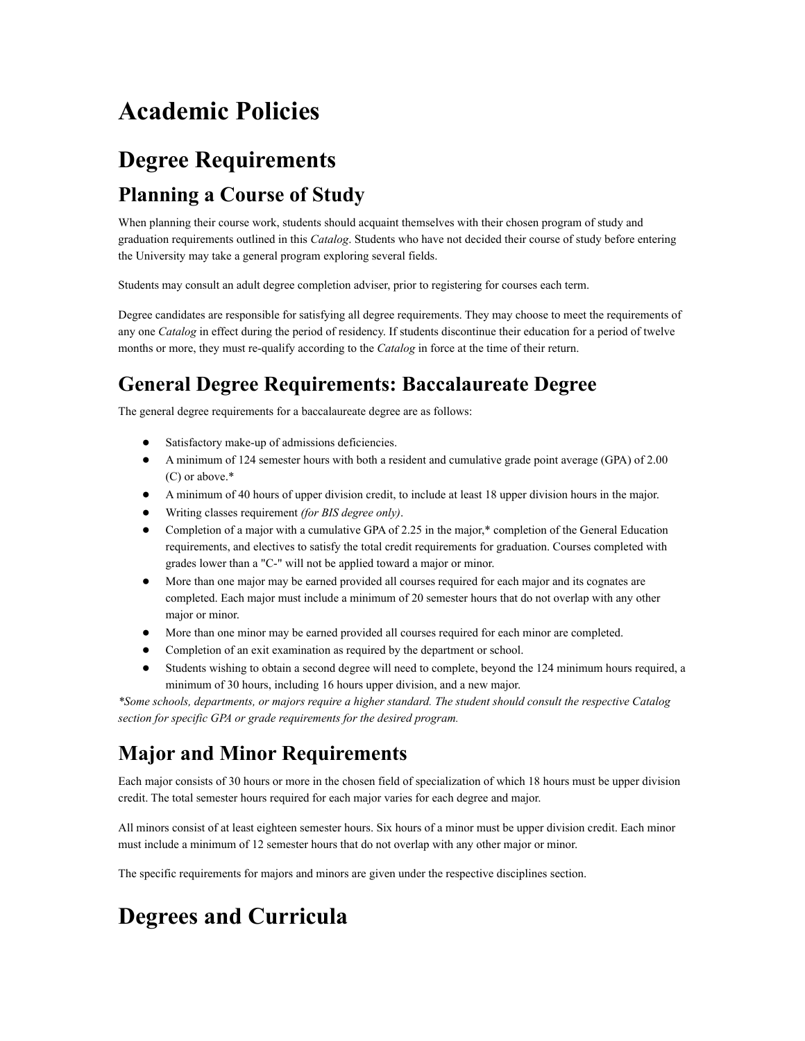# Academic Policies

# Degree Requirements

## Planning a Course of Study

When planning their course work, students should acquaint themselves with their chosen program of study and graduation requirements outlined in this *Catalog*. Students who have not decided their course of study before entering the University may take a general program exploring several fields.

Students may consult an adult degree completion adviser, prior to registering for courses each term.

Degree candidates are responsible for satisfying all degree requirements. They may choose to meet the requirements of any one *Catalog* in effect during the period of residency. If students discontinue their education for a period of twelve months or more, they must re-qualify according to the *Catalog* in force at the time of their return.

## General Degree Requirements: Baccalaureate Degree

The general degree requirements for a baccalaureate degree are as follows:

- Satisfactory make-up of admissions deficiencies.
- A minimum of 124 semester hours with both a resident and cumulative grade point average (GPA) of 2.00 (C) or above.*
- A minimum of 40 hours of upper division credit, to include at least 18 upper division hours in the major.
- Writing classes requirement *(for BIS degree only)*.
- Completion of a major with a cumulative GPA of 2.25 in the major,* completion of the General Education requirements, and electives to satisfy the total credit requirements for graduation. Courses completed with grades lower than a "C-" will not be applied toward a major or minor.
- More than one major may be earned provided all courses required for each major and its cognates are completed. Each major must include a minimum of 20 semester hours that do not overlap with any other major or minor.
- More than one minor may be earned provided all courses required for each minor are completed.
- Completion of an exit examination as required by the department or school.
- Students wishing to obtain a second degree will need to complete, beyond the 124 minimum hours required, a minimum of 30 hours, including 16 hours upper division, and a new major.

*\*Some schools, departments, or majors require a higher standard. The student should consult the respective Catalog section for specific GPA or grade requirements for the desired program.*

## Major and Minor Requirements

Each major consists of 30 hours or more in the chosen field of specialization of which 18 hours must be upper division credit. The total semester hours required for each major varies for each degree and major.

All minors consist of at least eighteen semester hours. Six hours of a minor must be upper division credit. Each minor must include a minimum of 12 semester hours that do not overlap with any other major or minor.

The specific requirements for majors and minors are given under the respective disciplines section.

# Degrees and Curricula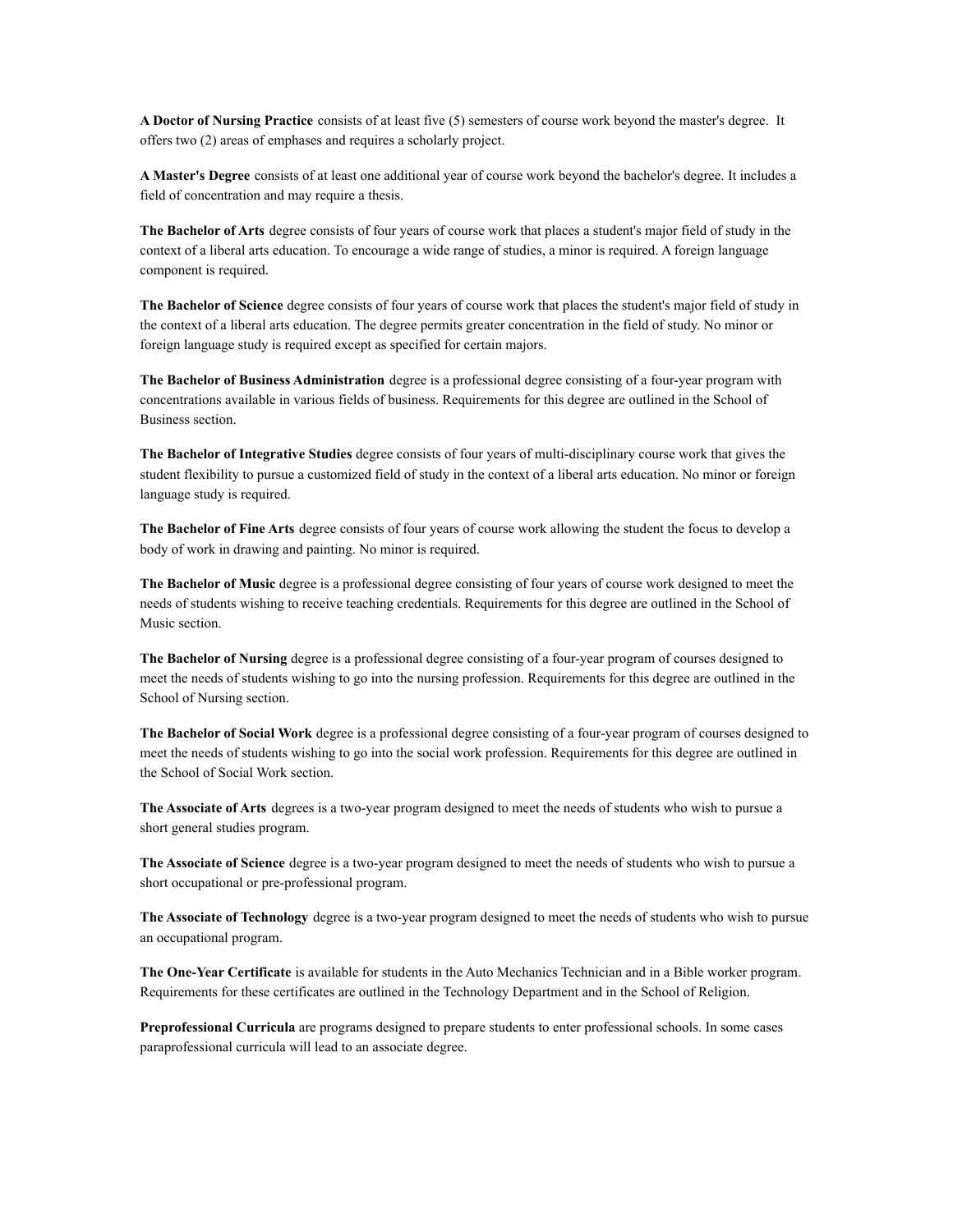**A Doctor of Nursing Practice** consists of at least five (5) semesters of course work beyond the master's degree. It offers two (2) areas of emphases and requires a scholarly project.

**A Master's Degree** consists of at least one additional year of course work beyond the bachelor's degree. It includes a field of concentration and may require a thesis.

**The Bachelor of Arts** degree consists of four years of course work that places a student's major field of study in the context of a liberal arts education. To encourage a wide range of studies, a minor is required. A foreign language component is required.

**The Bachelor of Science** degree consists of four years of course work that places the student's major field of study in the context of a liberal arts education. The degree permits greater concentration in the field of study. No minor or foreign language study is required except as specified for certain majors.

**The Bachelor of Business Administration** degree is a professional degree consisting of a four-year program with concentrations available in various fields of business. Requirements for this degree are outlined in the School of Business section.

**The Bachelor of Integrative Studies** degree consists of four years of multi-disciplinary course work that gives the student flexibility to pursue a customized field of study in the context of a liberal arts education. No minor or foreign language study is required.

**The Bachelor of Fine Arts** degree consists of four years of course work allowing the student the focus to develop a body of work in drawing and painting. No minor is required.

**The Bachelor of Music** degree is a professional degree consisting of four years of course work designed to meet the needs of students wishing to receive teaching credentials. Requirements for this degree are outlined in the School of Music section.

**The Bachelor of Nursing** degree is a professional degree consisting of a four-year program of courses designed to meet the needs of students wishing to go into the nursing profession. Requirements for this degree are outlined in the School of Nursing section.

**The Bachelor of Social Work** degree is a professional degree consisting of a four-year program of courses designed to meet the needs of students wishing to go into the social work profession. Requirements for this degree are outlined in the School of Social Work section.

**The Associate of Arts** degrees is a two-year program designed to meet the needs of students who wish to pursue a short general studies program.

**The Associate of Science** degree is a two-year program designed to meet the needs of students who wish to pursue a short occupational or pre-professional program.

**The Associate of Technology** degree is a two-year program designed to meet the needs of students who wish to pursue an occupational program.

**The One-Year Certificate** is available for students in the Auto Mechanics Technician and in a Bible worker program. Requirements for these certificates are outlined in the Technology Department and in the School of Religion.

**Preprofessional Curricula** are programs designed to prepare students to enter professional schools. In some cases paraprofessional curricula will lead to an associate degree.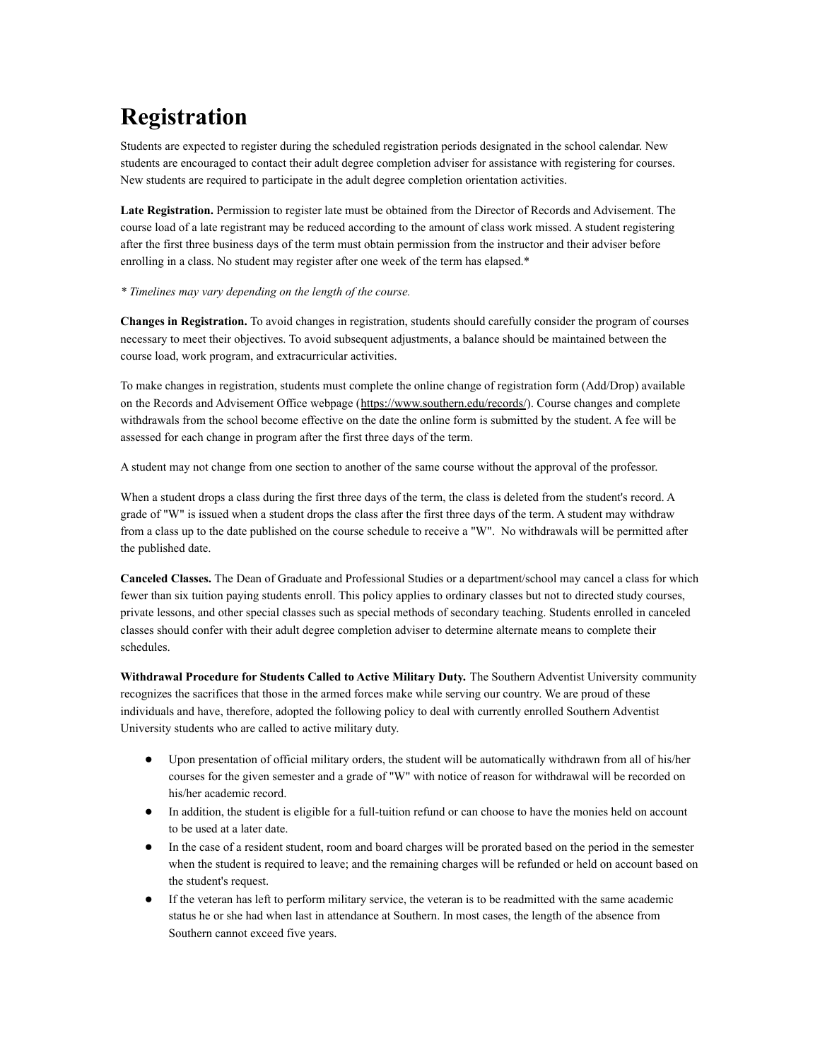# Registration

Students are expected to register during the scheduled registration periods designated in the school calendar. New students are encouraged to contact their adult degree completion adviser for assistance with registering for courses. New students are required to participate in the adult degree completion orientation activities.

**Late Registration.** Permission to register late must be obtained from the Director of Records and Advisement. The course load of a late registrant may be reduced according to the amount of class work missed. A student registering after the first three business days of the term must obtain permission from the instructor and their adviser before enrolling in a class. No student may register after one week of the term has elapsed.*

*\* Timelines may vary depending on the length of the course.*

**Changes in Registration.** To avoid changes in registration, students should carefully consider the program of courses necessary to meet their objectives. To avoid subsequent adjustments, a balance should be maintained between the course load, work program, and extracurricular activities.

To make changes in registration, students must complete the online change of registration form (Add/Drop) available on the Records and Advisement Office webpage (https://www.southern.edu/records/). Course changes and complete withdrawals from the school become effective on the date the online form is submitted by the student. A fee will be assessed for each change in program after the first three days of the term.

A student may not change from one section to another of the same course without the approval of the professor.

When a student drops a class during the first three days of the term, the class is deleted from the student's record. A grade of "W" is issued when a student drops the class after the first three days of the term. A student may withdraw from a class up to the date published on the course schedule to receive a "W". No withdrawals will be permitted after the published date.

**Canceled Classes.** The Dean of Graduate and Professional Studies or a department/school may cancel a class for which fewer than six tuition paying students enroll. This policy applies to ordinary classes but not to directed study courses, private lessons, and other special classes such as special methods of secondary teaching. Students enrolled in canceled classes should confer with their adult degree completion adviser to determine alternate means to complete their schedules.

**Withdrawal Procedure for Students Called to Active Military Duty.** The Southern Adventist University community recognizes the sacrifices that those in the armed forces make while serving our country. We are proud of these individuals and have, therefore, adopted the following policy to deal with currently enrolled Southern Adventist University students who are called to active military duty.

- Upon presentation of official military orders, the student will be automatically withdrawn from all of his/her courses for the given semester and a grade of "W" with notice of reason for withdrawal will be recorded on his/her academic record.
- In addition, the student is eligible for a full-tuition refund or can choose to have the monies held on account to be used at a later date.
- In the case of a resident student, room and board charges will be prorated based on the period in the semester when the student is required to leave; and the remaining charges will be refunded or held on account based on the student's request.
- If the veteran has left to perform military service, the veteran is to be readmitted with the same academic status he or she had when last in attendance at Southern. In most cases, the length of the absence from Southern cannot exceed five years.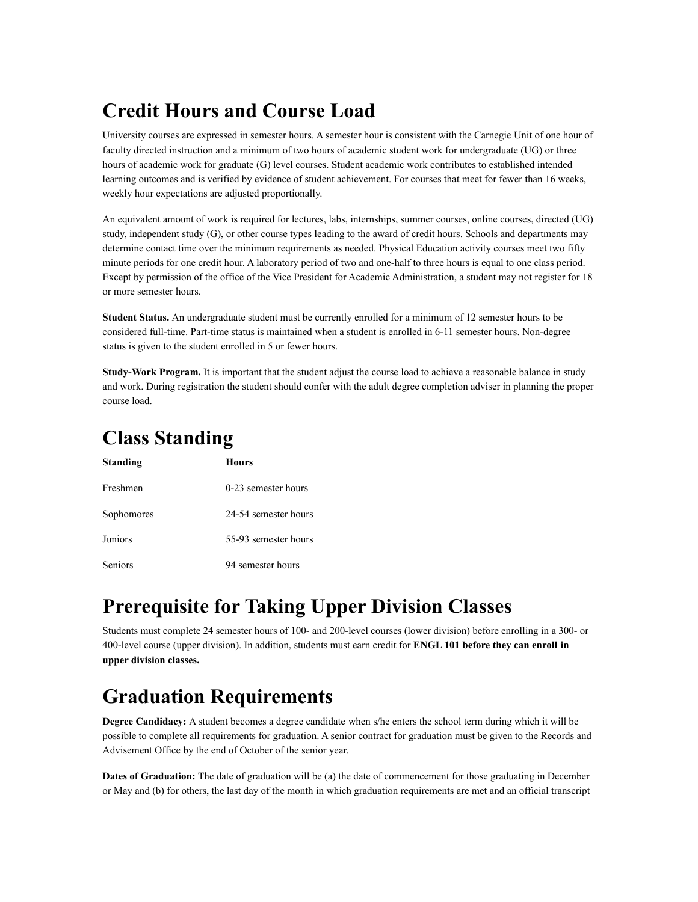# Credit Hours and Course Load

University courses are expressed in semester hours. A semester hour is consistent with the Carnegie Unit of one hour of faculty directed instruction and a minimum of two hours of academic student work for undergraduate (UG) or three hours of academic work for graduate (G) level courses. Student academic work contributes to established intended learning outcomes and is verified by evidence of student achievement. For courses that meet for fewer than 16 weeks, weekly hour expectations are adjusted proportionally.

An equivalent amount of work is required for lectures, labs, internships, summer courses, online courses, directed (UG) study, independent study (G), or other course types leading to the award of credit hours. Schools and departments may determine contact time over the minimum requirements as needed. Physical Education activity courses meet two fifty minute periods for one credit hour. A laboratory period of two and one-half to three hours is equal to one class period. Except by permission of the office of the Vice President for Academic Administration, a student may not register for 18 or more semester hours.

**Student Status.** An undergraduate student must be currently enrolled for a minimum of 12 semester hours to be considered full-time. Part-time status is maintained when a student is enrolled in 6-11 semester hours. Non-degree status is given to the student enrolled in 5 or fewer hours.

**Study-Work Program.** It is important that the student adjust the course load to achieve a reasonable balance in study and work. During registration the student should confer with the adult degree completion adviser in planning the proper course load.

# Class Standing

| Standing | Hours |
|---|---|
| Freshmen | 0-23 semester hours |
| Sophomores | 24-54 semester hours |
| Juniors | 55-93 semester hours |
| Seniors | 94 semester hours |

# Prerequisite for Taking Upper Division Classes

Students must complete 24 semester hours of 100- and 200-level courses (lower division) before enrolling in a 300- or 400-level course (upper division). In addition, students must earn credit for **ENGL 101 before they can enroll in upper division classes.**

# Graduation Requirements

**Degree Candidacy:** A student becomes a degree candidate when s/he enters the school term during which it will be possible to complete all requirements for graduation. A senior contract for graduation must be given to the Records and Advisement Office by the end of October of the senior year.

**Dates of Graduation:** The date of graduation will be (a) the date of commencement for those graduating in December or May and (b) for others, the last day of the month in which graduation requirements are met and an official transcript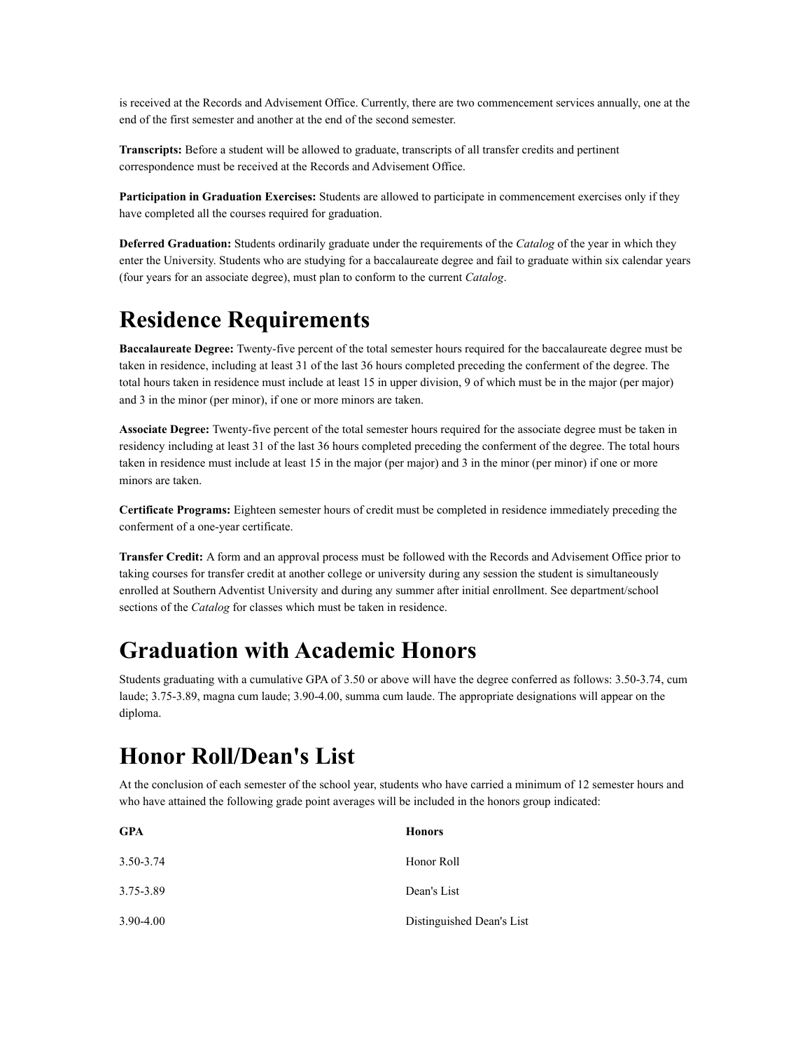is received at the Records and Advisement Office. Currently, there are two commencement services annually, one at the end of the first semester and another at the end of the second semester.

**Transcripts:** Before a student will be allowed to graduate, transcripts of all transfer credits and pertinent correspondence must be received at the Records and Advisement Office.

**Participation in Graduation Exercises:** Students are allowed to participate in commencement exercises only if they have completed all the courses required for graduation.

**Deferred Graduation:** Students ordinarily graduate under the requirements of the *Catalog* of the year in which they enter the University. Students who are studying for a baccalaureate degree and fail to graduate within six calendar years (four years for an associate degree), must plan to conform to the current *Catalog*.

# Residence Requirements

**Baccalaureate Degree:** Twenty-five percent of the total semester hours required for the baccalaureate degree must be taken in residence, including at least 31 of the last 36 hours completed preceding the conferment of the degree. The total hours taken in residence must include at least 15 in upper division, 9 of which must be in the major (per major) and 3 in the minor (per minor), if one or more minors are taken.

**Associate Degree:** Twenty-five percent of the total semester hours required for the associate degree must be taken in residency including at least 31 of the last 36 hours completed preceding the conferment of the degree. The total hours taken in residence must include at least 15 in the major (per major) and 3 in the minor (per minor) if one or more minors are taken.

**Certificate Programs:** Eighteen semester hours of credit must be completed in residence immediately preceding the conferment of a one-year certificate.

**Transfer Credit:** A form and an approval process must be followed with the Records and Advisement Office prior to taking courses for transfer credit at another college or university during any session the student is simultaneously enrolled at Southern Adventist University and during any summer after initial enrollment. See department/school sections of the *Catalog* for classes which must be taken in residence.

# Graduation with Academic Honors

Students graduating with a cumulative GPA of 3.50 or above will have the degree conferred as follows: 3.50-3.74, cum laude; 3.75-3.89, magna cum laude; 3.90-4.00, summa cum laude. The appropriate designations will appear on the diploma.

# Honor Roll/Dean's List

At the conclusion of each semester of the school year, students who have carried a minimum of 12 semester hours and who have attained the following grade point averages will be included in the honors group indicated:

| GPA | Honors |
|---|---|
| 3.50-3.74 | Honor Roll |
| 3.75-3.89 | Dean's List |
| 3.90-4.00 | Distinguished Dean's List |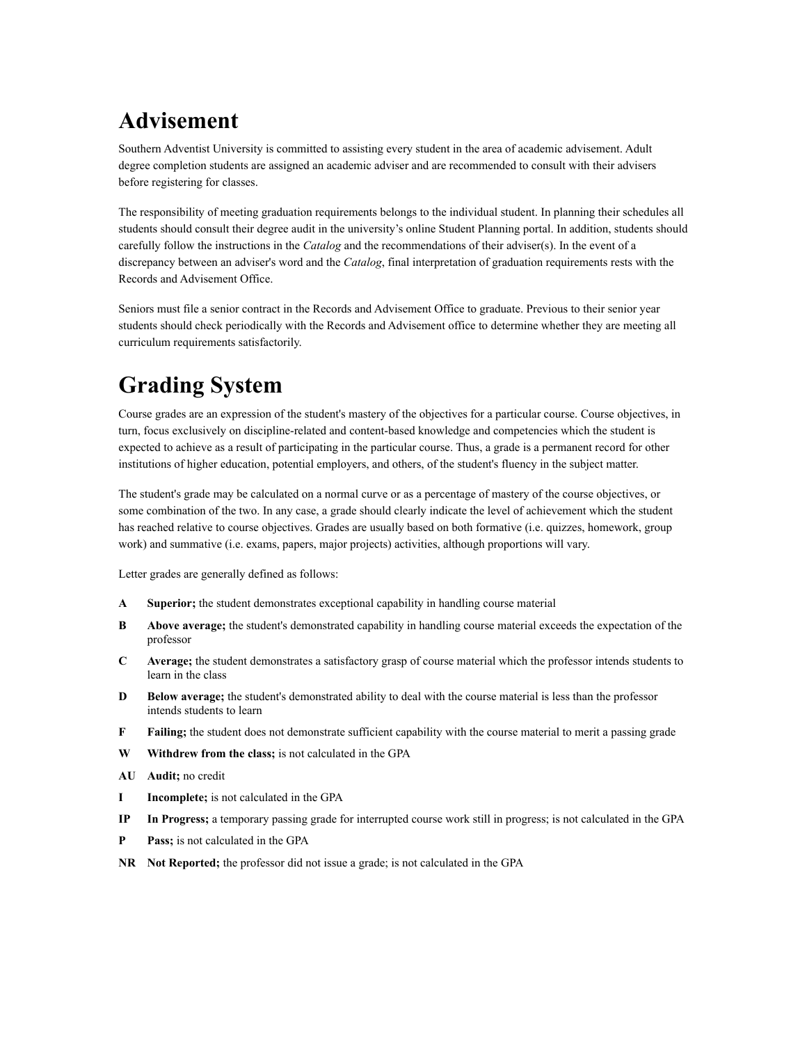# Advisement

Southern Adventist University is committed to assisting every student in the area of academic advisement. Adult degree completion students are assigned an academic adviser and are recommended to consult with their advisers before registering for classes.

The responsibility of meeting graduation requirements belongs to the individual student. In planning their schedules all students should consult their degree audit in the university's online Student Planning portal. In addition, students should carefully follow the instructions in the *Catalog* and the recommendations of their adviser(s). In the event of a discrepancy between an adviser's word and the *Catalog*, final interpretation of graduation requirements rests with the Records and Advisement Office.

Seniors must file a senior contract in the Records and Advisement Office to graduate. Previous to their senior year students should check periodically with the Records and Advisement office to determine whether they are meeting all curriculum requirements satisfactorily.

# Grading System

Course grades are an expression of the student's mastery of the objectives for a particular course. Course objectives, in turn, focus exclusively on discipline-related and content-based knowledge and competencies which the student is expected to achieve as a result of participating in the particular course. Thus, a grade is a permanent record for other institutions of higher education, potential employers, and others, of the student's fluency in the subject matter.

The student's grade may be calculated on a normal curve or as a percentage of mastery of the course objectives, or some combination of the two. In any case, a grade should clearly indicate the level of achievement which the student has reached relative to course objectives. Grades are usually based on both formative (i.e. quizzes, homework, group work) and summative (i.e. exams, papers, major projects) activities, although proportions will vary.

Letter grades are generally defined as follows:

- **A** **Superior;** the student demonstrates exceptional capability in handling course material
- **B** **Above average;** the student's demonstrated capability in handling course material exceeds the expectation of the professor
- **C** **Average;** the student demonstrates a satisfactory grasp of course material which the professor intends students to learn in the class
- **D** **Below average;** the student's demonstrated ability to deal with the course material is less than the professor intends students to learn
- **F** **Failing;** the student does not demonstrate sufficient capability with the course material to merit a passing grade
- **W** **Withdrew from the class;** is not calculated in the GPA
- **AU** **Audit;** no credit
- **I** **Incomplete;** is not calculated in the GPA
- **IP** **In Progress;** a temporary passing grade for interrupted course work still in progress; is not calculated in the GPA
- **P** **Pass;** is not calculated in the GPA
- **NR** **Not Reported;** the professor did not issue a grade; is not calculated in the GPA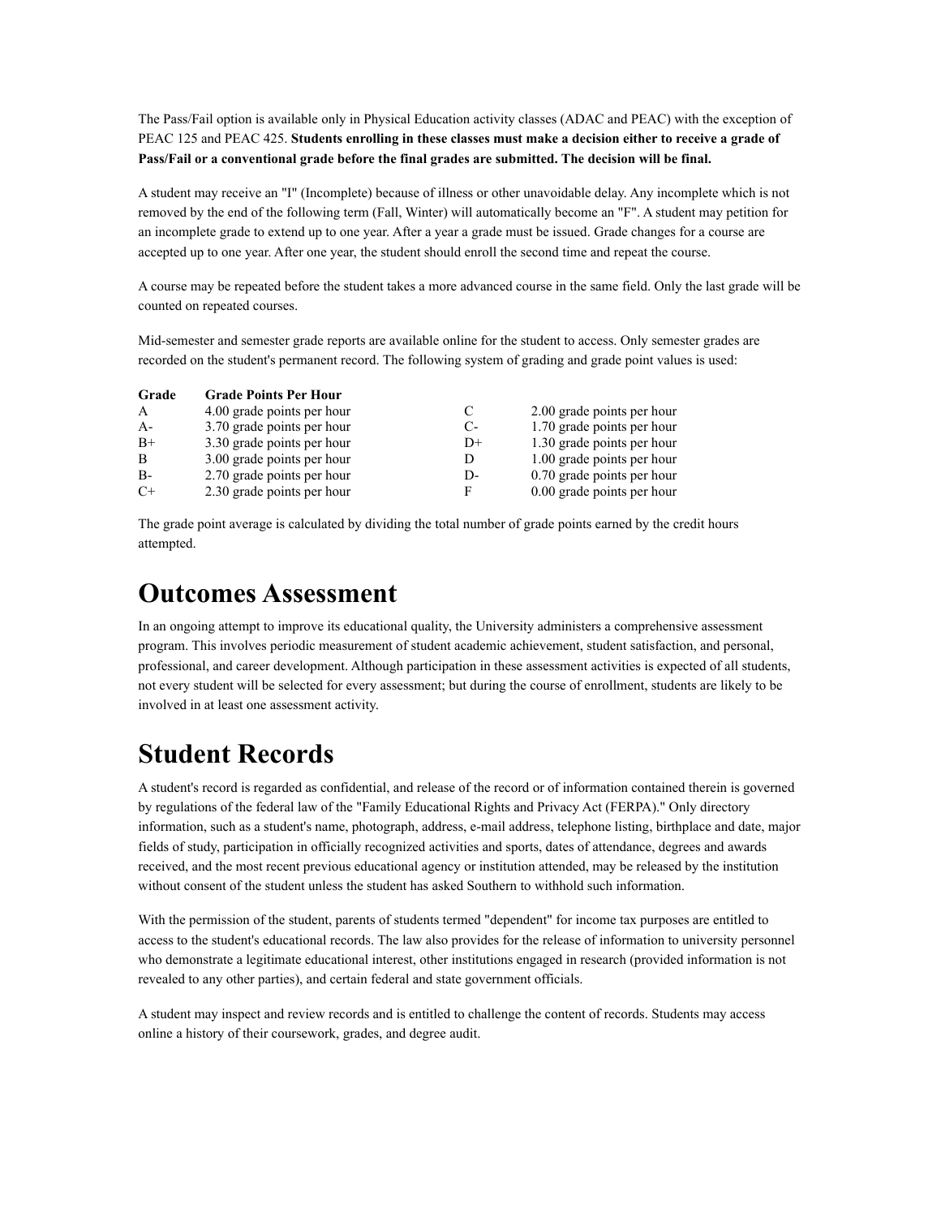The Pass/Fail option is available only in Physical Education activity classes (ADAC and PEAC) with the exception of PEAC 125 and PEAC 425. **Students enrolling in these classes must make a decision either to receive a grade of Pass/Fail or a conventional grade before the final grades are submitted. The decision will be final.**

A student may receive an "I" (Incomplete) because of illness or other unavoidable delay. Any incomplete which is not removed by the end of the following term (Fall, Winter) will automatically become an "F". A student may petition for an incomplete grade to extend up to one year. After a year a grade must be issued. Grade changes for a course are accepted up to one year. After one year, the student should enroll the second time and repeat the course.

A course may be repeated before the student takes a more advanced course in the same field. Only the last grade will be counted on repeated courses.

Mid-semester and semester grade reports are available online for the student to access. Only semester grades are recorded on the student's permanent record. The following system of grading and grade point values is used:

| Grade | Grade Points Per Hour | | |
|---|---|---|---|
| A | 4.00 grade points per hour | C | 2.00 grade points per hour |
| A- | 3.70 grade points per hour | C- | 1.70 grade points per hour |
| B+ | 3.30 grade points per hour | D+ | 1.30 grade points per hour |
| B | 3.00 grade points per hour | D | 1.00 grade points per hour |
| B- | 2.70 grade points per hour | D- | 0.70 grade points per hour |
| C+ | 2.30 grade points per hour | F | 0.00 grade points per hour |

The grade point average is calculated by dividing the total number of grade points earned by the credit hours attempted.

# Outcomes Assessment

In an ongoing attempt to improve its educational quality, the University administers a comprehensive assessment program. This involves periodic measurement of student academic achievement, student satisfaction, and personal, professional, and career development. Although participation in these assessment activities is expected of all students, not every student will be selected for every assessment; but during the course of enrollment, students are likely to be involved in at least one assessment activity.

# Student Records

A student's record is regarded as confidential, and release of the record or of information contained therein is governed by regulations of the federal law of the "Family Educational Rights and Privacy Act (FERPA)." Only directory information, such as a student's name, photograph, address, e-mail address, telephone listing, birthplace and date, major fields of study, participation in officially recognized activities and sports, dates of attendance, degrees and awards received, and the most recent previous educational agency or institution attended, may be released by the institution without consent of the student unless the student has asked Southern to withhold such information.

With the permission of the student, parents of students termed "dependent" for income tax purposes are entitled to access to the student's educational records. The law also provides for the release of information to university personnel who demonstrate a legitimate educational interest, other institutions engaged in research (provided information is not revealed to any other parties), and certain federal and state government officials.

A student may inspect and review records and is entitled to challenge the content of records. Students may access online a history of their coursework, grades, and degree audit.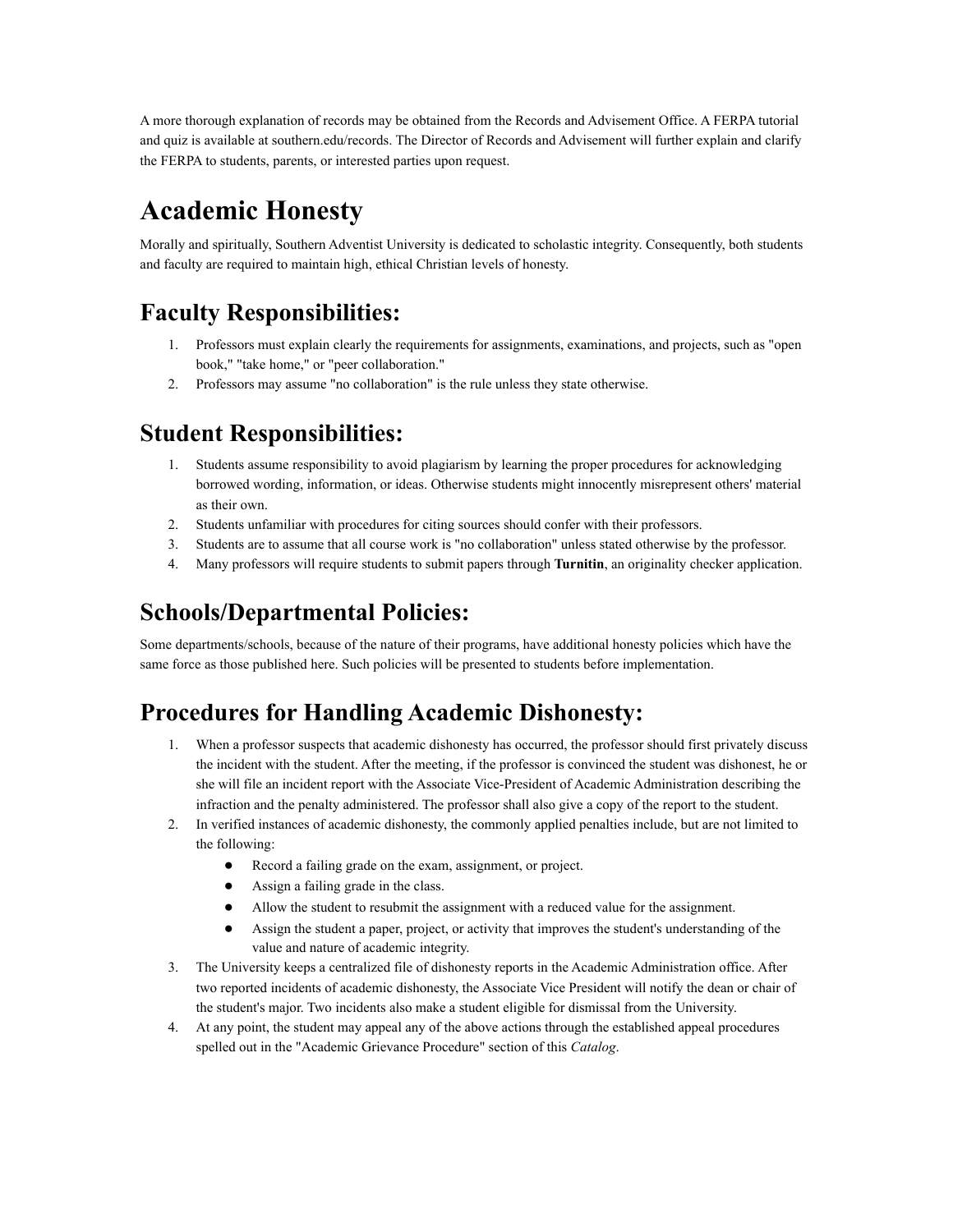A more thorough explanation of records may be obtained from the Records and Advisement Office. A FERPA tutorial and quiz is available at southern.edu/records. The Director of Records and Advisement will further explain and clarify the FERPA to students, parents, or interested parties upon request.

# Academic Honesty

Morally and spiritually, Southern Adventist University is dedicated to scholastic integrity. Consequently, both students and faculty are required to maintain high, ethical Christian levels of honesty.

## Faculty Responsibilities:

1. Professors must explain clearly the requirements for assignments, examinations, and projects, such as "open book," "take home," or "peer collaboration."
2. Professors may assume "no collaboration" is the rule unless they state otherwise.

## Student Responsibilities:

1. Students assume responsibility to avoid plagiarism by learning the proper procedures for acknowledging borrowed wording, information, or ideas. Otherwise students might innocently misrepresent others' material as their own.
2. Students unfamiliar with procedures for citing sources should confer with their professors.
3. Students are to assume that all course work is "no collaboration" unless stated otherwise by the professor.
4. Many professors will require students to submit papers through **Turnitin**, an originality checker application.

## Schools/Departmental Policies:

Some departments/schools, because of the nature of their programs, have additional honesty policies which have the same force as those published here. Such policies will be presented to students before implementation.

## Procedures for Handling Academic Dishonesty:

1. When a professor suspects that academic dishonesty has occurred, the professor should first privately discuss the incident with the student. After the meeting, if the professor is convinced the student was dishonest, he or she will file an incident report with the Associate Vice-President of Academic Administration describing the infraction and the penalty administered. The professor shall also give a copy of the report to the student.
2. In verified instances of academic dishonesty, the commonly applied penalties include, but are not limited to the following:
   - Record a failing grade on the exam, assignment, or project.
   - Assign a failing grade in the class.
   - Allow the student to resubmit the assignment with a reduced value for the assignment.
   - Assign the student a paper, project, or activity that improves the student's understanding of the value and nature of academic integrity.
3. The University keeps a centralized file of dishonesty reports in the Academic Administration office. After two reported incidents of academic dishonesty, the Associate Vice President will notify the dean or chair of the student's major. Two incidents also make a student eligible for dismissal from the University.
4. At any point, the student may appeal any of the above actions through the established appeal procedures spelled out in the "Academic Grievance Procedure" section of this *Catalog*.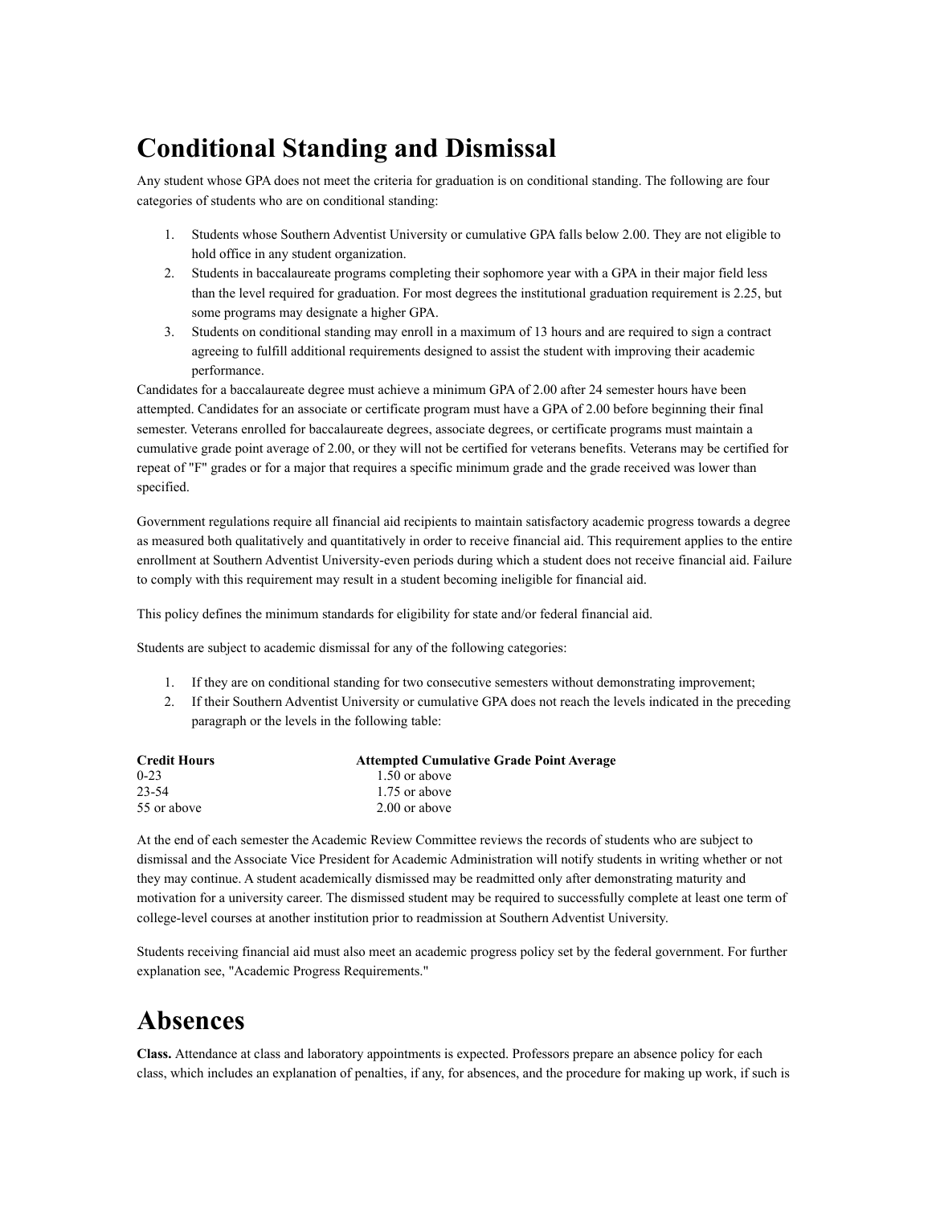# Conditional Standing and Dismissal

Any student whose GPA does not meet the criteria for graduation is on conditional standing. The following are four categories of students who are on conditional standing:

1. Students whose Southern Adventist University or cumulative GPA falls below 2.00. They are not eligible to hold office in any student organization.
2. Students in baccalaureate programs completing their sophomore year with a GPA in their major field less than the level required for graduation. For most degrees the institutional graduation requirement is 2.25, but some programs may designate a higher GPA.
3. Students on conditional standing may enroll in a maximum of 13 hours and are required to sign a contract agreeing to fulfill additional requirements designed to assist the student with improving their academic performance.

Candidates for a baccalaureate degree must achieve a minimum GPA of 2.00 after 24 semester hours have been attempted. Candidates for an associate or certificate program must have a GPA of 2.00 before beginning their final semester. Veterans enrolled for baccalaureate degrees, associate degrees, or certificate programs must maintain a cumulative grade point average of 2.00, or they will not be certified for veterans benefits. Veterans may be certified for repeat of "F" grades or for a major that requires a specific minimum grade and the grade received was lower than specified.

Government regulations require all financial aid recipients to maintain satisfactory academic progress towards a degree as measured both qualitatively and quantitatively in order to receive financial aid. This requirement applies to the entire enrollment at Southern Adventist University-even periods during which a student does not receive financial aid. Failure to comply with this requirement may result in a student becoming ineligible for financial aid.

This policy defines the minimum standards for eligibility for state and/or federal financial aid.

Students are subject to academic dismissal for any of the following categories:

1. If they are on conditional standing for two consecutive semesters without demonstrating improvement;
2. If their Southern Adventist University or cumulative GPA does not reach the levels indicated in the preceding paragraph or the levels in the following table:

| Credit Hours | Attempted Cumulative Grade Point Average |
|---|---|
| 0-23 | 1.50 or above |
| 23-54 | 1.75 or above |
| 55 or above | 2.00 or above |

At the end of each semester the Academic Review Committee reviews the records of students who are subject to dismissal and the Associate Vice President for Academic Administration will notify students in writing whether or not they may continue. A student academically dismissed may be readmitted only after demonstrating maturity and motivation for a university career. The dismissed student may be required to successfully complete at least one term of college-level courses at another institution prior to readmission at Southern Adventist University.

Students receiving financial aid must also meet an academic progress policy set by the federal government. For further explanation see, "Academic Progress Requirements."

# Absences

**Class.** Attendance at class and laboratory appointments is expected. Professors prepare an absence policy for each class, which includes an explanation of penalties, if any, for absences, and the procedure for making up work, if such is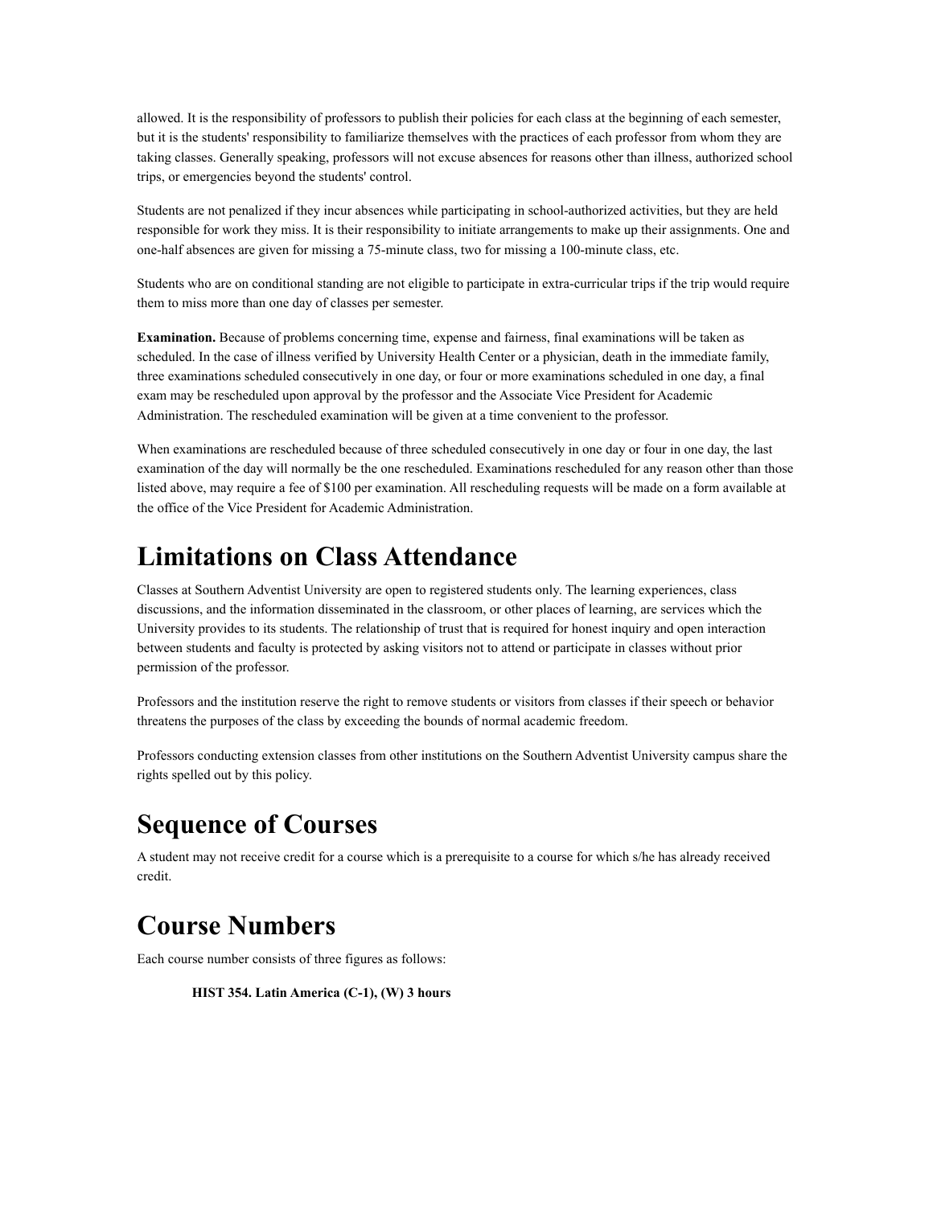allowed. It is the responsibility of professors to publish their policies for each class at the beginning of each semester, but it is the students' responsibility to familiarize themselves with the practices of each professor from whom they are taking classes. Generally speaking, professors will not excuse absences for reasons other than illness, authorized school trips, or emergencies beyond the students' control.

Students are not penalized if they incur absences while participating in school-authorized activities, but they are held responsible for work they miss. It is their responsibility to initiate arrangements to make up their assignments. One and one-half absences are given for missing a 75-minute class, two for missing a 100-minute class, etc.

Students who are on conditional standing are not eligible to participate in extra-curricular trips if the trip would require them to miss more than one day of classes per semester.

**Examination.** Because of problems concerning time, expense and fairness, final examinations will be taken as scheduled. In the case of illness verified by University Health Center or a physician, death in the immediate family, three examinations scheduled consecutively in one day, or four or more examinations scheduled in one day, a final exam may be rescheduled upon approval by the professor and the Associate Vice President for Academic Administration. The rescheduled examination will be given at a time convenient to the professor.

When examinations are rescheduled because of three scheduled consecutively in one day or four in one day, the last examination of the day will normally be the one rescheduled. Examinations rescheduled for any reason other than those listed above, may require a fee of $100 per examination. All rescheduling requests will be made on a form available at the office of the Vice President for Academic Administration.

# Limitations on Class Attendance

Classes at Southern Adventist University are open to registered students only. The learning experiences, class discussions, and the information disseminated in the classroom, or other places of learning, are services which the University provides to its students. The relationship of trust that is required for honest inquiry and open interaction between students and faculty is protected by asking visitors not to attend or participate in classes without prior permission of the professor.

Professors and the institution reserve the right to remove students or visitors from classes if their speech or behavior threatens the purposes of the class by exceeding the bounds of normal academic freedom.

Professors conducting extension classes from other institutions on the Southern Adventist University campus share the rights spelled out by this policy.

# Sequence of Courses

A student may not receive credit for a course which is a prerequisite to a course for which s/he has already received credit.

# Course Numbers

Each course number consists of three figures as follows:

**HIST 354. Latin America (C-1), (W) 3 hours**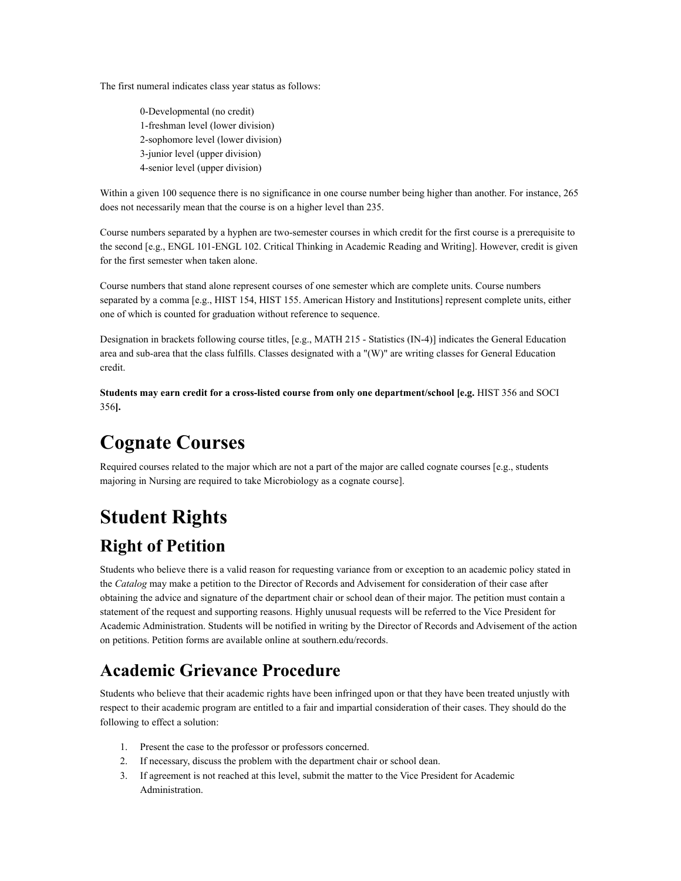The first numeral indicates class year status as follows:

0-Developmental (no credit)
1-freshman level (lower division)
2-sophomore level (lower division)
3-junior level (upper division)
4-senior level (upper division)

Within a given 100 sequence there is no significance in one course number being higher than another. For instance, 265 does not necessarily mean that the course is on a higher level than 235.

Course numbers separated by a hyphen are two-semester courses in which credit for the first course is a prerequisite to the second [e.g., ENGL 101-ENGL 102. Critical Thinking in Academic Reading and Writing]. However, credit is given for the first semester when taken alone.

Course numbers that stand alone represent courses of one semester which are complete units. Course numbers separated by a comma [e.g., HIST 154, HIST 155. American History and Institutions] represent complete units, either one of which is counted for graduation without reference to sequence.

Designation in brackets following course titles, [e.g., MATH 215 - Statistics (IN-4)] indicates the General Education area and sub-area that the class fulfills. Classes designated with a "(W)" are writing classes for General Education credit.

**Students may earn credit for a cross-listed course from only one department/school [e.g.** HIST 356 and SOCI 356**].**

# Cognate Courses

Required courses related to the major which are not a part of the major are called cognate courses [e.g., students majoring in Nursing are required to take Microbiology as a cognate course].

# Student Rights

## Right of Petition

Students who believe there is a valid reason for requesting variance from or exception to an academic policy stated in the *Catalog* may make a petition to the Director of Records and Advisement for consideration of their case after obtaining the advice and signature of the department chair or school dean of their major. The petition must contain a statement of the request and supporting reasons. Highly unusual requests will be referred to the Vice President for Academic Administration. Students will be notified in writing by the Director of Records and Advisement of the action on petitions. Petition forms are available online at southern.edu/records.

## Academic Grievance Procedure

Students who believe that their academic rights have been infringed upon or that they have been treated unjustly with respect to their academic program are entitled to a fair and impartial consideration of their cases. They should do the following to effect a solution:

1. Present the case to the professor or professors concerned.
2. If necessary, discuss the problem with the department chair or school dean.
3. If agreement is not reached at this level, submit the matter to the Vice President for Academic Administration.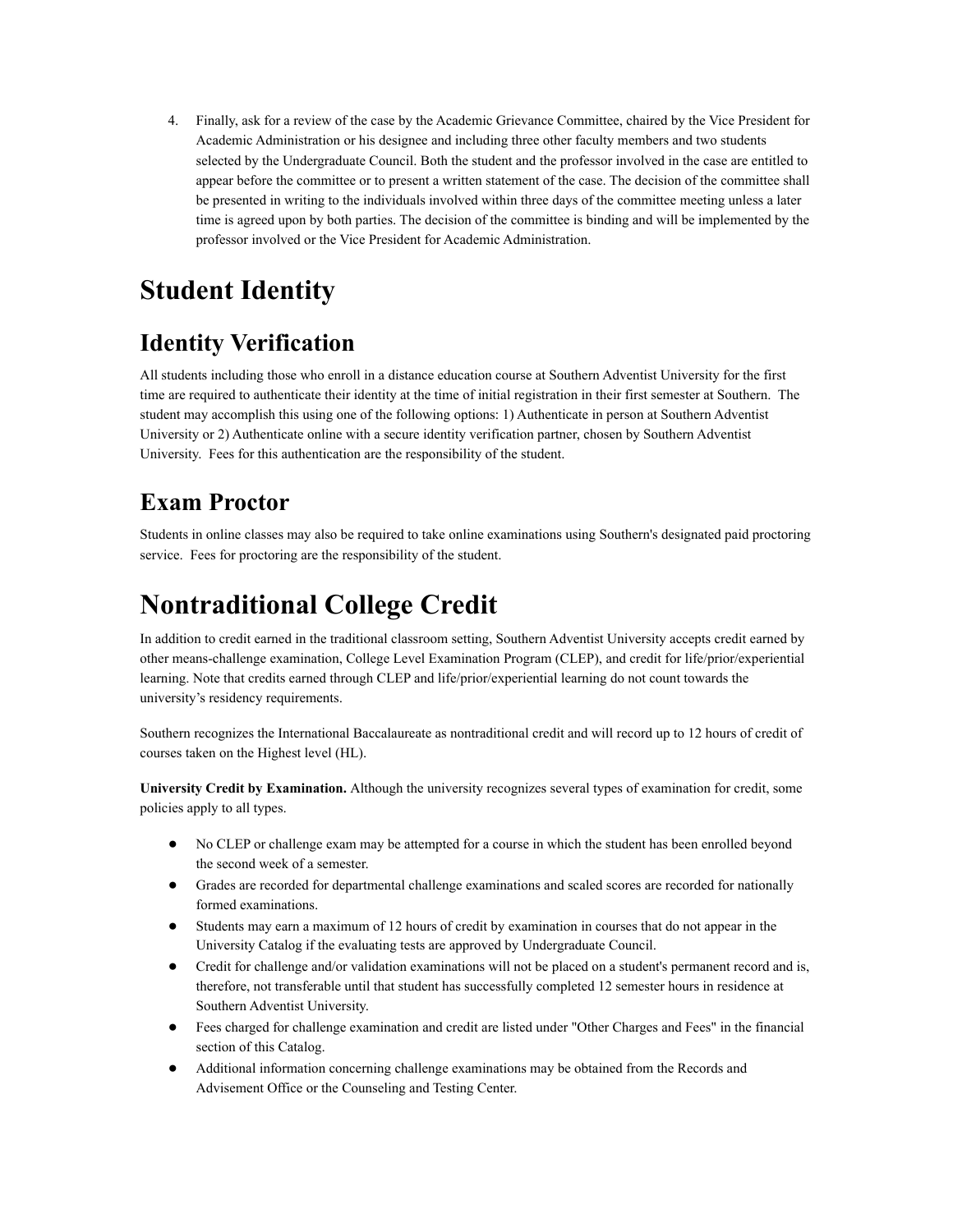4. Finally, ask for a review of the case by the Academic Grievance Committee, chaired by the Vice President for Academic Administration or his designee and including three other faculty members and two students selected by the Undergraduate Council. Both the student and the professor involved in the case are entitled to appear before the committee or to present a written statement of the case. The decision of the committee shall be presented in writing to the individuals involved within three days of the committee meeting unless a later time is agreed upon by both parties. The decision of the committee is binding and will be implemented by the professor involved or the Vice President for Academic Administration.

# Student Identity

## Identity Verification

All students including those who enroll in a distance education course at Southern Adventist University for the first time are required to authenticate their identity at the time of initial registration in their first semester at Southern. The student may accomplish this using one of the following options: 1) Authenticate in person at Southern Adventist University or 2) Authenticate online with a secure identity verification partner, chosen by Southern Adventist University. Fees for this authentication are the responsibility of the student.

## Exam Proctor

Students in online classes may also be required to take online examinations using Southern's designated paid proctoring service. Fees for proctoring are the responsibility of the student.

# Nontraditional College Credit

In addition to credit earned in the traditional classroom setting, Southern Adventist University accepts credit earned by other means-challenge examination, College Level Examination Program (CLEP), and credit for life/prior/experiential learning. Note that credits earned through CLEP and life/prior/experiential learning do not count towards the university's residency requirements.

Southern recognizes the International Baccalaureate as nontraditional credit and will record up to 12 hours of credit of courses taken on the Highest level (HL).

**University Credit by Examination.** Although the university recognizes several types of examination for credit, some policies apply to all types.

- No CLEP or challenge exam may be attempted for a course in which the student has been enrolled beyond the second week of a semester.
- Grades are recorded for departmental challenge examinations and scaled scores are recorded for nationally formed examinations.
- Students may earn a maximum of 12 hours of credit by examination in courses that do not appear in the University Catalog if the evaluating tests are approved by Undergraduate Council.
- Credit for challenge and/or validation examinations will not be placed on a student's permanent record and is, therefore, not transferable until that student has successfully completed 12 semester hours in residence at Southern Adventist University.
- Fees charged for challenge examination and credit are listed under "Other Charges and Fees" in the financial section of this Catalog.
- Additional information concerning challenge examinations may be obtained from the Records and Advisement Office or the Counseling and Testing Center.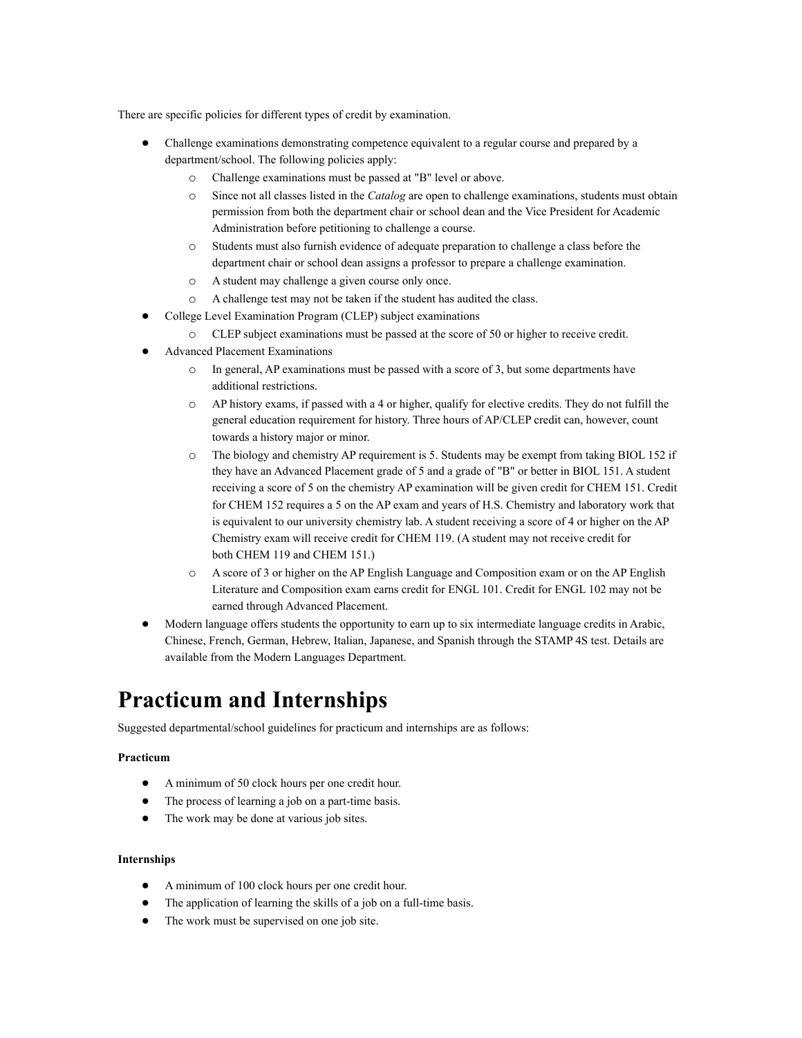There are specific policies for different types of credit by examination.

- Challenge examinations demonstrating competence equivalent to a regular course and prepared by a department/school. The following policies apply:
  - Challenge examinations must be passed at "B" level or above.
  - Since not all classes listed in the *Catalog* are open to challenge examinations, students must obtain permission from both the department chair or school dean and the Vice President for Academic Administration before petitioning to challenge a course.
  - Students must also furnish evidence of adequate preparation to challenge a class before the department chair or school dean assigns a professor to prepare a challenge examination.
  - A student may challenge a given course only once.
  - A challenge test may not be taken if the student has audited the class.
- College Level Examination Program (CLEP) subject examinations
  - CLEP subject examinations must be passed at the score of 50 or higher to receive credit.
- Advanced Placement Examinations
  - In general, AP examinations must be passed with a score of 3, but some departments have additional restrictions.
  - AP history exams, if passed with a 4 or higher, qualify for elective credits. They do not fulfill the general education requirement for history. Three hours of AP/CLEP credit can, however, count towards a history major or minor.
  - The biology and chemistry AP requirement is 5. Students may be exempt from taking BIOL 152 if they have an Advanced Placement grade of 5 and a grade of "B" or better in BIOL 151. A student receiving a score of 5 on the chemistry AP examination will be given credit for CHEM 151. Credit for CHEM 152 requires a 5 on the AP exam and years of H.S. Chemistry and laboratory work that is equivalent to our university chemistry lab. A student receiving a score of 4 or higher on the AP Chemistry exam will receive credit for CHEM 119. (A student may not receive credit for both CHEM 119 and CHEM 151.)
  - A score of 3 or higher on the AP English Language and Composition exam or on the AP English Literature and Composition exam earns credit for ENGL 101. Credit for ENGL 102 may not be earned through Advanced Placement.
- Modern language offers students the opportunity to earn up to six intermediate language credits in Arabic, Chinese, French, German, Hebrew, Italian, Japanese, and Spanish through the STAMP 4S test. Details are available from the Modern Languages Department.

# Practicum and Internships

Suggested departmental/school guidelines for practicum and internships are as follows:

**Practicum**

- A minimum of 50 clock hours per one credit hour.
- The process of learning a job on a part-time basis.
- The work may be done at various job sites.

**Internships**

- A minimum of 100 clock hours per one credit hour.
- The application of learning the skills of a job on a full-time basis.
- The work must be supervised on one job site.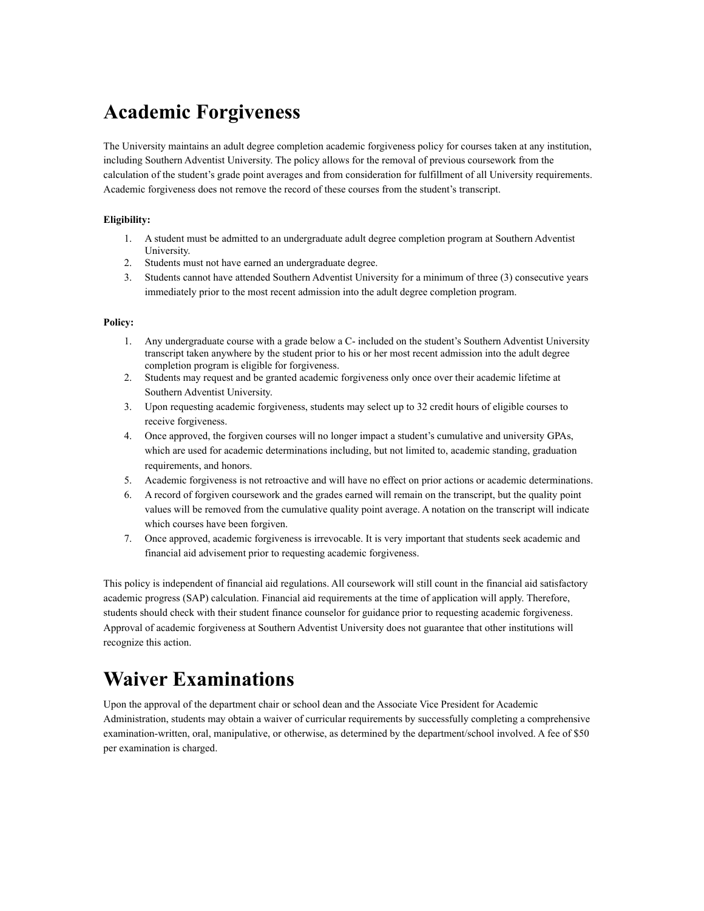# Academic Forgiveness

The University maintains an adult degree completion academic forgiveness policy for courses taken at any institution, including Southern Adventist University. The policy allows for the removal of previous coursework from the calculation of the student's grade point averages and from consideration for fulfillment of all University requirements. Academic forgiveness does not remove the record of these courses from the student's transcript.

**Eligibility:**

1. A student must be admitted to an undergraduate adult degree completion program at Southern Adventist University.
2. Students must not have earned an undergraduate degree.
3. Students cannot have attended Southern Adventist University for a minimum of three (3) consecutive years immediately prior to the most recent admission into the adult degree completion program.

**Policy:**

1. Any undergraduate course with a grade below a C- included on the student's Southern Adventist University transcript taken anywhere by the student prior to his or her most recent admission into the adult degree completion program is eligible for forgiveness.
2. Students may request and be granted academic forgiveness only once over their academic lifetime at Southern Adventist University.
3. Upon requesting academic forgiveness, students may select up to 32 credit hours of eligible courses to receive forgiveness.
4. Once approved, the forgiven courses will no longer impact a student's cumulative and university GPAs, which are used for academic determinations including, but not limited to, academic standing, graduation requirements, and honors.
5. Academic forgiveness is not retroactive and will have no effect on prior actions or academic determinations.
6. A record of forgiven coursework and the grades earned will remain on the transcript, but the quality point values will be removed from the cumulative quality point average. A notation on the transcript will indicate which courses have been forgiven.
7. Once approved, academic forgiveness is irrevocable. It is very important that students seek academic and financial aid advisement prior to requesting academic forgiveness.

This policy is independent of financial aid regulations. All coursework will still count in the financial aid satisfactory academic progress (SAP) calculation. Financial aid requirements at the time of application will apply. Therefore, students should check with their student finance counselor for guidance prior to requesting academic forgiveness. Approval of academic forgiveness at Southern Adventist University does not guarantee that other institutions will recognize this action.

# Waiver Examinations

Upon the approval of the department chair or school dean and the Associate Vice President for Academic Administration, students may obtain a waiver of curricular requirements by successfully completing a comprehensive examination-written, oral, manipulative, or otherwise, as determined by the department/school involved. A fee of $50 per examination is charged.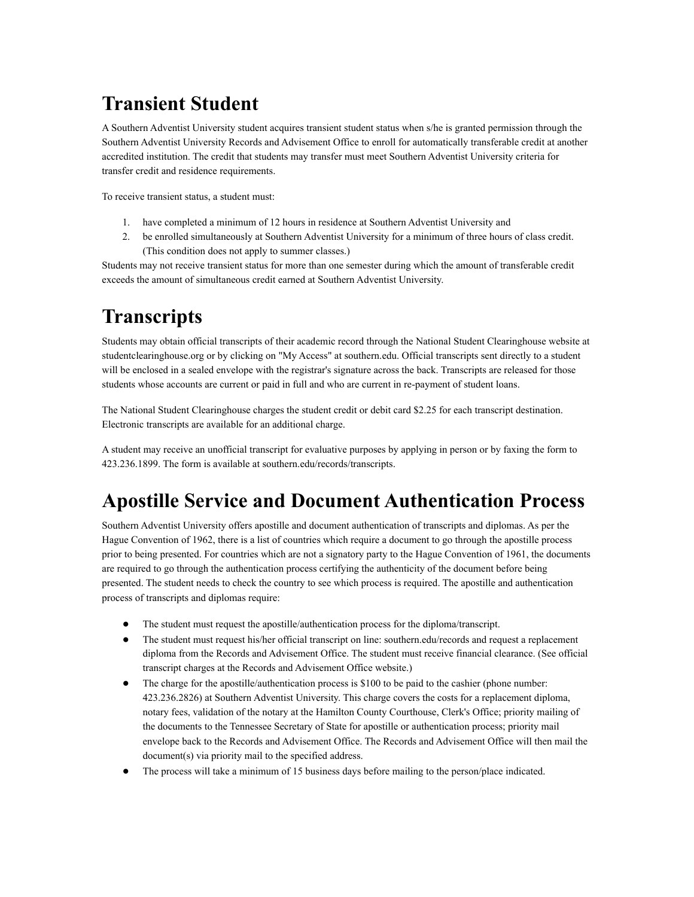# Transient Student

A Southern Adventist University student acquires transient student status when s/he is granted permission through the Southern Adventist University Records and Advisement Office to enroll for automatically transferable credit at another accredited institution. The credit that students may transfer must meet Southern Adventist University criteria for transfer credit and residence requirements.

To receive transient status, a student must:

1. have completed a minimum of 12 hours in residence at Southern Adventist University and
2. be enrolled simultaneously at Southern Adventist University for a minimum of three hours of class credit. (This condition does not apply to summer classes.)

Students may not receive transient status for more than one semester during which the amount of transferable credit exceeds the amount of simultaneous credit earned at Southern Adventist University.

# Transcripts

Students may obtain official transcripts of their academic record through the National Student Clearinghouse website at studentclearinghouse.org or by clicking on "My Access" at southern.edu. Official transcripts sent directly to a student will be enclosed in a sealed envelope with the registrar's signature across the back. Transcripts are released for those students whose accounts are current or paid in full and who are current in re-payment of student loans.

The National Student Clearinghouse charges the student credit or debit card $2.25 for each transcript destination. Electronic transcripts are available for an additional charge.

A student may receive an unofficial transcript for evaluative purposes by applying in person or by faxing the form to 423.236.1899. The form is available at southern.edu/records/transcripts.

# Apostille Service and Document Authentication Process

Southern Adventist University offers apostille and document authentication of transcripts and diplomas. As per the Hague Convention of 1962, there is a list of countries which require a document to go through the apostille process prior to being presented. For countries which are not a signatory party to the Hague Convention of 1961, the documents are required to go through the authentication process certifying the authenticity of the document before being presented. The student needs to check the country to see which process is required. The apostille and authentication process of transcripts and diplomas require:

- The student must request the apostille/authentication process for the diploma/transcript.
- The student must request his/her official transcript on line: southern.edu/records and request a replacement diploma from the Records and Advisement Office. The student must receive financial clearance. (See official transcript charges at the Records and Advisement Office website.)
- The charge for the apostille/authentication process is $100 to be paid to the cashier (phone number: 423.236.2826) at Southern Adventist University. This charge covers the costs for a replacement diploma, notary fees, validation of the notary at the Hamilton County Courthouse, Clerk's Office; priority mailing of the documents to the Tennessee Secretary of State for apostille or authentication process; priority mail envelope back to the Records and Advisement Office. The Records and Advisement Office will then mail the document(s) via priority mail to the specified address.
- The process will take a minimum of 15 business days before mailing to the person/place indicated.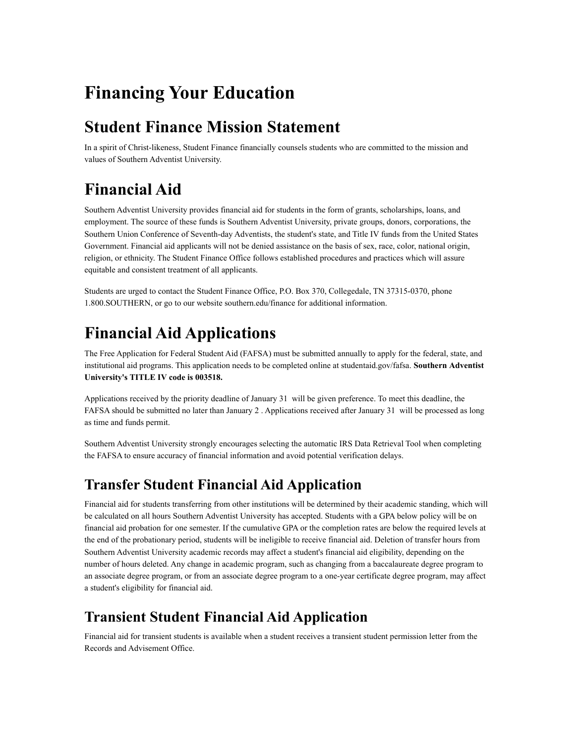# Financing Your Education

## Student Finance Mission Statement

In a spirit of Christ-likeness, Student Finance financially counsels students who are committed to the mission and values of Southern Adventist University.

# Financial Aid

Southern Adventist University provides financial aid for students in the form of grants, scholarships, loans, and employment. The source of these funds is Southern Adventist University, private groups, donors, corporations, the Southern Union Conference of Seventh-day Adventists, the student's state, and Title IV funds from the United States Government. Financial aid applicants will not be denied assistance on the basis of sex, race, color, national origin, religion, or ethnicity. The Student Finance Office follows established procedures and practices which will assure equitable and consistent treatment of all applicants.

Students are urged to contact the Student Finance Office, P.O. Box 370, Collegedale, TN 37315-0370, phone 1.800.SOUTHERN, or go to our website southern.edu/finance for additional information.

# Financial Aid Applications

The Free Application for Federal Student Aid (FAFSA) must be submitted annually to apply for the federal, state, and institutional aid programs. This application needs to be completed online at studentaid.gov/fafsa. **Southern Adventist University's TITLE IV code is 003518.**

Applications received by the priority deadline of January 31 will be given preference. To meet this deadline, the FAFSA should be submitted no later than January 2 . Applications received after January 31 will be processed as long as time and funds permit.

Southern Adventist University strongly encourages selecting the automatic IRS Data Retrieval Tool when completing the FAFSA to ensure accuracy of financial information and avoid potential verification delays.

## Transfer Student Financial Aid Application

Financial aid for students transferring from other institutions will be determined by their academic standing, which will be calculated on all hours Southern Adventist University has accepted. Students with a GPA below policy will be on financial aid probation for one semester. If the cumulative GPA or the completion rates are below the required levels at the end of the probationary period, students will be ineligible to receive financial aid. Deletion of transfer hours from Southern Adventist University academic records may affect a student's financial aid eligibility, depending on the number of hours deleted. Any change in academic program, such as changing from a baccalaureate degree program to an associate degree program, or from an associate degree program to a one-year certificate degree program, may affect a student's eligibility for financial aid.

## Transient Student Financial Aid Application

Financial aid for transient students is available when a student receives a transient student permission letter from the Records and Advisement Office.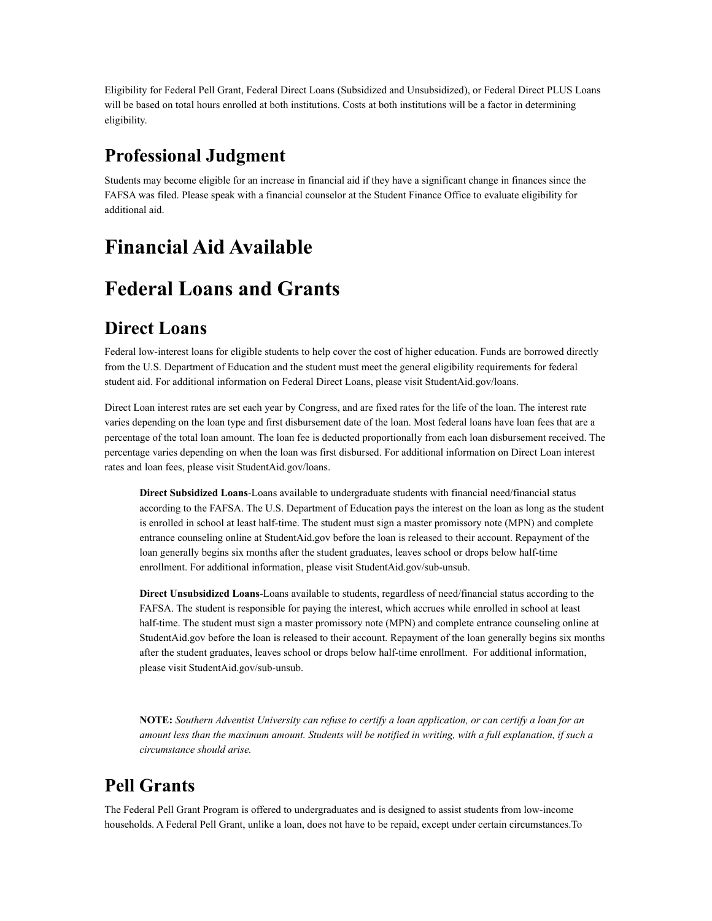Eligibility for Federal Pell Grant, Federal Direct Loans (Subsidized and Unsubsidized), or Federal Direct PLUS Loans will be based on total hours enrolled at both institutions. Costs at both institutions will be a factor in determining eligibility.

## Professional Judgment

Students may become eligible for an increase in financial aid if they have a significant change in finances since the FAFSA was filed. Please speak with a financial counselor at the Student Finance Office to evaluate eligibility for additional aid.

# Financial Aid Available

# Federal Loans and Grants

## Direct Loans

Federal low-interest loans for eligible students to help cover the cost of higher education. Funds are borrowed directly from the U.S. Department of Education and the student must meet the general eligibility requirements for federal student aid. For additional information on Federal Direct Loans, please visit StudentAid.gov/loans.

Direct Loan interest rates are set each year by Congress, and are fixed rates for the life of the loan. The interest rate varies depending on the loan type and first disbursement date of the loan. Most federal loans have loan fees that are a percentage of the total loan amount. The loan fee is deducted proportionally from each loan disbursement received. The percentage varies depending on when the loan was first disbursed. For additional information on Direct Loan interest rates and loan fees, please visit StudentAid.gov/loans.

> **Direct Subsidized Loans**-Loans available to undergraduate students with financial need/financial status according to the FAFSA. The U.S. Department of Education pays the interest on the loan as long as the student is enrolled in school at least half-time. The student must sign a master promissory note (MPN) and complete entrance counseling online at StudentAid.gov before the loan is released to their account. Repayment of the loan generally begins six months after the student graduates, leaves school or drops below half-time enrollment. For additional information, please visit StudentAid.gov/sub-unsub.
>
> **Direct Unsubsidized Loans**-Loans available to students, regardless of need/financial status according to the FAFSA. The student is responsible for paying the interest, which accrues while enrolled in school at least half-time. The student must sign a master promissory note (MPN) and complete entrance counseling online at StudentAid.gov before the loan is released to their account. Repayment of the loan generally begins six months after the student graduates, leaves school or drops below half-time enrollment. For additional information, please visit StudentAid.gov/sub-unsub.
>
> **NOTE:** *Southern Adventist University can refuse to certify a loan application, or can certify a loan for an amount less than the maximum amount. Students will be notified in writing, with a full explanation, if such a circumstance should arise.*

## Pell Grants

The Federal Pell Grant Program is offered to undergraduates and is designed to assist students from low-income households. A Federal Pell Grant, unlike a loan, does not have to be repaid, except under certain circumstances.To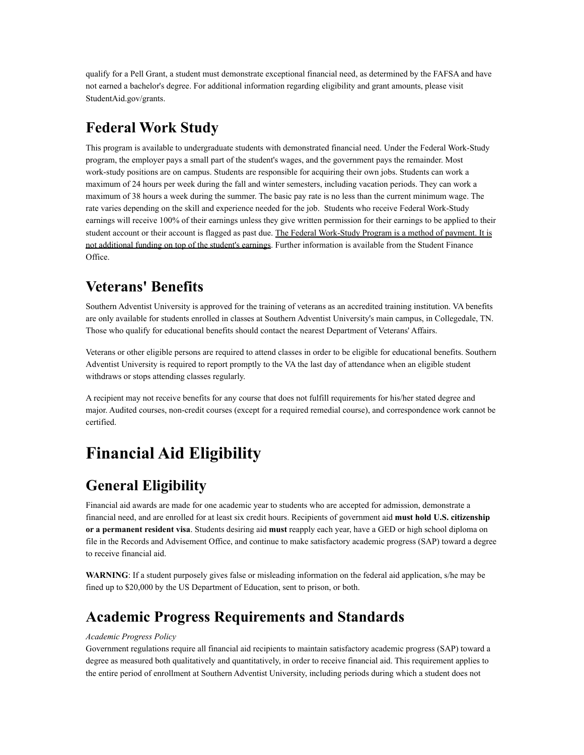qualify for a Pell Grant, a student must demonstrate exceptional financial need, as determined by the FAFSA and have not earned a bachelor's degree. For additional information regarding eligibility and grant amounts, please visit StudentAid.gov/grants.

## Federal Work Study

This program is available to undergraduate students with demonstrated financial need. Under the Federal Work-Study program, the employer pays a small part of the student's wages, and the government pays the remainder. Most work-study positions are on campus. Students are responsible for acquiring their own jobs. Students can work a maximum of 24 hours per week during the fall and winter semesters, including vacation periods. They can work a maximum of 38 hours a week during the summer. The basic pay rate is no less than the current minimum wage. The rate varies depending on the skill and experience needed for the job. Students who receive Federal Work-Study earnings will receive 100% of their earnings unless they give written permission for their earnings to be applied to their student account or their account is flagged as past due. <u>The Federal Work-Study Program is a method of payment. It is not additional funding on top of the student's earnings</u>. Further information is available from the Student Finance Office.

## Veterans' Benefits

Southern Adventist University is approved for the training of veterans as an accredited training institution. VA benefits are only available for students enrolled in classes at Southern Adventist University's main campus, in Collegedale, TN. Those who qualify for educational benefits should contact the nearest Department of Veterans' Affairs.

Veterans or other eligible persons are required to attend classes in order to be eligible for educational benefits. Southern Adventist University is required to report promptly to the VA the last day of attendance when an eligible student withdraws or stops attending classes regularly.

A recipient may not receive benefits for any course that does not fulfill requirements for his/her stated degree and major. Audited courses, non-credit courses (except for a required remedial course), and correspondence work cannot be certified.

# Financial Aid Eligibility

## General Eligibility

Financial aid awards are made for one academic year to students who are accepted for admission, demonstrate a financial need, and are enrolled for at least six credit hours. Recipients of government aid **must hold U.S. citizenship or a permanent resident visa**. Students desiring aid **must** reapply each year, have a GED or high school diploma on file in the Records and Advisement Office, and continue to make satisfactory academic progress (SAP) toward a degree to receive financial aid.

**WARNING**: If a student purposely gives false or misleading information on the federal aid application, s/he may be fined up to $20,000 by the US Department of Education, sent to prison, or both.

## Academic Progress Requirements and Standards

*Academic Progress Policy*
Government regulations require all financial aid recipients to maintain satisfactory academic progress (SAP) toward a degree as measured both qualitatively and quantitatively, in order to receive financial aid. This requirement applies to the entire period of enrollment at Southern Adventist University, including periods during which a student does not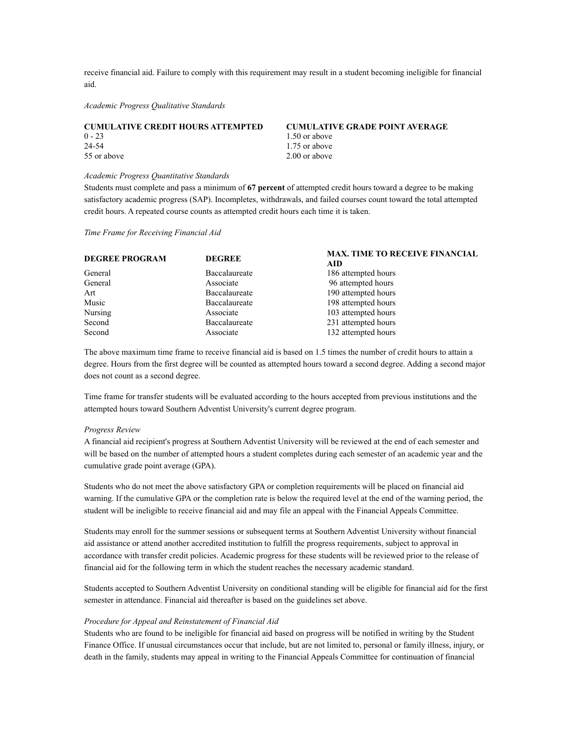receive financial aid. Failure to comply with this requirement may result in a student becoming ineligible for financial aid.

*Academic Progress Qualitative Standards*

| CUMULATIVE CREDIT HOURS ATTEMPTED | CUMULATIVE GRADE POINT AVERAGE |
|---|---|
| 0 - 23 | 1.50 or above |
| 24-54 | 1.75 or above |
| 55 or above | 2.00 or above |

*Academic Progress Quantitative Standards*
Students must complete and pass a minimum of **67 percent** of attempted credit hours toward a degree to be making satisfactory academic progress (SAP). Incompletes, withdrawals, and failed courses count toward the total attempted credit hours. A repeated course counts as attempted credit hours each time it is taken.

*Time Frame for Receiving Financial Aid*

| DEGREE PROGRAM | DEGREE | MAX. TIME TO RECEIVE FINANCIAL AID |
|---|---|---|
| General | Baccalaureate | 186 attempted hours |
| General | Associate | 96 attempted hours |
| Art | Baccalaureate | 190 attempted hours |
| Music | Baccalaureate | 198 attempted hours |
| Nursing | Associate | 103 attempted hours |
| Second | Baccalaureate | 231 attempted hours |
| Second | Associate | 132 attempted hours |

The above maximum time frame to receive financial aid is based on 1.5 times the number of credit hours to attain a degree. Hours from the first degree will be counted as attempted hours toward a second degree. Adding a second major does not count as a second degree.

Time frame for transfer students will be evaluated according to the hours accepted from previous institutions and the attempted hours toward Southern Adventist University's current degree program.

*Progress Review*
A financial aid recipient's progress at Southern Adventist University will be reviewed at the end of each semester and will be based on the number of attempted hours a student completes during each semester of an academic year and the cumulative grade point average (GPA).

Students who do not meet the above satisfactory GPA or completion requirements will be placed on financial aid warning. If the cumulative GPA or the completion rate is below the required level at the end of the warning period, the student will be ineligible to receive financial aid and may file an appeal with the Financial Appeals Committee.

Students may enroll for the summer sessions or subsequent terms at Southern Adventist University without financial aid assistance or attend another accredited institution to fulfill the progress requirements, subject to approval in accordance with transfer credit policies. Academic progress for these students will be reviewed prior to the release of financial aid for the following term in which the student reaches the necessary academic standard.

Students accepted to Southern Adventist University on conditional standing will be eligible for financial aid for the first semester in attendance. Financial aid thereafter is based on the guidelines set above.

*Procedure for Appeal and Reinstatement of Financial Aid*
Students who are found to be ineligible for financial aid based on progress will be notified in writing by the Student Finance Office. If unusual circumstances occur that include, but are not limited to, personal or family illness, injury, or death in the family, students may appeal in writing to the Financial Appeals Committee for continuation of financial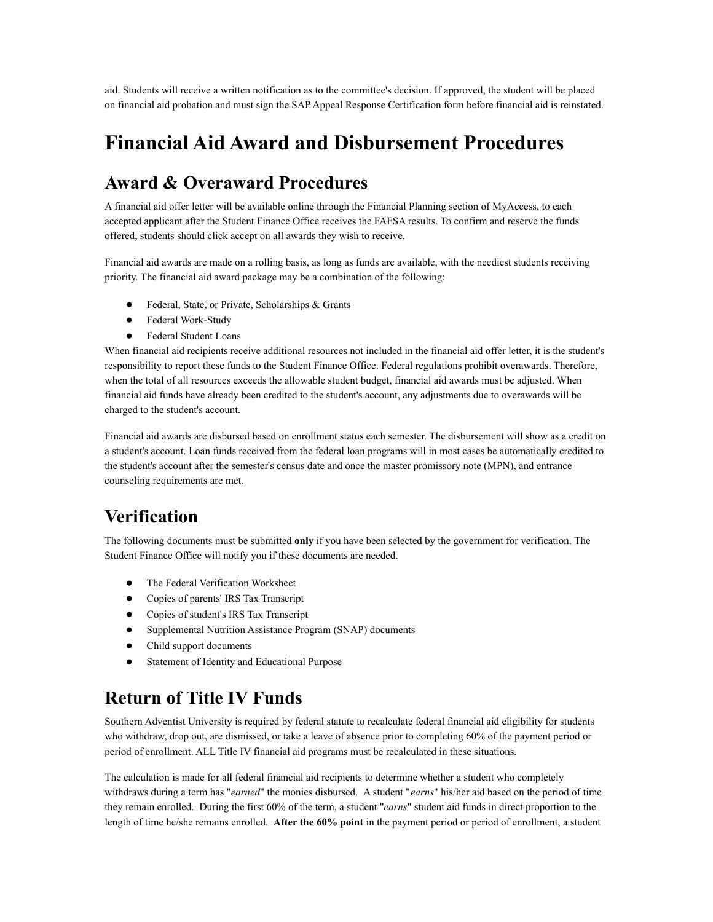aid. Students will receive a written notification as to the committee's decision. If approved, the student will be placed on financial aid probation and must sign the SAP Appeal Response Certification form before financial aid is reinstated.

# Financial Aid Award and Disbursement Procedures

## Award & Overaward Procedures

A financial aid offer letter will be available online through the Financial Planning section of MyAccess, to each accepted applicant after the Student Finance Office receives the FAFSA results. To confirm and reserve the funds offered, students should click accept on all awards they wish to receive.

Financial aid awards are made on a rolling basis, as long as funds are available, with the neediest students receiving priority. The financial aid award package may be a combination of the following:

- Federal, State, or Private, Scholarships & Grants
- Federal Work-Study
- Federal Student Loans

When financial aid recipients receive additional resources not included in the financial aid offer letter, it is the student's responsibility to report these funds to the Student Finance Office. Federal regulations prohibit overawards. Therefore, when the total of all resources exceeds the allowable student budget, financial aid awards must be adjusted. When financial aid funds have already been credited to the student's account, any adjustments due to overawards will be charged to the student's account.

Financial aid awards are disbursed based on enrollment status each semester. The disbursement will show as a credit on a student's account. Loan funds received from the federal loan programs will in most cases be automatically credited to the student's account after the semester's census date and once the master promissory note (MPN), and entrance counseling requirements are met.

## Verification

The following documents must be submitted **only** if you have been selected by the government for verification. The Student Finance Office will notify you if these documents are needed.

- The Federal Verification Worksheet
- Copies of parents' IRS Tax Transcript
- Copies of student's IRS Tax Transcript
- Supplemental Nutrition Assistance Program (SNAP) documents
- Child support documents
- Statement of Identity and Educational Purpose

## Return of Title IV Funds

Southern Adventist University is required by federal statute to recalculate federal financial aid eligibility for students who withdraw, drop out, are dismissed, or take a leave of absence prior to completing 60% of the payment period or period of enrollment. ALL Title IV financial aid programs must be recalculated in these situations.

The calculation is made for all federal financial aid recipients to determine whether a student who completely withdraws during a term has "*earned*" the monies disbursed. A student "*earns*" his/her aid based on the period of time they remain enrolled. During the first 60% of the term, a student "*earns*" student aid funds in direct proportion to the length of time he/she remains enrolled. **After the 60% point** in the payment period or period of enrollment, a student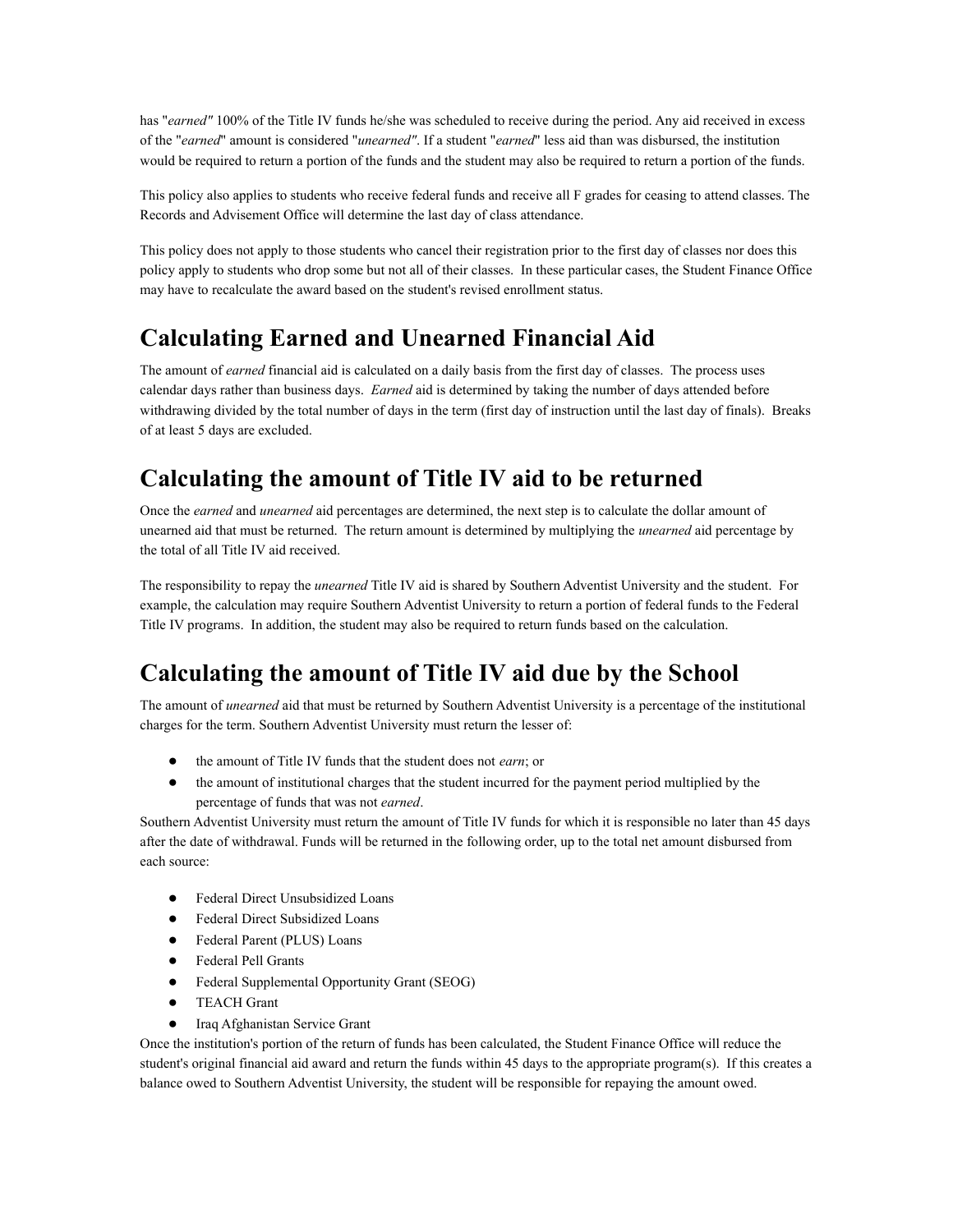has "*earned"* 100% of the Title IV funds he/she was scheduled to receive during the period. Any aid received in excess of the "*earned*" amount is considered "*unearned"*. If a student "*earned*" less aid than was disbursed, the institution would be required to return a portion of the funds and the student may also be required to return a portion of the funds.

This policy also applies to students who receive federal funds and receive all F grades for ceasing to attend classes. The Records and Advisement Office will determine the last day of class attendance.

This policy does not apply to those students who cancel their registration prior to the first day of classes nor does this policy apply to students who drop some but not all of their classes. In these particular cases, the Student Finance Office may have to recalculate the award based on the student's revised enrollment status.

# Calculating Earned and Unearned Financial Aid

The amount of *earned* financial aid is calculated on a daily basis from the first day of classes. The process uses calendar days rather than business days. *Earned* aid is determined by taking the number of days attended before withdrawing divided by the total number of days in the term (first day of instruction until the last day of finals). Breaks of at least 5 days are excluded.

# Calculating the amount of Title IV aid to be returned

Once the *earned* and *unearned* aid percentages are determined, the next step is to calculate the dollar amount of unearned aid that must be returned. The return amount is determined by multiplying the *unearned* aid percentage by the total of all Title IV aid received.

The responsibility to repay the *unearned* Title IV aid is shared by Southern Adventist University and the student. For example, the calculation may require Southern Adventist University to return a portion of federal funds to the Federal Title IV programs. In addition, the student may also be required to return funds based on the calculation.

# Calculating the amount of Title IV aid due by the School

The amount of *unearned* aid that must be returned by Southern Adventist University is a percentage of the institutional charges for the term. Southern Adventist University must return the lesser of:

- the amount of Title IV funds that the student does not *earn*; or
- the amount of institutional charges that the student incurred for the payment period multiplied by the percentage of funds that was not *earned*.

Southern Adventist University must return the amount of Title IV funds for which it is responsible no later than 45 days after the date of withdrawal. Funds will be returned in the following order, up to the total net amount disbursed from each source:

- Federal Direct Unsubsidized Loans
- Federal Direct Subsidized Loans
- Federal Parent (PLUS) Loans
- Federal Pell Grants
- Federal Supplemental Opportunity Grant (SEOG)
- TEACH Grant
- Iraq Afghanistan Service Grant

Once the institution's portion of the return of funds has been calculated, the Student Finance Office will reduce the student's original financial aid award and return the funds within 45 days to the appropriate program(s). If this creates a balance owed to Southern Adventist University, the student will be responsible for repaying the amount owed.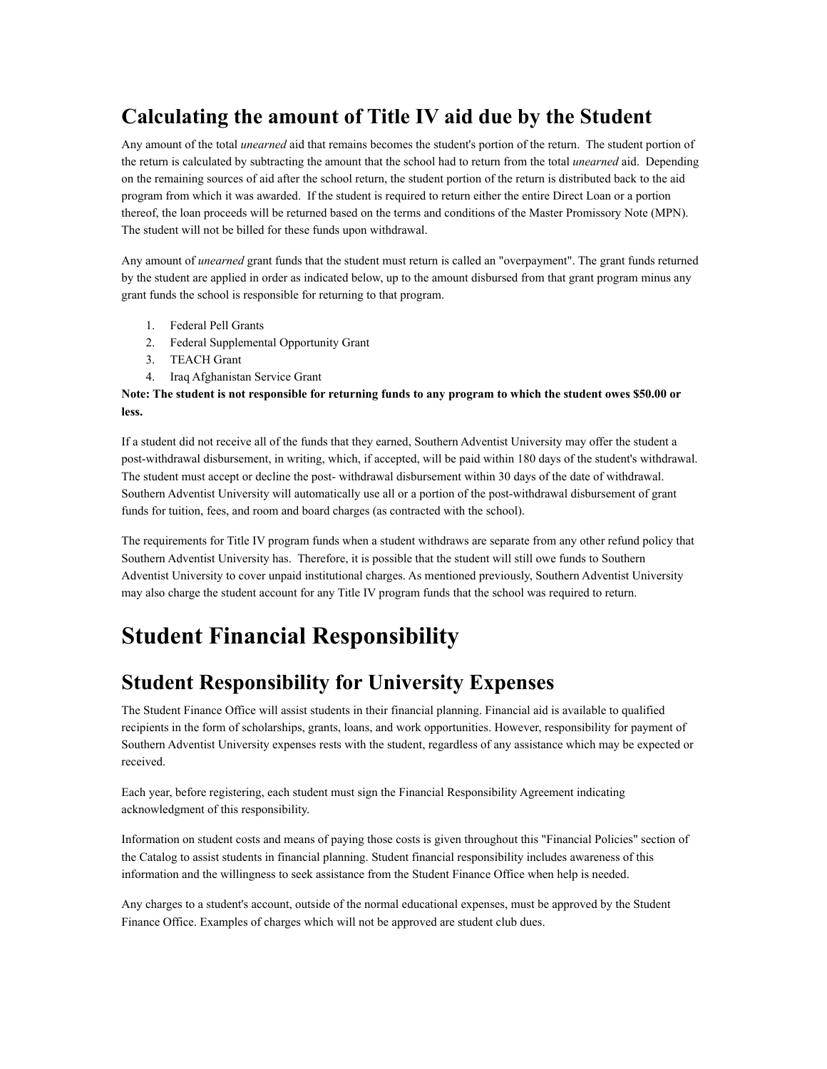## Calculating the amount of Title IV aid due by the Student

Any amount of the total *unearned* aid that remains becomes the student's portion of the return. The student portion of the return is calculated by subtracting the amount that the school had to return from the total *unearned* aid. Depending on the remaining sources of aid after the school return, the student portion of the return is distributed back to the aid program from which it was awarded. If the student is required to return either the entire Direct Loan or a portion thereof, the loan proceeds will be returned based on the terms and conditions of the Master Promissory Note (MPN). The student will not be billed for these funds upon withdrawal.

Any amount of *unearned* grant funds that the student must return is called an "overpayment". The grant funds returned by the student are applied in order as indicated below, up to the amount disbursed from that grant program minus any grant funds the school is responsible for returning to that program.

1. Federal Pell Grants
2. Federal Supplemental Opportunity Grant
3. TEACH Grant
4. Iraq Afghanistan Service Grant

**Note: The student is not responsible for returning funds to any program to which the student owes $50.00 or less.**

If a student did not receive all of the funds that they earned, Southern Adventist University may offer the student a post-withdrawal disbursement, in writing, which, if accepted, will be paid within 180 days of the student's withdrawal. The student must accept or decline the post- withdrawal disbursement within 30 days of the date of withdrawal. Southern Adventist University will automatically use all or a portion of the post-withdrawal disbursement of grant funds for tuition, fees, and room and board charges (as contracted with the school).

The requirements for Title IV program funds when a student withdraws are separate from any other refund policy that Southern Adventist University has. Therefore, it is possible that the student will still owe funds to Southern Adventist University to cover unpaid institutional charges. As mentioned previously, Southern Adventist University may also charge the student account for any Title IV program funds that the school was required to return.

# Student Financial Responsibility

## Student Responsibility for University Expenses

The Student Finance Office will assist students in their financial planning. Financial aid is available to qualified recipients in the form of scholarships, grants, loans, and work opportunities. However, responsibility for payment of Southern Adventist University expenses rests with the student, regardless of any assistance which may be expected or received.

Each year, before registering, each student must sign the Financial Responsibility Agreement indicating acknowledgment of this responsibility.

Information on student costs and means of paying those costs is given throughout this "Financial Policies" section of the Catalog to assist students in financial planning. Student financial responsibility includes awareness of this information and the willingness to seek assistance from the Student Finance Office when help is needed.

Any charges to a student's account, outside of the normal educational expenses, must be approved by the Student Finance Office. Examples of charges which will not be approved are student club dues.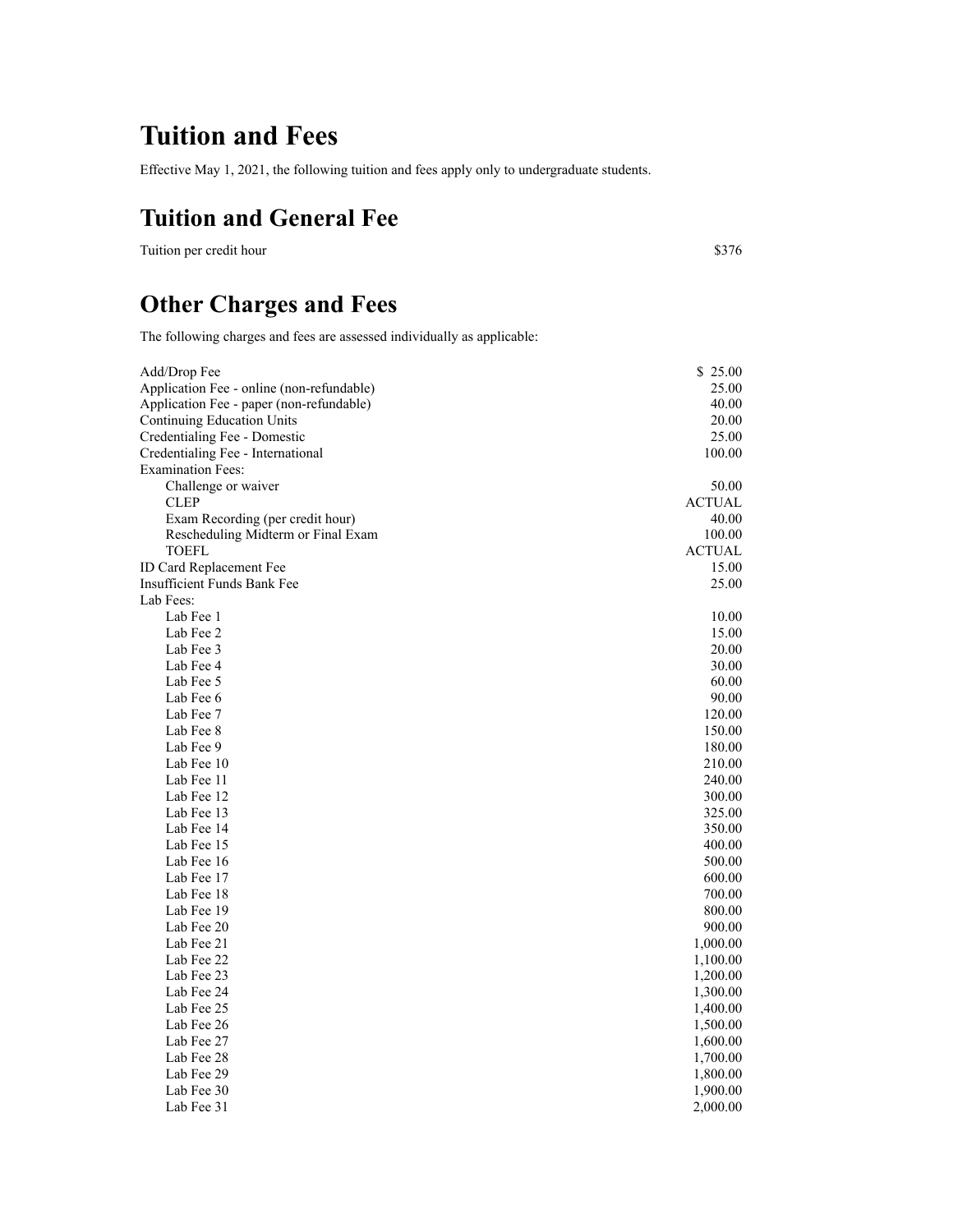# Tuition and Fees

Effective May 1, 2021, the following tuition and fees apply only to undergraduate students.

## Tuition and General Fee

| | |
|---|---|
| Tuition per credit hour | $376 |

## Other Charges and Fees

The following charges and fees are assessed individually as applicable:

| | |
|---|---|
| Add/Drop Fee | $ 25.00 |
| Application Fee - online (non-refundable) | 25.00 |
| Application Fee - paper (non-refundable) | 40.00 |
| Continuing Education Units | 20.00 |
| Credentialing Fee - Domestic | 25.00 |
| Credentialing Fee - International | 100.00 |
| Examination Fees: | |
| Challenge or waiver | 50.00 |
| CLEP | ACTUAL |
| Exam Recording (per credit hour) | 40.00 |
| Rescheduling Midterm or Final Exam | 100.00 |
| TOEFL | ACTUAL |
| ID Card Replacement Fee | 15.00 |
| Insufficient Funds Bank Fee | 25.00 |
| Lab Fees: | |
| Lab Fee 1 | 10.00 |
| Lab Fee 2 | 15.00 |
| Lab Fee 3 | 20.00 |
| Lab Fee 4 | 30.00 |
| Lab Fee 5 | 60.00 |
| Lab Fee 6 | 90.00 |
| Lab Fee 7 | 120.00 |
| Lab Fee 8 | 150.00 |
| Lab Fee 9 | 180.00 |
| Lab Fee 10 | 210.00 |
| Lab Fee 11 | 240.00 |
| Lab Fee 12 | 300.00 |
| Lab Fee 13 | 325.00 |
| Lab Fee 14 | 350.00 |
| Lab Fee 15 | 400.00 |
| Lab Fee 16 | 500.00 |
| Lab Fee 17 | 600.00 |
| Lab Fee 18 | 700.00 |
| Lab Fee 19 | 800.00 |
| Lab Fee 20 | 900.00 |
| Lab Fee 21 | 1,000.00 |
| Lab Fee 22 | 1,100.00 |
| Lab Fee 23 | 1,200.00 |
| Lab Fee 24 | 1,300.00 |
| Lab Fee 25 | 1,400.00 |
| Lab Fee 26 | 1,500.00 |
| Lab Fee 27 | 1,600.00 |
| Lab Fee 28 | 1,700.00 |
| Lab Fee 29 | 1,800.00 |
| Lab Fee 30 | 1,900.00 |
| Lab Fee 31 | 2,000.00 |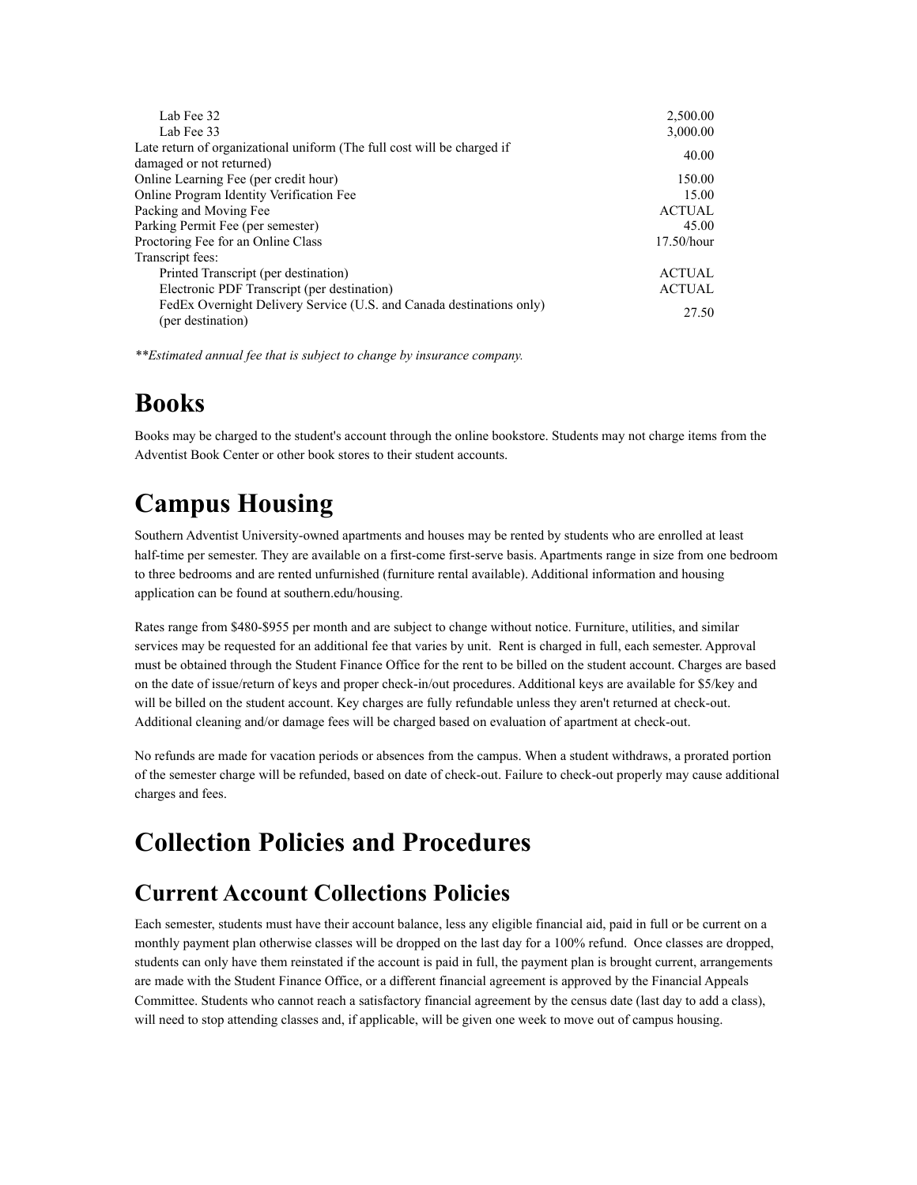| | |
|---|---|
| Lab Fee 32 | 2,500.00 |
| Lab Fee 33 | 3,000.00 |
| Late return of organizational uniform (The full cost will be charged if damaged or not returned) | 40.00 |
| Online Learning Fee (per credit hour) | 150.00 |
| Online Program Identity Verification Fee | 15.00 |
| Packing and Moving Fee | ACTUAL |
| Parking Permit Fee (per semester) | 45.00 |
| Proctoring Fee for an Online Class | 17.50/hour |
| Transcript fees: | |
| Printed Transcript (per destination) | ACTUAL |
| Electronic PDF Transcript (per destination) | ACTUAL |
| FedEx Overnight Delivery Service (U.S. and Canada destinations only) (per destination) | 27.50 |

*\*\*Estimated annual fee that is subject to change by insurance company.*

# Books

Books may be charged to the student's account through the online bookstore. Students may not charge items from the Adventist Book Center or other book stores to their student accounts.

# Campus Housing

Southern Adventist University-owned apartments and houses may be rented by students who are enrolled at least half-time per semester. They are available on a first-come first-serve basis. Apartments range in size from one bedroom to three bedrooms and are rented unfurnished (furniture rental available). Additional information and housing application can be found at southern.edu/housing.

Rates range from $480-$955 per month and are subject to change without notice. Furniture, utilities, and similar services may be requested for an additional fee that varies by unit. Rent is charged in full, each semester. Approval must be obtained through the Student Finance Office for the rent to be billed on the student account. Charges are based on the date of issue/return of keys and proper check-in/out procedures. Additional keys are available for $5/key and will be billed on the student account. Key charges are fully refundable unless they aren't returned at check-out. Additional cleaning and/or damage fees will be charged based on evaluation of apartment at check-out.

No refunds are made for vacation periods or absences from the campus. When a student withdraws, a prorated portion of the semester charge will be refunded, based on date of check-out. Failure to check-out properly may cause additional charges and fees.

# Collection Policies and Procedures

## Current Account Collections Policies

Each semester, students must have their account balance, less any eligible financial aid, paid in full or be current on a monthly payment plan otherwise classes will be dropped on the last day for a 100% refund. Once classes are dropped, students can only have them reinstated if the account is paid in full, the payment plan is brought current, arrangements are made with the Student Finance Office, or a different financial agreement is approved by the Financial Appeals Committee. Students who cannot reach a satisfactory financial agreement by the census date (last day to add a class), will need to stop attending classes and, if applicable, will be given one week to move out of campus housing.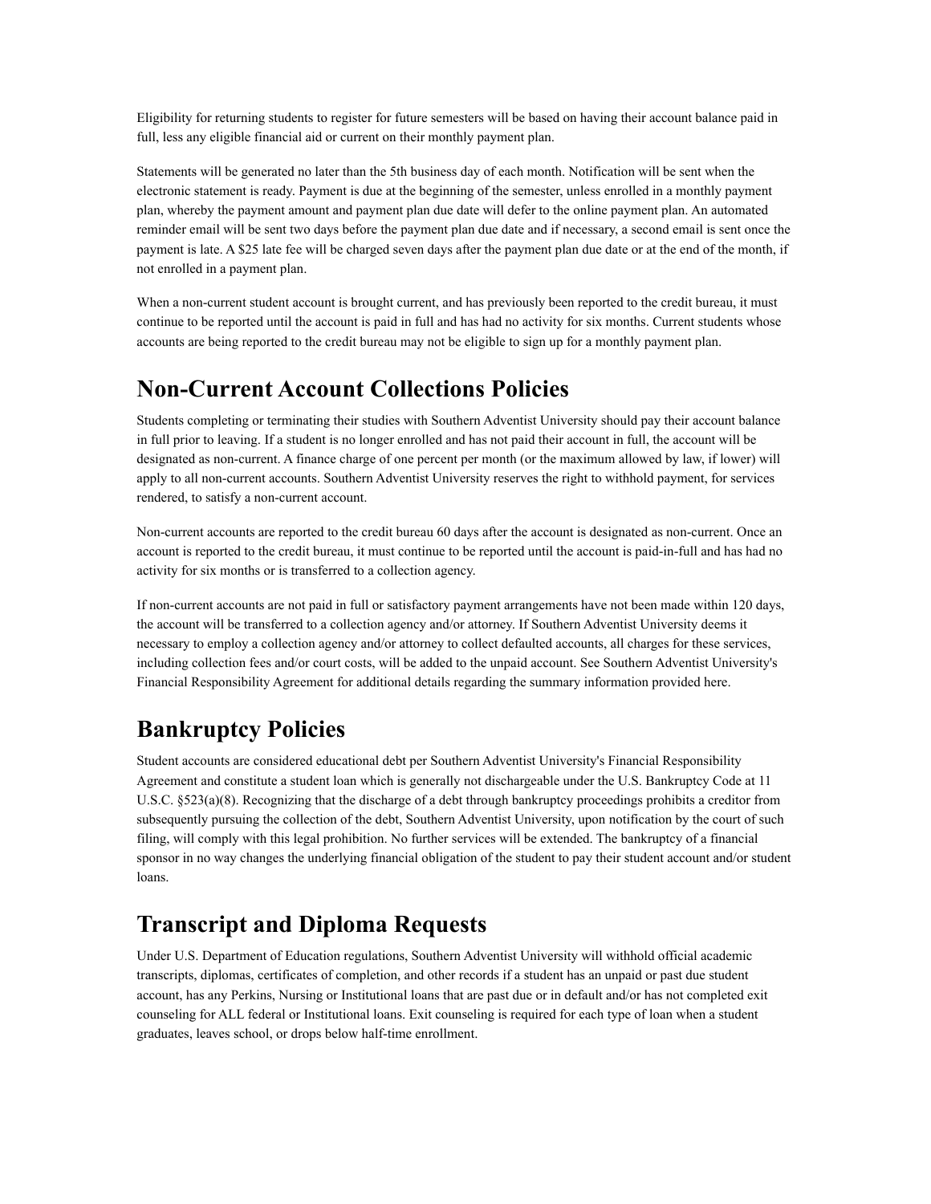Eligibility for returning students to register for future semesters will be based on having their account balance paid in full, less any eligible financial aid or current on their monthly payment plan.

Statements will be generated no later than the 5th business day of each month. Notification will be sent when the electronic statement is ready. Payment is due at the beginning of the semester, unless enrolled in a monthly payment plan, whereby the payment amount and payment plan due date will defer to the online payment plan. An automated reminder email will be sent two days before the payment plan due date and if necessary, a second email is sent once the payment is late. A $25 late fee will be charged seven days after the payment plan due date or at the end of the month, if not enrolled in a payment plan.

When a non-current student account is brought current, and has previously been reported to the credit bureau, it must continue to be reported until the account is paid in full and has had no activity for six months. Current students whose accounts are being reported to the credit bureau may not be eligible to sign up for a monthly payment plan.

## Non-Current Account Collections Policies

Students completing or terminating their studies with Southern Adventist University should pay their account balance in full prior to leaving. If a student is no longer enrolled and has not paid their account in full, the account will be designated as non-current. A finance charge of one percent per month (or the maximum allowed by law, if lower) will apply to all non-current accounts. Southern Adventist University reserves the right to withhold payment, for services rendered, to satisfy a non-current account.

Non-current accounts are reported to the credit bureau 60 days after the account is designated as non-current. Once an account is reported to the credit bureau, it must continue to be reported until the account is paid-in-full and has had no activity for six months or is transferred to a collection agency.

If non-current accounts are not paid in full or satisfactory payment arrangements have not been made within 120 days, the account will be transferred to a collection agency and/or attorney. If Southern Adventist University deems it necessary to employ a collection agency and/or attorney to collect defaulted accounts, all charges for these services, including collection fees and/or court costs, will be added to the unpaid account. See Southern Adventist University's Financial Responsibility Agreement for additional details regarding the summary information provided here.

## Bankruptcy Policies

Student accounts are considered educational debt per Southern Adventist University's Financial Responsibility Agreement and constitute a student loan which is generally not dischargeable under the U.S. Bankruptcy Code at 11 U.S.C. §523(a)(8). Recognizing that the discharge of a debt through bankruptcy proceedings prohibits a creditor from subsequently pursuing the collection of the debt, Southern Adventist University, upon notification by the court of such filing, will comply with this legal prohibition. No further services will be extended. The bankruptcy of a financial sponsor in no way changes the underlying financial obligation of the student to pay their student account and/or student loans.

## Transcript and Diploma Requests

Under U.S. Department of Education regulations, Southern Adventist University will withhold official academic transcripts, diplomas, certificates of completion, and other records if a student has an unpaid or past due student account, has any Perkins, Nursing or Institutional loans that are past due or in default and/or has not completed exit counseling for ALL federal or Institutional loans. Exit counseling is required for each type of loan when a student graduates, leaves school, or drops below half-time enrollment.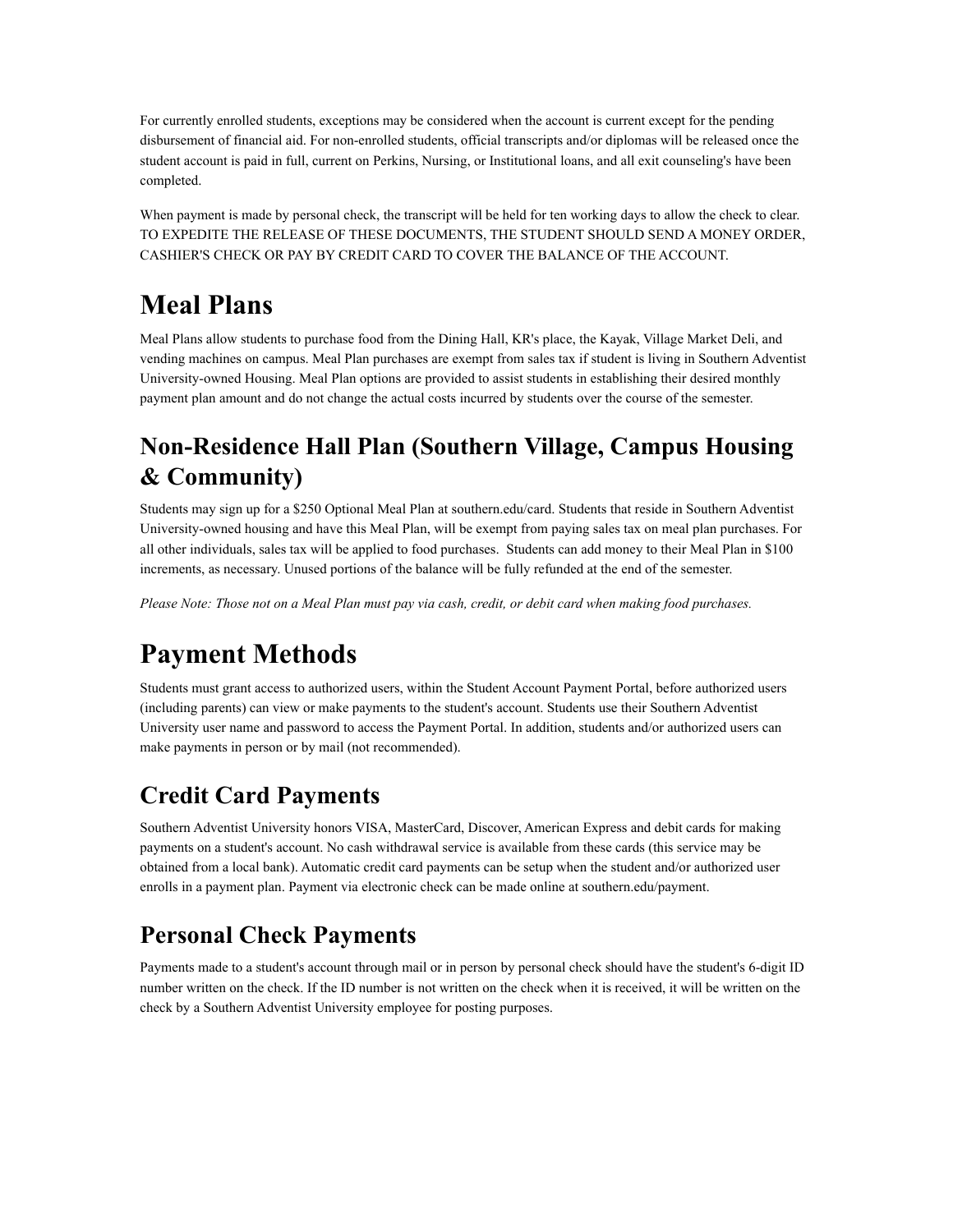For currently enrolled students, exceptions may be considered when the account is current except for the pending disbursement of financial aid. For non-enrolled students, official transcripts and/or diplomas will be released once the student account is paid in full, current on Perkins, Nursing, or Institutional loans, and all exit counseling's have been completed.

When payment is made by personal check, the transcript will be held for ten working days to allow the check to clear. TO EXPEDITE THE RELEASE OF THESE DOCUMENTS, THE STUDENT SHOULD SEND A MONEY ORDER, CASHIER'S CHECK OR PAY BY CREDIT CARD TO COVER THE BALANCE OF THE ACCOUNT.

# Meal Plans

Meal Plans allow students to purchase food from the Dining Hall, KR's place, the Kayak, Village Market Deli, and vending machines on campus. Meal Plan purchases are exempt from sales tax if student is living in Southern Adventist University-owned Housing. Meal Plan options are provided to assist students in establishing their desired monthly payment plan amount and do not change the actual costs incurred by students over the course of the semester.

## Non-Residence Hall Plan (Southern Village, Campus Housing & Community)

Students may sign up for a $250 Optional Meal Plan at southern.edu/card. Students that reside in Southern Adventist University-owned housing and have this Meal Plan, will be exempt from paying sales tax on meal plan purchases. For all other individuals, sales tax will be applied to food purchases. Students can add money to their Meal Plan in $100 increments, as necessary. Unused portions of the balance will be fully refunded at the end of the semester.

*Please Note: Those not on a Meal Plan must pay via cash, credit, or debit card when making food purchases.*

# Payment Methods

Students must grant access to authorized users, within the Student Account Payment Portal, before authorized users (including parents) can view or make payments to the student's account. Students use their Southern Adventist University user name and password to access the Payment Portal. In addition, students and/or authorized users can make payments in person or by mail (not recommended).

## Credit Card Payments

Southern Adventist University honors VISA, MasterCard, Discover, American Express and debit cards for making payments on a student's account. No cash withdrawal service is available from these cards (this service may be obtained from a local bank). Automatic credit card payments can be setup when the student and/or authorized user enrolls in a payment plan. Payment via electronic check can be made online at southern.edu/payment.

## Personal Check Payments

Payments made to a student's account through mail or in person by personal check should have the student's 6-digit ID number written on the check. If the ID number is not written on the check when it is received, it will be written on the check by a Southern Adventist University employee for posting purposes.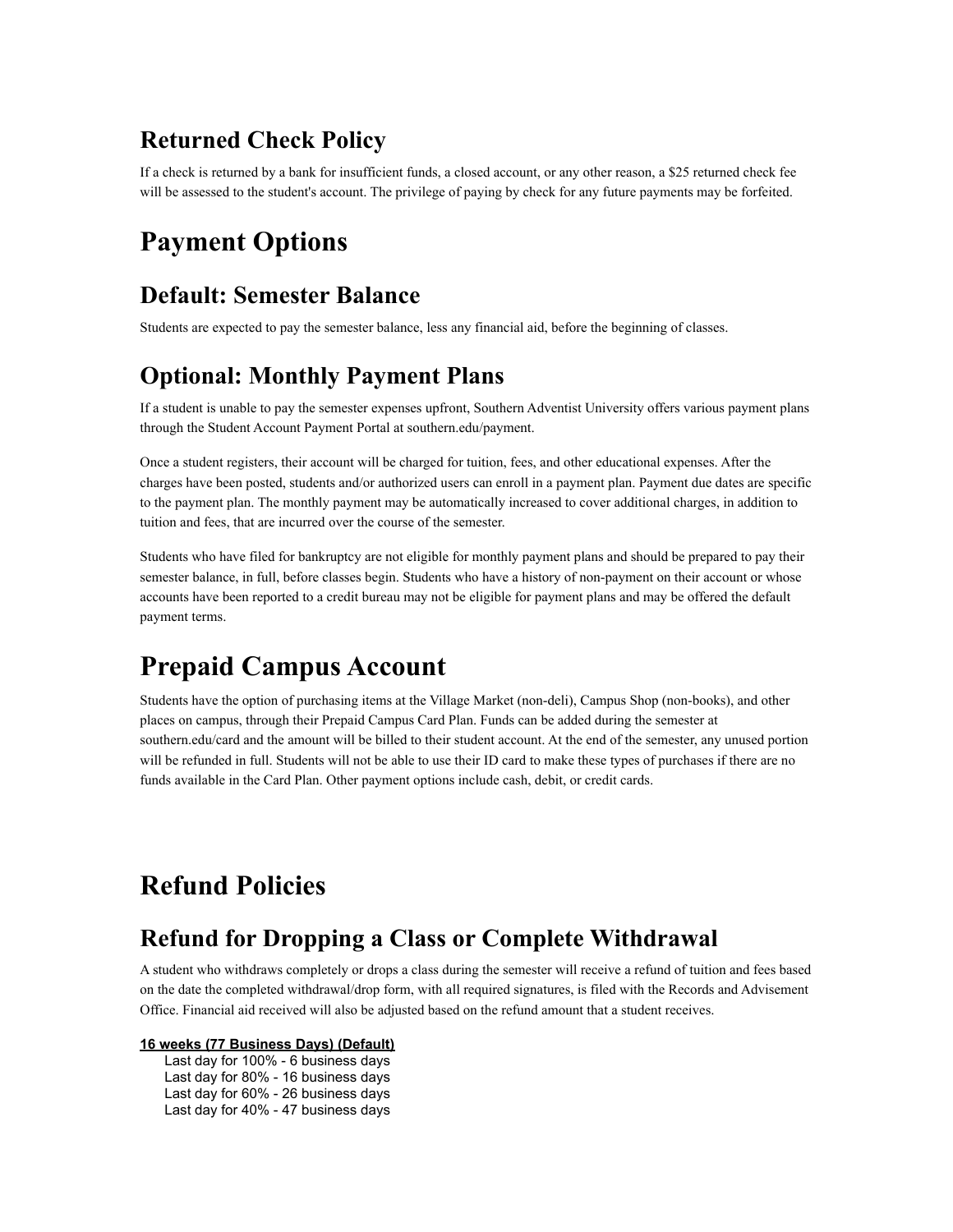## Returned Check Policy

If a check is returned by a bank for insufficient funds, a closed account, or any other reason, a $25 returned check fee will be assessed to the student's account. The privilege of paying by check for any future payments may be forfeited.

# Payment Options

## Default: Semester Balance

Students are expected to pay the semester balance, less any financial aid, before the beginning of classes.

## Optional: Monthly Payment Plans

If a student is unable to pay the semester expenses upfront, Southern Adventist University offers various payment plans through the Student Account Payment Portal at southern.edu/payment.

Once a student registers, their account will be charged for tuition, fees, and other educational expenses. After the charges have been posted, students and/or authorized users can enroll in a payment plan. Payment due dates are specific to the payment plan. The monthly payment may be automatically increased to cover additional charges, in addition to tuition and fees, that are incurred over the course of the semester.

Students who have filed for bankruptcy are not eligible for monthly payment plans and should be prepared to pay their semester balance, in full, before classes begin. Students who have a history of non-payment on their account or whose accounts have been reported to a credit bureau may not be eligible for payment plans and may be offered the default payment terms.

# Prepaid Campus Account

Students have the option of purchasing items at the Village Market (non-deli), Campus Shop (non-books), and other places on campus, through their Prepaid Campus Card Plan. Funds can be added during the semester at southern.edu/card and the amount will be billed to their student account. At the end of the semester, any unused portion will be refunded in full. Students will not be able to use their ID card to make these types of purchases if there are no funds available in the Card Plan. Other payment options include cash, debit, or credit cards.

# Refund Policies

## Refund for Dropping a Class or Complete Withdrawal

A student who withdraws completely or drops a class during the semester will receive a refund of tuition and fees based on the date the completed withdrawal/drop form, with all required signatures, is filed with the Records and Advisement Office. Financial aid received will also be adjusted based on the refund amount that a student receives.

**16 weeks (77 Business Days) (Default)**

- Last day for 100% - 6 business days
- Last day for 80% - 16 business days
- Last day for 60% - 26 business days
- Last day for 40% - 47 business days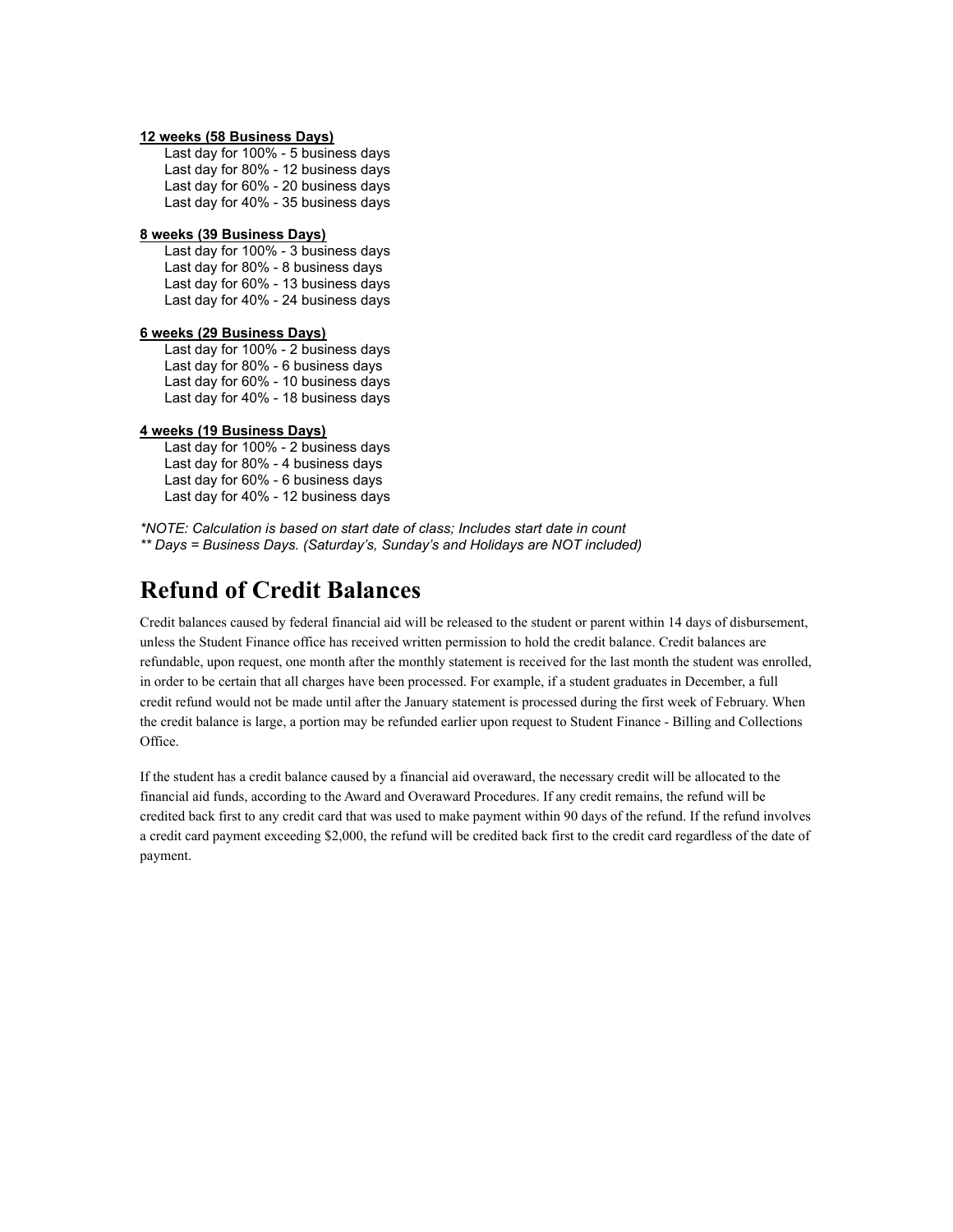**12 weeks (58 Business Days)**

Last day for 100% - 5 business days
Last day for 80% - 12 business days
Last day for 60% - 20 business days
Last day for 40% - 35 business days

**8 weeks (39 Business Days)**

Last day for 100% - 3 business days
Last day for 80% - 8 business days
Last day for 60% - 13 business days
Last day for 40% - 24 business days

**6 weeks (29 Business Days)**

Last day for 100% - 2 business days
Last day for 80% - 6 business days
Last day for 60% - 10 business days
Last day for 40% - 18 business days

**4 weeks (19 Business Days)**

Last day for 100% - 2 business days
Last day for 80% - 4 business days
Last day for 60% - 6 business days
Last day for 40% - 12 business days

*\*NOTE: Calculation is based on start date of class; Includes start date in count*
*\*\* Days = Business Days. (Saturday's, Sunday's and Holidays are NOT included)*

# Refund of Credit Balances

Credit balances caused by federal financial aid will be released to the student or parent within 14 days of disbursement, unless the Student Finance office has received written permission to hold the credit balance. Credit balances are refundable, upon request, one month after the monthly statement is received for the last month the student was enrolled, in order to be certain that all charges have been processed. For example, if a student graduates in December, a full credit refund would not be made until after the January statement is processed during the first week of February. When the credit balance is large, a portion may be refunded earlier upon request to Student Finance - Billing and Collections Office.

If the student has a credit balance caused by a financial aid overaward, the necessary credit will be allocated to the financial aid funds, according to the Award and Overaward Procedures. If any credit remains, the refund will be credited back first to any credit card that was used to make payment within 90 days of the refund. If the refund involves a credit card payment exceeding $2,000, the refund will be credited back first to the credit card regardless of the date of payment.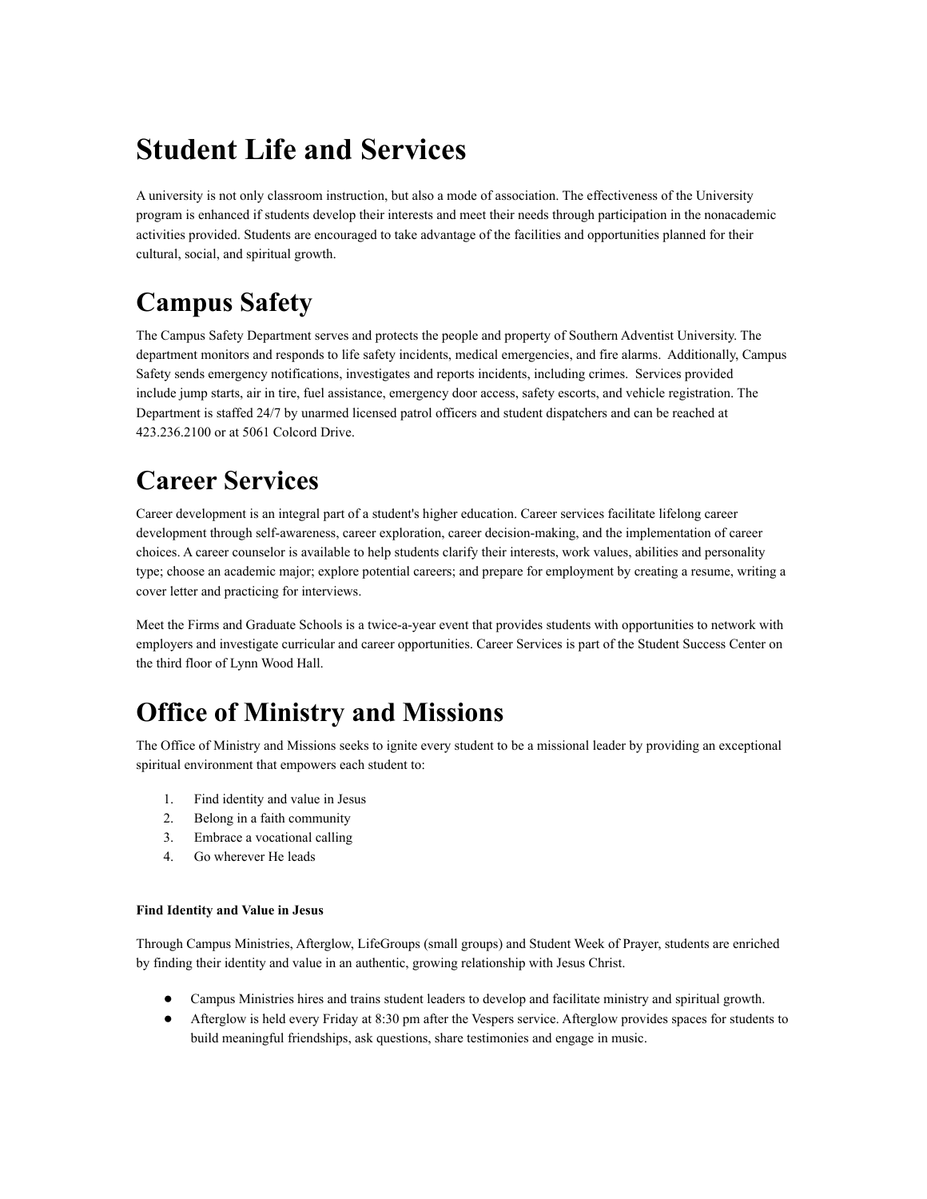# Student Life and Services

A university is not only classroom instruction, but also a mode of association. The effectiveness of the University program is enhanced if students develop their interests and meet their needs through participation in the nonacademic activities provided. Students are encouraged to take advantage of the facilities and opportunities planned for their cultural, social, and spiritual growth.

# Campus Safety

The Campus Safety Department serves and protects the people and property of Southern Adventist University. The department monitors and responds to life safety incidents, medical emergencies, and fire alarms. Additionally, Campus Safety sends emergency notifications, investigates and reports incidents, including crimes. Services provided include jump starts, air in tire, fuel assistance, emergency door access, safety escorts, and vehicle registration. The Department is staffed 24/7 by unarmed licensed patrol officers and student dispatchers and can be reached at 423.236.2100 or at 5061 Colcord Drive.

# Career Services

Career development is an integral part of a student's higher education. Career services facilitate lifelong career development through self-awareness, career exploration, career decision-making, and the implementation of career choices. A career counselor is available to help students clarify their interests, work values, abilities and personality type; choose an academic major; explore potential careers; and prepare for employment by creating a resume, writing a cover letter and practicing for interviews.

Meet the Firms and Graduate Schools is a twice-a-year event that provides students with opportunities to network with employers and investigate curricular and career opportunities. Career Services is part of the Student Success Center on the third floor of Lynn Wood Hall.

# Office of Ministry and Missions

The Office of Ministry and Missions seeks to ignite every student to be a missional leader by providing an exceptional spiritual environment that empowers each student to:

1. Find identity and value in Jesus
2. Belong in a faith community
3. Embrace a vocational calling
4. Go wherever He leads

#### Find Identity and Value in Jesus

Through Campus Ministries, Afterglow, LifeGroups (small groups) and Student Week of Prayer, students are enriched by finding their identity and value in an authentic, growing relationship with Jesus Christ.

- Campus Ministries hires and trains student leaders to develop and facilitate ministry and spiritual growth.
- Afterglow is held every Friday at 8:30 pm after the Vespers service. Afterglow provides spaces for students to build meaningful friendships, ask questions, share testimonies and engage in music.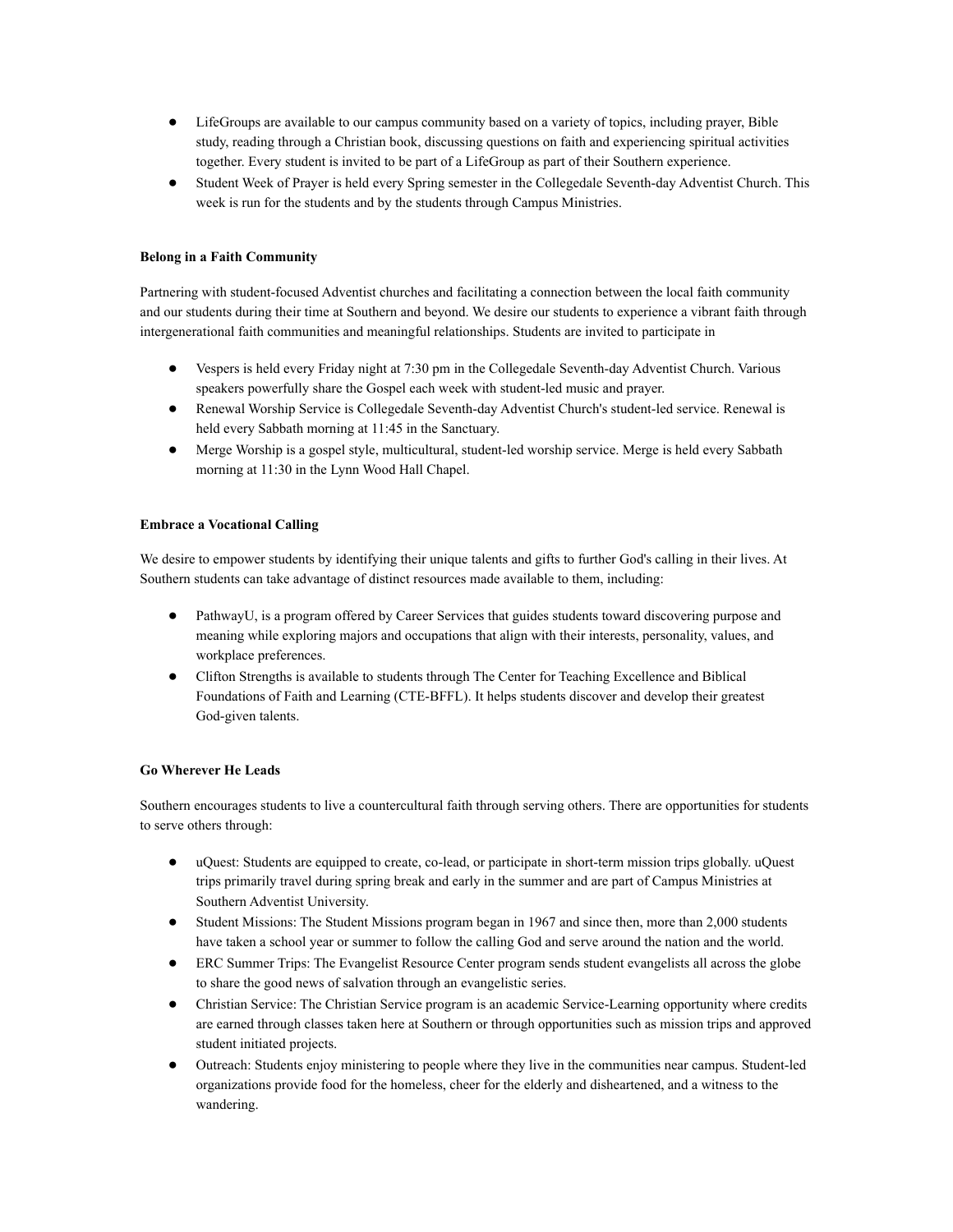- LifeGroups are available to our campus community based on a variety of topics, including prayer, Bible study, reading through a Christian book, discussing questions on faith and experiencing spiritual activities together. Every student is invited to be part of a LifeGroup as part of their Southern experience.
- Student Week of Prayer is held every Spring semester in the Collegedale Seventh-day Adventist Church. This week is run for the students and by the students through Campus Ministries.

**Belong in a Faith Community**

Partnering with student-focused Adventist churches and facilitating a connection between the local faith community and our students during their time at Southern and beyond. We desire our students to experience a vibrant faith through intergenerational faith communities and meaningful relationships. Students are invited to participate in

- Vespers is held every Friday night at 7:30 pm in the Collegedale Seventh-day Adventist Church. Various speakers powerfully share the Gospel each week with student-led music and prayer.
- Renewal Worship Service is Collegedale Seventh-day Adventist Church's student-led service. Renewal is held every Sabbath morning at 11:45 in the Sanctuary.
- Merge Worship is a gospel style, multicultural, student-led worship service. Merge is held every Sabbath morning at 11:30 in the Lynn Wood Hall Chapel.

**Embrace a Vocational Calling**

We desire to empower students by identifying their unique talents and gifts to further God's calling in their lives. At Southern students can take advantage of distinct resources made available to them, including:

- PathwayU, is a program offered by Career Services that guides students toward discovering purpose and meaning while exploring majors and occupations that align with their interests, personality, values, and workplace preferences.
- Clifton Strengths is available to students through The Center for Teaching Excellence and Biblical Foundations of Faith and Learning (CTE-BFFL). It helps students discover and develop their greatest God-given talents.

**Go Wherever He Leads**

Southern encourages students to live a countercultural faith through serving others. There are opportunities for students to serve others through:

- uQuest: Students are equipped to create, co-lead, or participate in short-term mission trips globally. uQuest trips primarily travel during spring break and early in the summer and are part of Campus Ministries at Southern Adventist University.
- Student Missions: The Student Missions program began in 1967 and since then, more than 2,000 students have taken a school year or summer to follow the calling God and serve around the nation and the world.
- ERC Summer Trips: The Evangelist Resource Center program sends student evangelists all across the globe to share the good news of salvation through an evangelistic series.
- Christian Service: The Christian Service program is an academic Service-Learning opportunity where credits are earned through classes taken here at Southern or through opportunities such as mission trips and approved student initiated projects.
- Outreach: Students enjoy ministering to people where they live in the communities near campus. Student-led organizations provide food for the homeless, cheer for the elderly and disheartened, and a witness to the wandering.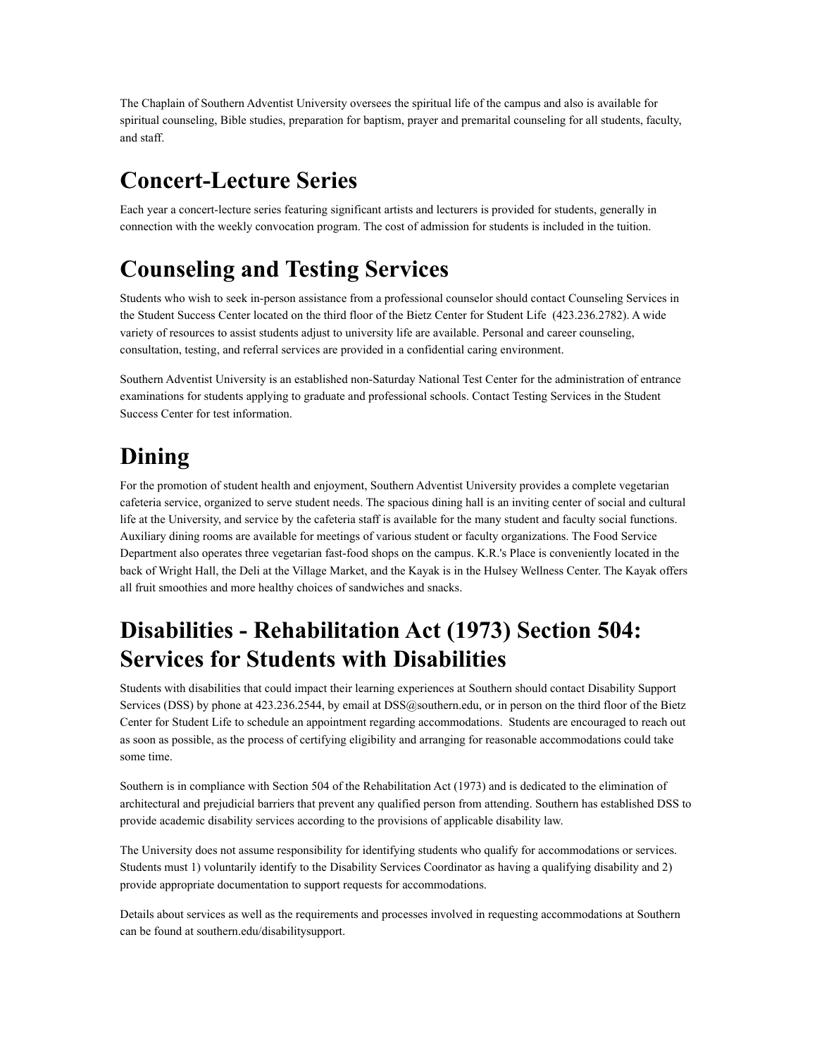The Chaplain of Southern Adventist University oversees the spiritual life of the campus and also is available for spiritual counseling, Bible studies, preparation for baptism, prayer and premarital counseling for all students, faculty, and staff.

# Concert-Lecture Series

Each year a concert-lecture series featuring significant artists and lecturers is provided for students, generally in connection with the weekly convocation program. The cost of admission for students is included in the tuition.

# Counseling and Testing Services

Students who wish to seek in-person assistance from a professional counselor should contact Counseling Services in the Student Success Center located on the third floor of the Bietz Center for Student Life (423.236.2782). A wide variety of resources to assist students adjust to university life are available. Personal and career counseling, consultation, testing, and referral services are provided in a confidential caring environment.

Southern Adventist University is an established non-Saturday National Test Center for the administration of entrance examinations for students applying to graduate and professional schools. Contact Testing Services in the Student Success Center for test information.

# Dining

For the promotion of student health and enjoyment, Southern Adventist University provides a complete vegetarian cafeteria service, organized to serve student needs. The spacious dining hall is an inviting center of social and cultural life at the University, and service by the cafeteria staff is available for the many student and faculty social functions. Auxiliary dining rooms are available for meetings of various student or faculty organizations. The Food Service Department also operates three vegetarian fast-food shops on the campus. K.R.'s Place is conveniently located in the back of Wright Hall, the Deli at the Village Market, and the Kayak is in the Hulsey Wellness Center. The Kayak offers all fruit smoothies and more healthy choices of sandwiches and snacks.

# Disabilities - Rehabilitation Act (1973) Section 504: Services for Students with Disabilities

Students with disabilities that could impact their learning experiences at Southern should contact Disability Support Services (DSS) by phone at 423.236.2544, by email at DSS@southern.edu, or in person on the third floor of the Bietz Center for Student Life to schedule an appointment regarding accommodations. Students are encouraged to reach out as soon as possible, as the process of certifying eligibility and arranging for reasonable accommodations could take some time.

Southern is in compliance with Section 504 of the Rehabilitation Act (1973) and is dedicated to the elimination of architectural and prejudicial barriers that prevent any qualified person from attending. Southern has established DSS to provide academic disability services according to the provisions of applicable disability law.

The University does not assume responsibility for identifying students who qualify for accommodations or services. Students must 1) voluntarily identify to the Disability Services Coordinator as having a qualifying disability and 2) provide appropriate documentation to support requests for accommodations.

Details about services as well as the requirements and processes involved in requesting accommodations at Southern can be found at southern.edu/disabilitysupport.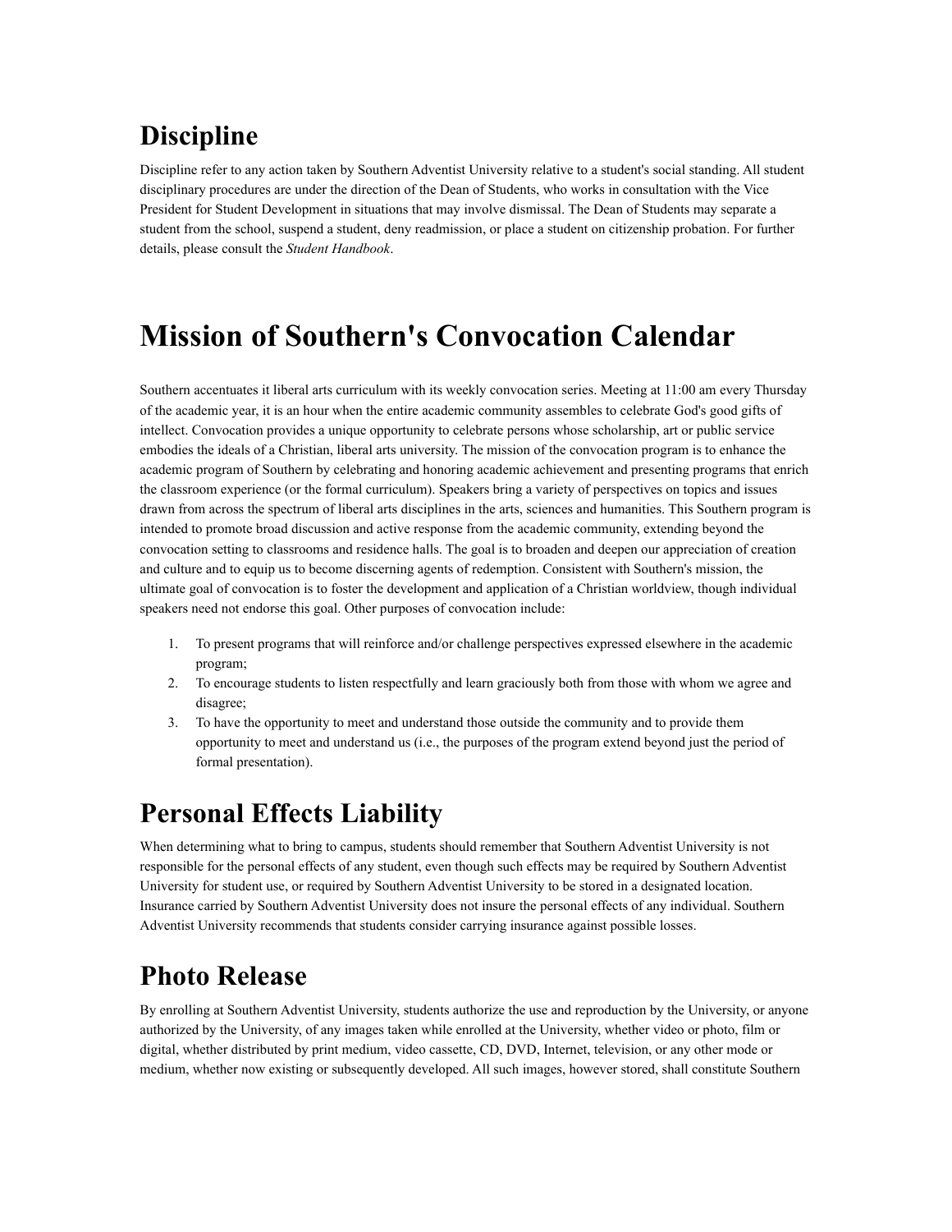# Discipline

Discipline refer to any action taken by Southern Adventist University relative to a student's social standing. All student disciplinary procedures are under the direction of the Dean of Students, who works in consultation with the Vice President for Student Development in situations that may involve dismissal. The Dean of Students may separate a student from the school, suspend a student, deny readmission, or place a student on citizenship probation. For further details, please consult the *Student Handbook*.

# Mission of Southern's Convocation Calendar

Southern accentuates it liberal arts curriculum with its weekly convocation series. Meeting at 11:00 am every Thursday of the academic year, it is an hour when the entire academic community assembles to celebrate God's good gifts of intellect. Convocation provides a unique opportunity to celebrate persons whose scholarship, art or public service embodies the ideals of a Christian, liberal arts university. The mission of the convocation program is to enhance the academic program of Southern by celebrating and honoring academic achievement and presenting programs that enrich the classroom experience (or the formal curriculum). Speakers bring a variety of perspectives on topics and issues drawn from across the spectrum of liberal arts disciplines in the arts, sciences and humanities. This Southern program is intended to promote broad discussion and active response from the academic community, extending beyond the convocation setting to classrooms and residence halls. The goal is to broaden and deepen our appreciation of creation and culture and to equip us to become discerning agents of redemption. Consistent with Southern's mission, the ultimate goal of convocation is to foster the development and application of a Christian worldview, though individual speakers need not endorse this goal. Other purposes of convocation include:

1. To present programs that will reinforce and/or challenge perspectives expressed elsewhere in the academic program;
2. To encourage students to listen respectfully and learn graciously both from those with whom we agree and disagree;
3. To have the opportunity to meet and understand those outside the community and to provide them opportunity to meet and understand us (i.e., the purposes of the program extend beyond just the period of formal presentation).

# Personal Effects Liability

When determining what to bring to campus, students should remember that Southern Adventist University is not responsible for the personal effects of any student, even though such effects may be required by Southern Adventist University for student use, or required by Southern Adventist University to be stored in a designated location. Insurance carried by Southern Adventist University does not insure the personal effects of any individual. Southern Adventist University recommends that students consider carrying insurance against possible losses.

# Photo Release

By enrolling at Southern Adventist University, students authorize the use and reproduction by the University, or anyone authorized by the University, of any images taken while enrolled at the University, whether video or photo, film or digital, whether distributed by print medium, video cassette, CD, DVD, Internet, television, or any other mode or medium, whether now existing or subsequently developed. All such images, however stored, shall constitute Southern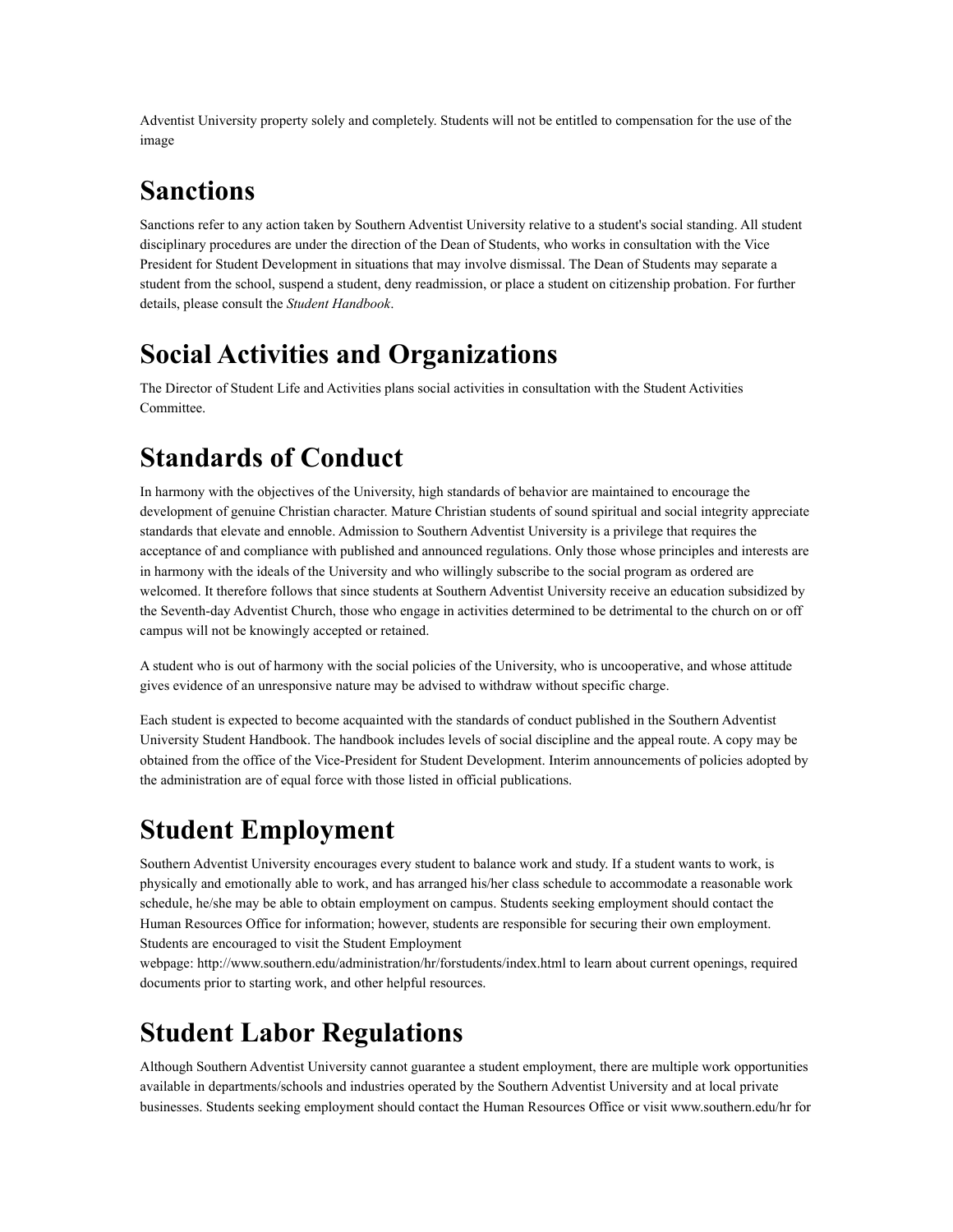Adventist University property solely and completely. Students will not be entitled to compensation for the use of the image

# Sanctions

Sanctions refer to any action taken by Southern Adventist University relative to a student's social standing. All student disciplinary procedures are under the direction of the Dean of Students, who works in consultation with the Vice President for Student Development in situations that may involve dismissal. The Dean of Students may separate a student from the school, suspend a student, deny readmission, or place a student on citizenship probation. For further details, please consult the *Student Handbook*.

# Social Activities and Organizations

The Director of Student Life and Activities plans social activities in consultation with the Student Activities Committee.

# Standards of Conduct

In harmony with the objectives of the University, high standards of behavior are maintained to encourage the development of genuine Christian character. Mature Christian students of sound spiritual and social integrity appreciate standards that elevate and ennoble. Admission to Southern Adventist University is a privilege that requires the acceptance of and compliance with published and announced regulations. Only those whose principles and interests are in harmony with the ideals of the University and who willingly subscribe to the social program as ordered are welcomed. It therefore follows that since students at Southern Adventist University receive an education subsidized by the Seventh-day Adventist Church, those who engage in activities determined to be detrimental to the church on or off campus will not be knowingly accepted or retained.

A student who is out of harmony with the social policies of the University, who is uncooperative, and whose attitude gives evidence of an unresponsive nature may be advised to withdraw without specific charge.

Each student is expected to become acquainted with the standards of conduct published in the Southern Adventist University Student Handbook. The handbook includes levels of social discipline and the appeal route. A copy may be obtained from the office of the Vice-President for Student Development. Interim announcements of policies adopted by the administration are of equal force with those listed in official publications.

# Student Employment

Southern Adventist University encourages every student to balance work and study. If a student wants to work, is physically and emotionally able to work, and has arranged his/her class schedule to accommodate a reasonable work schedule, he/she may be able to obtain employment on campus. Students seeking employment should contact the Human Resources Office for information; however, students are responsible for securing their own employment. Students are encouraged to visit the Student Employment webpage: http://www.southern.edu/administration/hr/forstudents/index.html to learn about current openings, required documents prior to starting work, and other helpful resources.

# Student Labor Regulations

Although Southern Adventist University cannot guarantee a student employment, there are multiple work opportunities available in departments/schools and industries operated by the Southern Adventist University and at local private businesses. Students seeking employment should contact the Human Resources Office or visit www.southern.edu/hr for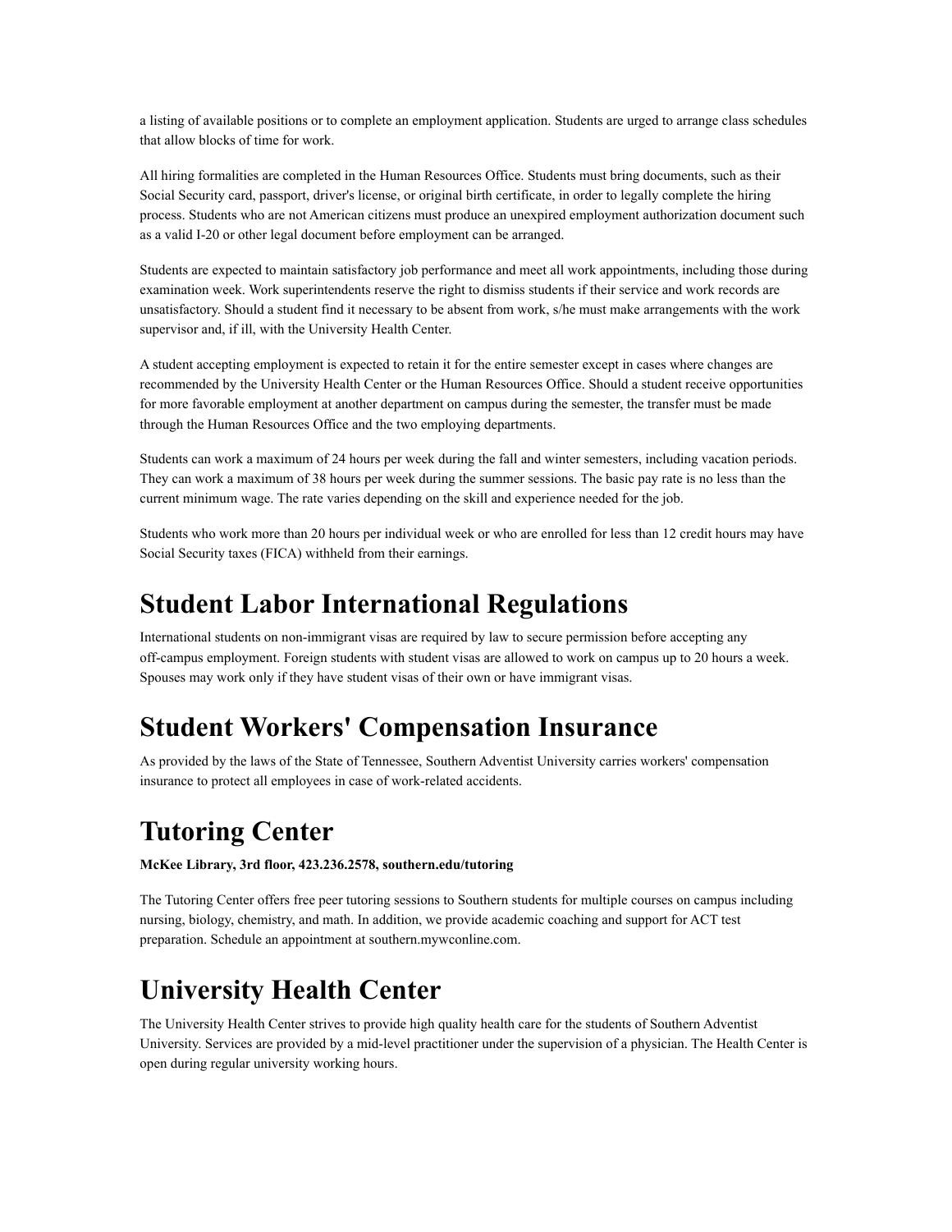a listing of available positions or to complete an employment application. Students are urged to arrange class schedules that allow blocks of time for work.

All hiring formalities are completed in the Human Resources Office. Students must bring documents, such as their Social Security card, passport, driver's license, or original birth certificate, in order to legally complete the hiring process. Students who are not American citizens must produce an unexpired employment authorization document such as a valid I-20 or other legal document before employment can be arranged.

Students are expected to maintain satisfactory job performance and meet all work appointments, including those during examination week. Work superintendents reserve the right to dismiss students if their service and work records are unsatisfactory. Should a student find it necessary to be absent from work, s/he must make arrangements with the work supervisor and, if ill, with the University Health Center.

A student accepting employment is expected to retain it for the entire semester except in cases where changes are recommended by the University Health Center or the Human Resources Office. Should a student receive opportunities for more favorable employment at another department on campus during the semester, the transfer must be made through the Human Resources Office and the two employing departments.

Students can work a maximum of 24 hours per week during the fall and winter semesters, including vacation periods. They can work a maximum of 38 hours per week during the summer sessions. The basic pay rate is no less than the current minimum wage. The rate varies depending on the skill and experience needed for the job.

Students who work more than 20 hours per individual week or who are enrolled for less than 12 credit hours may have Social Security taxes (FICA) withheld from their earnings.

# Student Labor International Regulations

International students on non-immigrant visas are required by law to secure permission before accepting any off-campus employment. Foreign students with student visas are allowed to work on campus up to 20 hours a week. Spouses may work only if they have student visas of their own or have immigrant visas.

# Student Workers' Compensation Insurance

As provided by the laws of the State of Tennessee, Southern Adventist University carries workers' compensation insurance to protect all employees in case of work-related accidents.

# Tutoring Center

**McKee Library, 3rd floor, 423.236.2578, southern.edu/tutoring**

The Tutoring Center offers free peer tutoring sessions to Southern students for multiple courses on campus including nursing, biology, chemistry, and math. In addition, we provide academic coaching and support for ACT test preparation. Schedule an appointment at southern.mywconline.com.

# University Health Center

The University Health Center strives to provide high quality health care for the students of Southern Adventist University. Services are provided by a mid-level practitioner under the supervision of a physician. The Health Center is open during regular university working hours.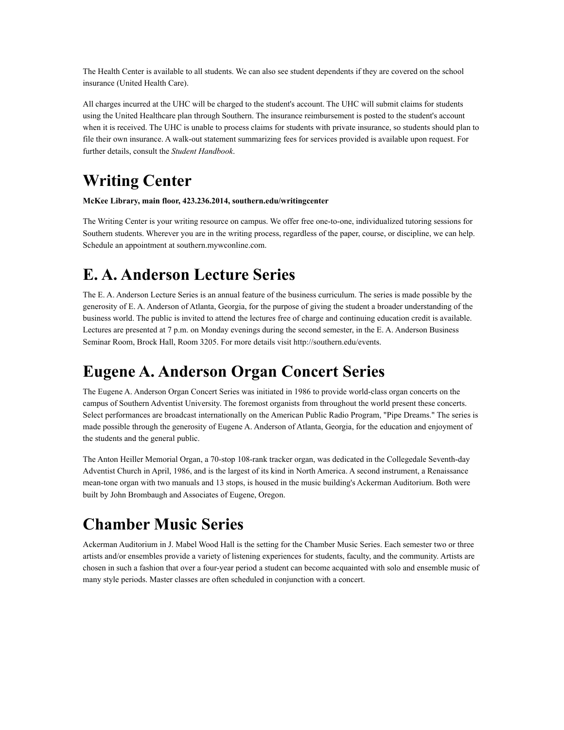The Health Center is available to all students. We can also see student dependents if they are covered on the school insurance (United Health Care).

All charges incurred at the UHC will be charged to the student's account. The UHC will submit claims for students using the United Healthcare plan through Southern. The insurance reimbursement is posted to the student's account when it is received. The UHC is unable to process claims for students with private insurance, so students should plan to file their own insurance. A walk-out statement summarizing fees for services provided is available upon request. For further details, consult the *Student Handbook*.

# Writing Center

**McKee Library, main floor, 423.236.2014, southern.edu/writingcenter**

The Writing Center is your writing resource on campus. We offer free one-to-one, individualized tutoring sessions for Southern students. Wherever you are in the writing process, regardless of the paper, course, or discipline, we can help. Schedule an appointment at southern.mywconline.com.

# E. A. Anderson Lecture Series

The E. A. Anderson Lecture Series is an annual feature of the business curriculum. The series is made possible by the generosity of E. A. Anderson of Atlanta, Georgia, for the purpose of giving the student a broader understanding of the business world. The public is invited to attend the lectures free of charge and continuing education credit is available. Lectures are presented at 7 p.m. on Monday evenings during the second semester, in the E. A. Anderson Business Seminar Room, Brock Hall, Room 3205. For more details visit http://southern.edu/events.

# Eugene A. Anderson Organ Concert Series

The Eugene A. Anderson Organ Concert Series was initiated in 1986 to provide world-class organ concerts on the campus of Southern Adventist University. The foremost organists from throughout the world present these concerts. Select performances are broadcast internationally on the American Public Radio Program, "Pipe Dreams." The series is made possible through the generosity of Eugene A. Anderson of Atlanta, Georgia, for the education and enjoyment of the students and the general public.

The Anton Heiller Memorial Organ, a 70-stop 108-rank tracker organ, was dedicated in the Collegedale Seventh-day Adventist Church in April, 1986, and is the largest of its kind in North America. A second instrument, a Renaissance mean-tone organ with two manuals and 13 stops, is housed in the music building's Ackerman Auditorium. Both were built by John Brombaugh and Associates of Eugene, Oregon.

# Chamber Music Series

Ackerman Auditorium in J. Mabel Wood Hall is the setting for the Chamber Music Series. Each semester two or three artists and/or ensembles provide a variety of listening experiences for students, faculty, and the community. Artists are chosen in such a fashion that over a four-year period a student can become acquainted with solo and ensemble music of many style periods. Master classes are often scheduled in conjunction with a concert.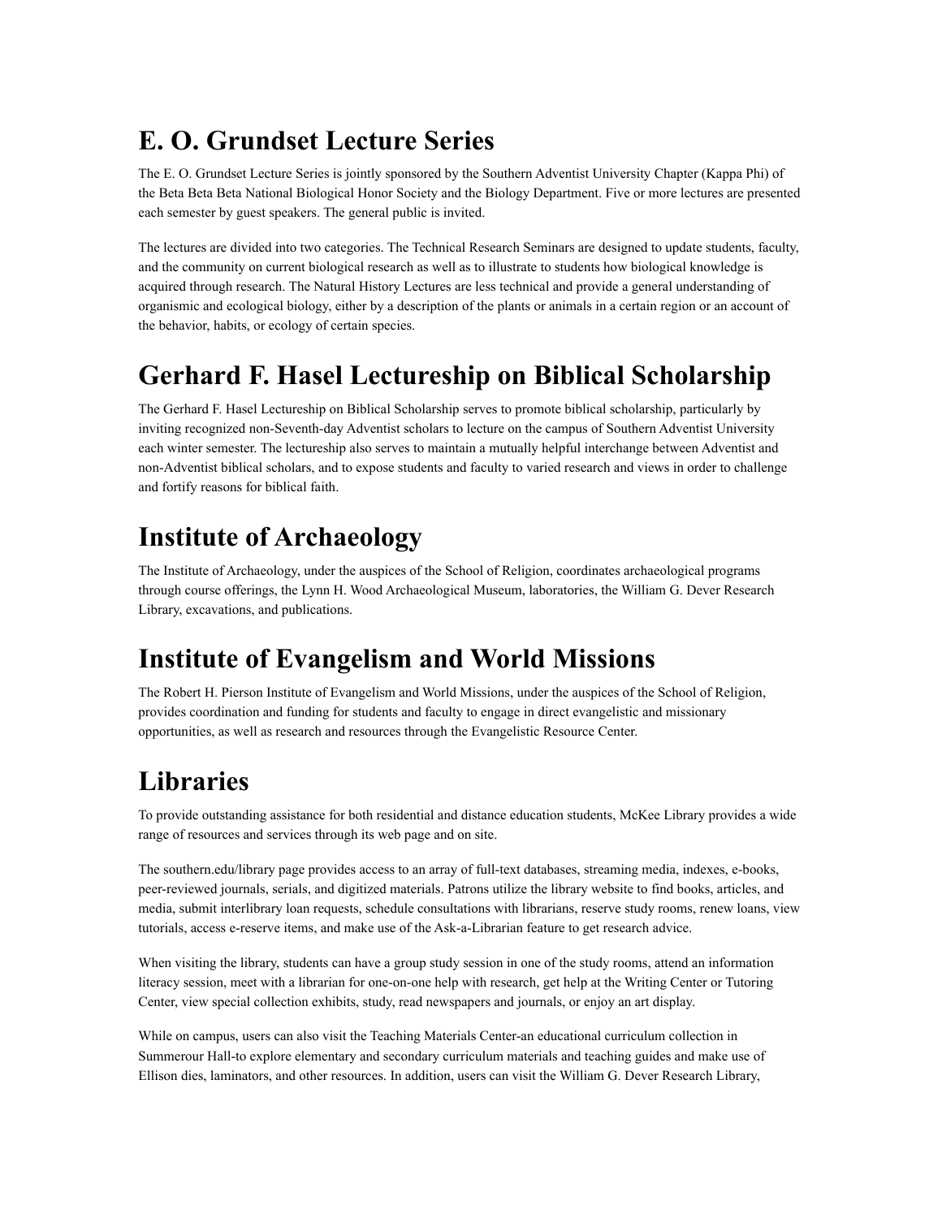## E. O. Grundset Lecture Series

The E. O. Grundset Lecture Series is jointly sponsored by the Southern Adventist University Chapter (Kappa Phi) of the Beta Beta Beta National Biological Honor Society and the Biology Department. Five or more lectures are presented each semester by guest speakers. The general public is invited.

The lectures are divided into two categories. The Technical Research Seminars are designed to update students, faculty, and the community on current biological research as well as to illustrate to students how biological knowledge is acquired through research. The Natural History Lectures are less technical and provide a general understanding of organismic and ecological biology, either by a description of the plants or animals in a certain region or an account of the behavior, habits, or ecology of certain species.

## Gerhard F. Hasel Lectureship on Biblical Scholarship

The Gerhard F. Hasel Lectureship on Biblical Scholarship serves to promote biblical scholarship, particularly by inviting recognized non-Seventh-day Adventist scholars to lecture on the campus of Southern Adventist University each winter semester. The lectureship also serves to maintain a mutually helpful interchange between Adventist and non-Adventist biblical scholars, and to expose students and faculty to varied research and views in order to challenge and fortify reasons for biblical faith.

## Institute of Archaeology

The Institute of Archaeology, under the auspices of the School of Religion, coordinates archaeological programs through course offerings, the Lynn H. Wood Archaeological Museum, laboratories, the William G. Dever Research Library, excavations, and publications.

## Institute of Evangelism and World Missions

The Robert H. Pierson Institute of Evangelism and World Missions, under the auspices of the School of Religion, provides coordination and funding for students and faculty to engage in direct evangelistic and missionary opportunities, as well as research and resources through the Evangelistic Resource Center.

## Libraries

To provide outstanding assistance for both residential and distance education students, McKee Library provides a wide range of resources and services through its web page and on site.

The southern.edu/library page provides access to an array of full-text databases, streaming media, indexes, e-books, peer-reviewed journals, serials, and digitized materials. Patrons utilize the library website to find books, articles, and media, submit interlibrary loan requests, schedule consultations with librarians, reserve study rooms, renew loans, view tutorials, access e-reserve items, and make use of the Ask-a-Librarian feature to get research advice.

When visiting the library, students can have a group study session in one of the study rooms, attend an information literacy session, meet with a librarian for one-on-one help with research, get help at the Writing Center or Tutoring Center, view special collection exhibits, study, read newspapers and journals, or enjoy an art display.

While on campus, users can also visit the Teaching Materials Center-an educational curriculum collection in Summerour Hall-to explore elementary and secondary curriculum materials and teaching guides and make use of Ellison dies, laminators, and other resources. In addition, users can visit the William G. Dever Research Library,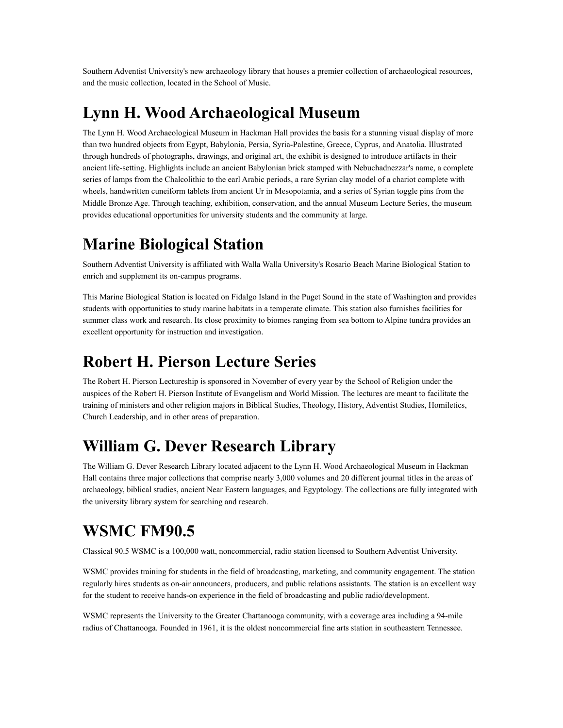Southern Adventist University's new archaeology library that houses a premier collection of archaeological resources, and the music collection, located in the School of Music.

# Lynn H. Wood Archaeological Museum

The Lynn H. Wood Archaeological Museum in Hackman Hall provides the basis for a stunning visual display of more than two hundred objects from Egypt, Babylonia, Persia, Syria-Palestine, Greece, Cyprus, and Anatolia. Illustrated through hundreds of photographs, drawings, and original art, the exhibit is designed to introduce artifacts in their ancient life-setting. Highlights include an ancient Babylonian brick stamped with Nebuchadnezzar's name, a complete series of lamps from the Chalcolithic to the earl Arabic periods, a rare Syrian clay model of a chariot complete with wheels, handwritten cuneiform tablets from ancient Ur in Mesopotamia, and a series of Syrian toggle pins from the Middle Bronze Age. Through teaching, exhibition, conservation, and the annual Museum Lecture Series, the museum provides educational opportunities for university students and the community at large.

# Marine Biological Station

Southern Adventist University is affiliated with Walla Walla University's Rosario Beach Marine Biological Station to enrich and supplement its on-campus programs.

This Marine Biological Station is located on Fidalgo Island in the Puget Sound in the state of Washington and provides students with opportunities to study marine habitats in a temperate climate. This station also furnishes facilities for summer class work and research. Its close proximity to biomes ranging from sea bottom to Alpine tundra provides an excellent opportunity for instruction and investigation.

# Robert H. Pierson Lecture Series

The Robert H. Pierson Lectureship is sponsored in November of every year by the School of Religion under the auspices of the Robert H. Pierson Institute of Evangelism and World Mission. The lectures are meant to facilitate the training of ministers and other religion majors in Biblical Studies, Theology, History, Adventist Studies, Homiletics, Church Leadership, and in other areas of preparation.

# William G. Dever Research Library

The William G. Dever Research Library located adjacent to the Lynn H. Wood Archaeological Museum in Hackman Hall contains three major collections that comprise nearly 3,000 volumes and 20 different journal titles in the areas of archaeology, biblical studies, ancient Near Eastern languages, and Egyptology. The collections are fully integrated with the university library system for searching and research.

# WSMC FM90.5

Classical 90.5 WSMC is a 100,000 watt, noncommercial, radio station licensed to Southern Adventist University.

WSMC provides training for students in the field of broadcasting, marketing, and community engagement. The station regularly hires students as on-air announcers, producers, and public relations assistants. The station is an excellent way for the student to receive hands-on experience in the field of broadcasting and public radio/development.

WSMC represents the University to the Greater Chattanooga community, with a coverage area including a 94-mile radius of Chattanooga. Founded in 1961, it is the oldest noncommercial fine arts station in southeastern Tennessee.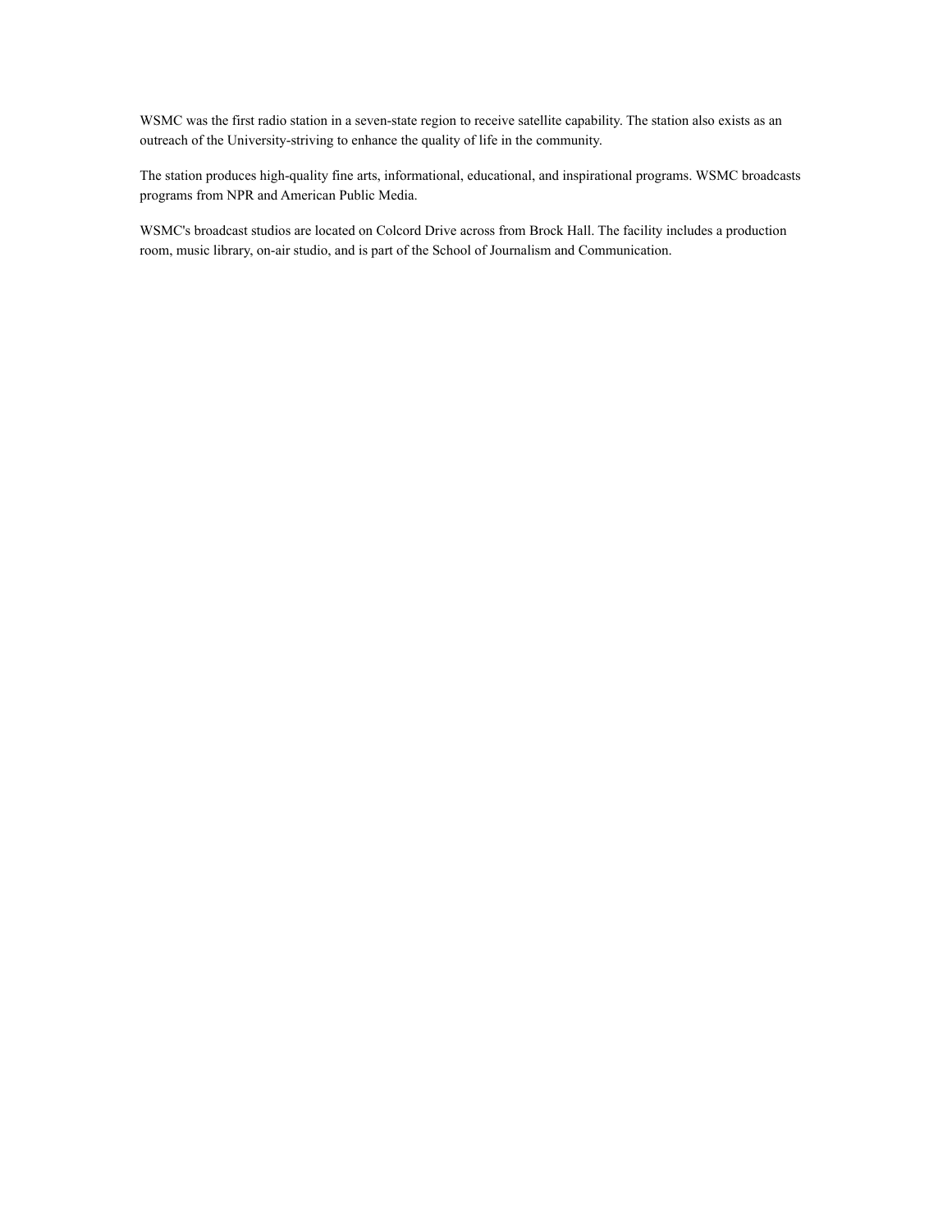WSMC was the first radio station in a seven-state region to receive satellite capability. The station also exists as an outreach of the University-striving to enhance the quality of life in the community.

The station produces high-quality fine arts, informational, educational, and inspirational programs. WSMC broadcasts programs from NPR and American Public Media.

WSMC's broadcast studios are located on Colcord Drive across from Brock Hall. The facility includes a production room, music library, on-air studio, and is part of the School of Journalism and Communication.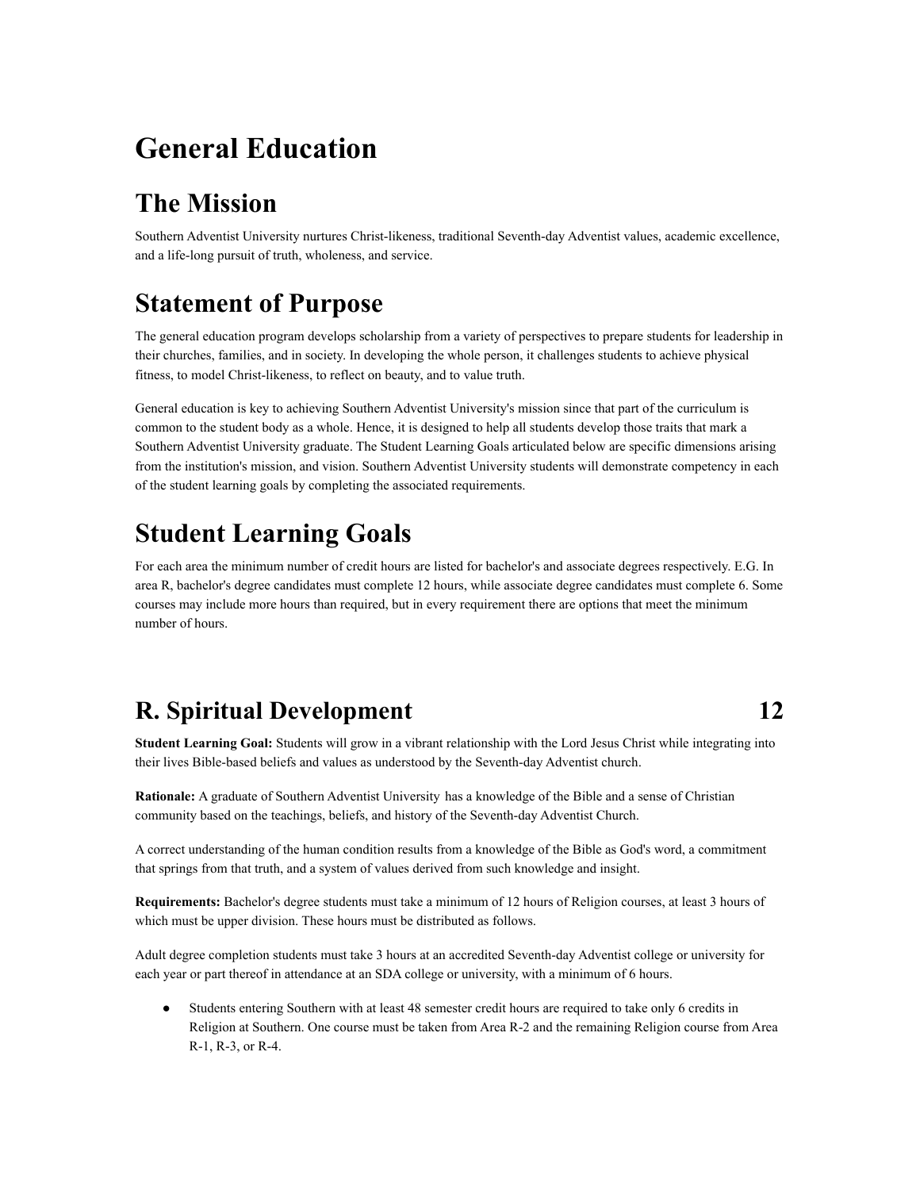# General Education

# The Mission

Southern Adventist University nurtures Christ-likeness, traditional Seventh-day Adventist values, academic excellence, and a life-long pursuit of truth, wholeness, and service.

# Statement of Purpose

The general education program develops scholarship from a variety of perspectives to prepare students for leadership in their churches, families, and in society. In developing the whole person, it challenges students to achieve physical fitness, to model Christ-likeness, to reflect on beauty, and to value truth.

General education is key to achieving Southern Adventist University's mission since that part of the curriculum is common to the student body as a whole. Hence, it is designed to help all students develop those traits that mark a Southern Adventist University graduate. The Student Learning Goals articulated below are specific dimensions arising from the institution's mission, and vision. Southern Adventist University students will demonstrate competency in each of the student learning goals by completing the associated requirements.

# Student Learning Goals

For each area the minimum number of credit hours are listed for bachelor's and associate degrees respectively. E.G. In area R, bachelor's degree candidates must complete 12 hours, while associate degree candidates must complete 6. Some courses may include more hours than required, but in every requirement there are options that meet the minimum number of hours.

# R. Spiritual Development 12

**Student Learning Goal:** Students will grow in a vibrant relationship with the Lord Jesus Christ while integrating into their lives Bible-based beliefs and values as understood by the Seventh-day Adventist church.

**Rationale:** A graduate of Southern Adventist University has a knowledge of the Bible and a sense of Christian community based on the teachings, beliefs, and history of the Seventh-day Adventist Church.

A correct understanding of the human condition results from a knowledge of the Bible as God's word, a commitment that springs from that truth, and a system of values derived from such knowledge and insight.

**Requirements:** Bachelor's degree students must take a minimum of 12 hours of Religion courses, at least 3 hours of which must be upper division. These hours must be distributed as follows.

Adult degree completion students must take 3 hours at an accredited Seventh-day Adventist college or university for each year or part thereof in attendance at an SDA college or university, with a minimum of 6 hours.

- Students entering Southern with at least 48 semester credit hours are required to take only 6 credits in Religion at Southern. One course must be taken from Area R-2 and the remaining Religion course from Area R-1, R-3, or R-4.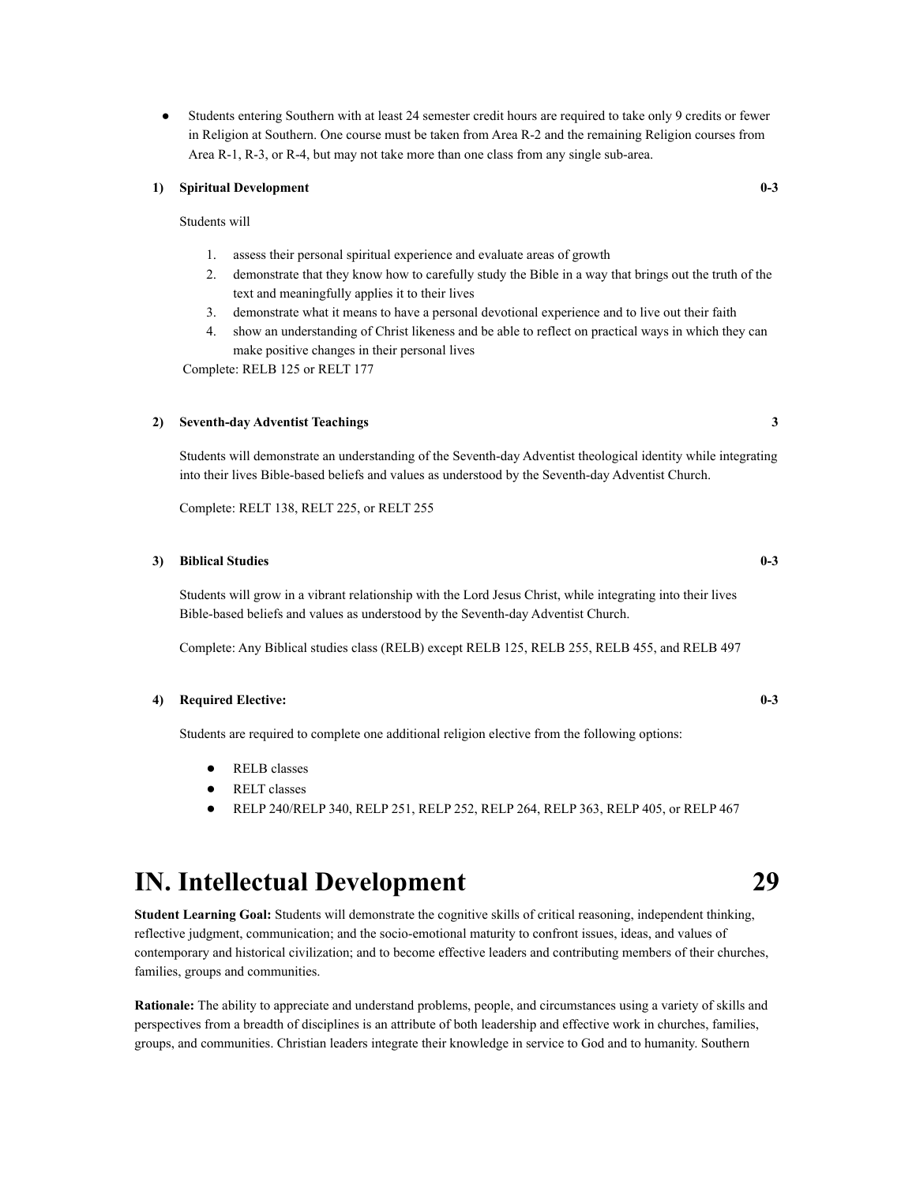- Students entering Southern with at least 24 semester credit hours are required to take only 9 credits or fewer in Religion at Southern. One course must be taken from Area R-2 and the remaining Religion courses from Area R-1, R-3, or R-4, but may not take more than one class from any single sub-area.

**1) Spiritual Development** **0-3**

Students will

1. assess their personal spiritual experience and evaluate areas of growth
2. demonstrate that they know how to carefully study the Bible in a way that brings out the truth of the text and meaningfully applies it to their lives
3. demonstrate what it means to have a personal devotional experience and to live out their faith
4. show an understanding of Christ likeness and be able to reflect on practical ways in which they can make positive changes in their personal lives

Complete: RELB 125 or RELT 177

**2) Seventh-day Adventist Teachings** **3**

Students will demonstrate an understanding of the Seventh-day Adventist theological identity while integrating into their lives Bible-based beliefs and values as understood by the Seventh-day Adventist Church.

Complete: RELT 138, RELT 225, or RELT 255

**3) Biblical Studies** **0-3**

Students will grow in a vibrant relationship with the Lord Jesus Christ, while integrating into their lives Bible-based beliefs and values as understood by the Seventh-day Adventist Church.

Complete: Any Biblical studies class (RELB) except RELB 125, RELB 255, RELB 455, and RELB 497

**4) Required Elective:** **0-3**

Students are required to complete one additional religion elective from the following options:

- RELB classes
- RELT classes
- RELP 240/RELP 340, RELP 251, RELP 252, RELP 264, RELP 363, RELP 405, or RELP 467

# IN. Intellectual Development 29

**Student Learning Goal:** Students will demonstrate the cognitive skills of critical reasoning, independent thinking, reflective judgment, communication; and the socio-emotional maturity to confront issues, ideas, and values of contemporary and historical civilization; and to become effective leaders and contributing members of their churches, families, groups and communities.

**Rationale:** The ability to appreciate and understand problems, people, and circumstances using a variety of skills and perspectives from a breadth of disciplines is an attribute of both leadership and effective work in churches, families, groups, and communities. Christian leaders integrate their knowledge in service to God and to humanity. Southern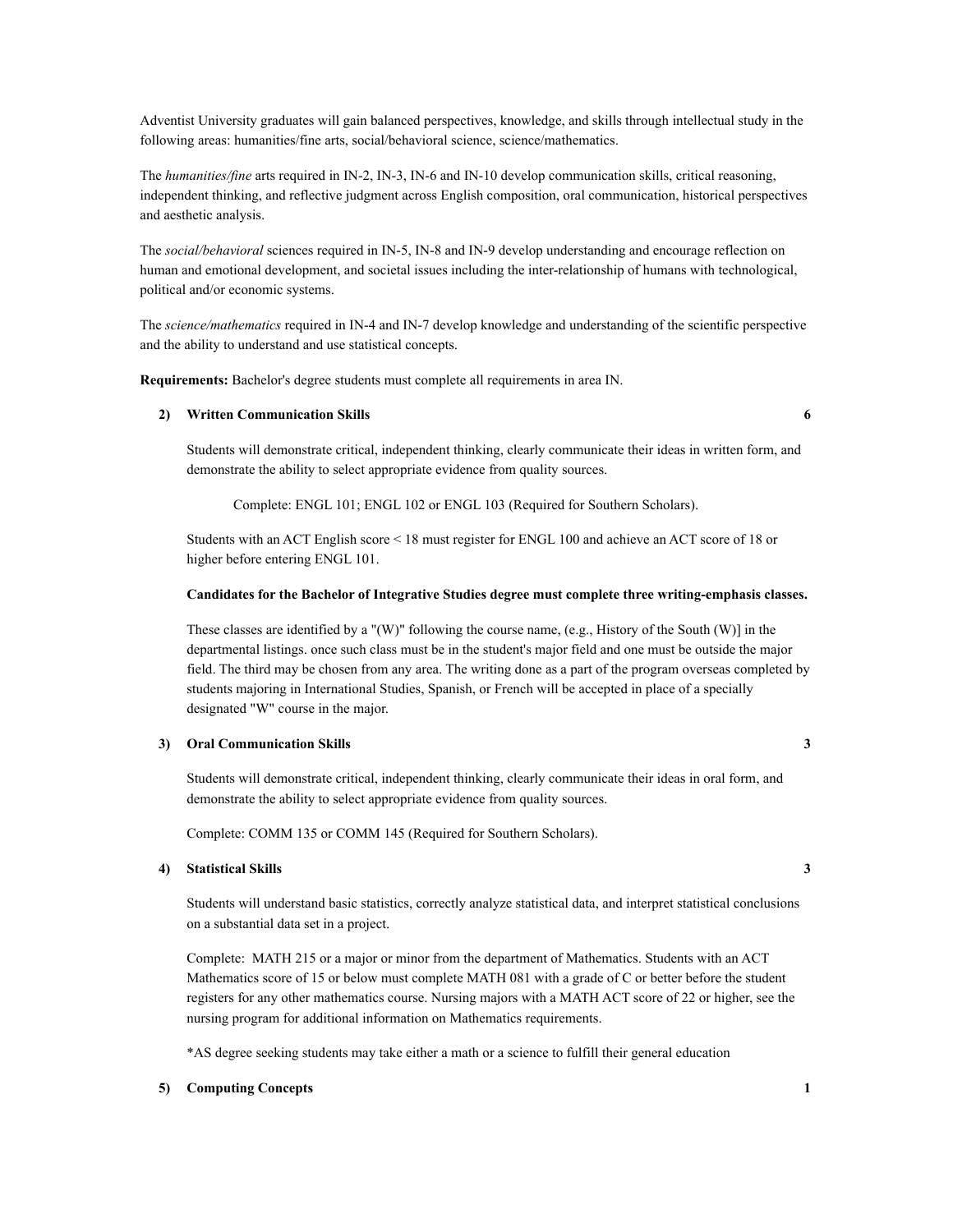Adventist University graduates will gain balanced perspectives, knowledge, and skills through intellectual study in the following areas: humanities/fine arts, social/behavioral science, science/mathematics.

The *humanities/fine* arts required in IN-2, IN-3, IN-6 and IN-10 develop communication skills, critical reasoning, independent thinking, and reflective judgment across English composition, oral communication, historical perspectives and aesthetic analysis.

The *social/behavioral* sciences required in IN-5, IN-8 and IN-9 develop understanding and encourage reflection on human and emotional development, and societal issues including the inter-relationship of humans with technological, political and/or economic systems.

The *science/mathematics* required in IN-4 and IN-7 develop knowledge and understanding of the scientific perspective and the ability to understand and use statistical concepts.

**Requirements:** Bachelor's degree students must complete all requirements in area IN.

**2) Written Communication Skills** **6**

Students will demonstrate critical, independent thinking, clearly communicate their ideas in written form, and demonstrate the ability to select appropriate evidence from quality sources.

Complete: ENGL 101; ENGL 102 or ENGL 103 (Required for Southern Scholars).

Students with an ACT English score < 18 must register for ENGL 100 and achieve an ACT score of 18 or higher before entering ENGL 101.

**Candidates for the Bachelor of Integrative Studies degree must complete three writing-emphasis classes.**

These classes are identified by a "(W)" following the course name, (e.g., History of the South (W)] in the departmental listings. once such class must be in the student's major field and one must be outside the major field. The third may be chosen from any area. The writing done as a part of the program overseas completed by students majoring in International Studies, Spanish, or French will be accepted in place of a specially designated "W" course in the major.

**3) Oral Communication Skills** **3**

Students will demonstrate critical, independent thinking, clearly communicate their ideas in oral form, and demonstrate the ability to select appropriate evidence from quality sources.

Complete: COMM 135 or COMM 145 (Required for Southern Scholars).

**4) Statistical Skills** **3**

Students will understand basic statistics, correctly analyze statistical data, and interpret statistical conclusions on a substantial data set in a project.

Complete: MATH 215 or a major or minor from the department of Mathematics. Students with an ACT Mathematics score of 15 or below must complete MATH 081 with a grade of C or better before the student registers for any other mathematics course. Nursing majors with a MATH ACT score of 22 or higher, see the nursing program for additional information on Mathematics requirements.

*AS degree seeking students may take either a math or a science to fulfill their general education

**5) Computing Concepts** **1**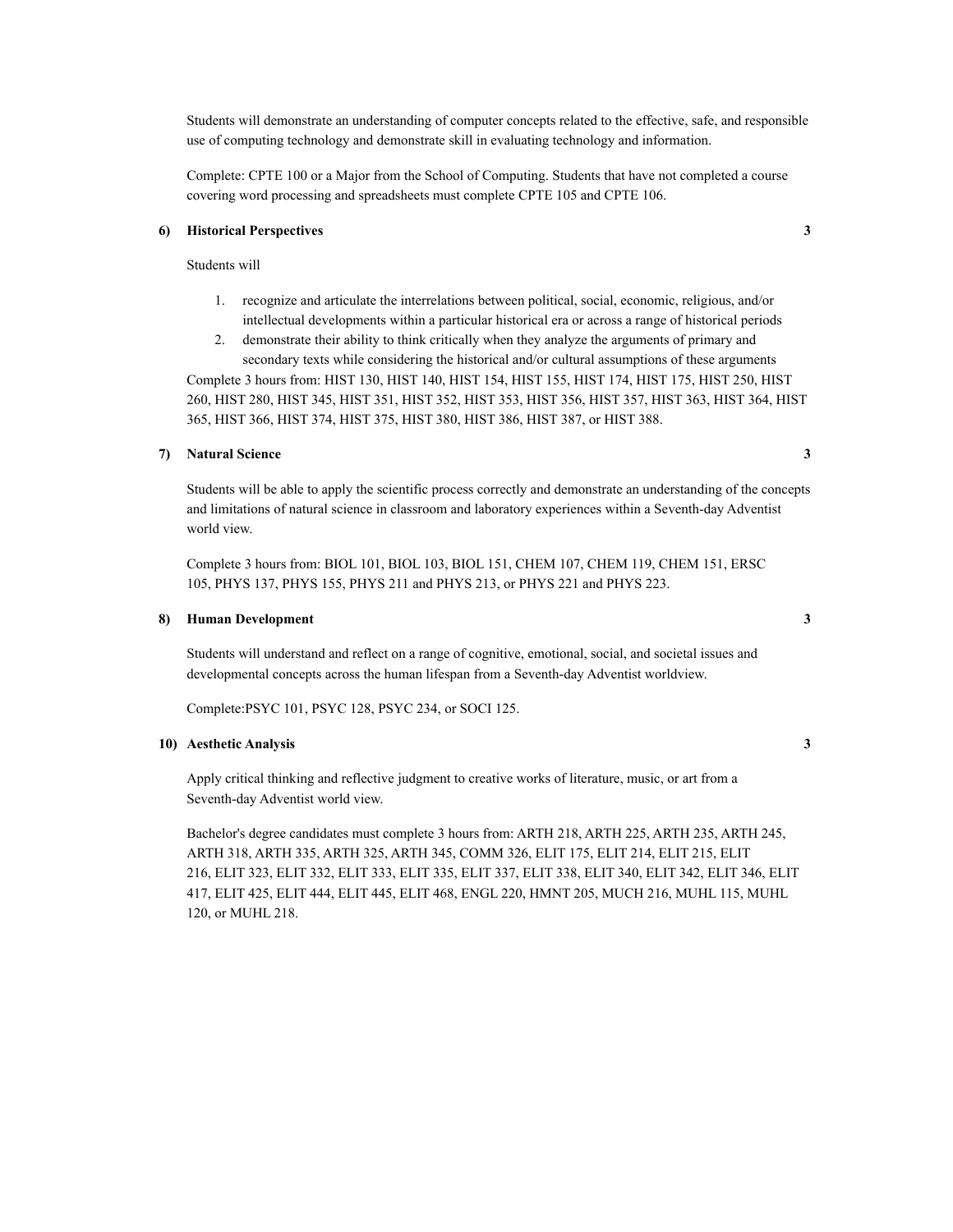Students will demonstrate an understanding of computer concepts related to the effective, safe, and responsible use of computing technology and demonstrate skill in evaluating technology and information.

Complete: CPTE 100 or a Major from the School of Computing. Students that have not completed a course covering word processing and spreadsheets must complete CPTE 105 and CPTE 106.

**6) Historical Perspectives** **3**

Students will

1. recognize and articulate the interrelations between political, social, economic, religious, and/or intellectual developments within a particular historical era or across a range of historical periods
2. demonstrate their ability to think critically when they analyze the arguments of primary and secondary texts while considering the historical and/or cultural assumptions of these arguments

Complete 3 hours from: HIST 130, HIST 140, HIST 154, HIST 155, HIST 174, HIST 175, HIST 250, HIST 260, HIST 280, HIST 345, HIST 351, HIST 352, HIST 353, HIST 356, HIST 357, HIST 363, HIST 364, HIST 365, HIST 366, HIST 374, HIST 375, HIST 380, HIST 386, HIST 387, or HIST 388.

**7) Natural Science** **3**

Students will be able to apply the scientific process correctly and demonstrate an understanding of the concepts and limitations of natural science in classroom and laboratory experiences within a Seventh-day Adventist world view.

Complete 3 hours from: BIOL 101, BIOL 103, BIOL 151, CHEM 107, CHEM 119, CHEM 151, ERSC 105, PHYS 137, PHYS 155, PHYS 211 and PHYS 213, or PHYS 221 and PHYS 223.

**8) Human Development** **3**

Students will understand and reflect on a range of cognitive, emotional, social, and societal issues and developmental concepts across the human lifespan from a Seventh-day Adventist worldview.

Complete:PSYC 101, PSYC 128, PSYC 234, or SOCI 125.

**10) Aesthetic Analysis** **3**

Apply critical thinking and reflective judgment to creative works of literature, music, or art from a Seventh-day Adventist world view.

Bachelor's degree candidates must complete 3 hours from: ARTH 218, ARTH 225, ARTH 235, ARTH 245, ARTH 318, ARTH 335, ARTH 325, ARTH 345, COMM 326, ELIT 175, ELIT 214, ELIT 215, ELIT 216, ELIT 323, ELIT 332, ELIT 333, ELIT 335, ELIT 337, ELIT 338, ELIT 340, ELIT 342, ELIT 346, ELIT 417, ELIT 425, ELIT 444, ELIT 445, ELIT 468, ENGL 220, HMNT 205, MUCH 216, MUHL 115, MUHL 120, or MUHL 218.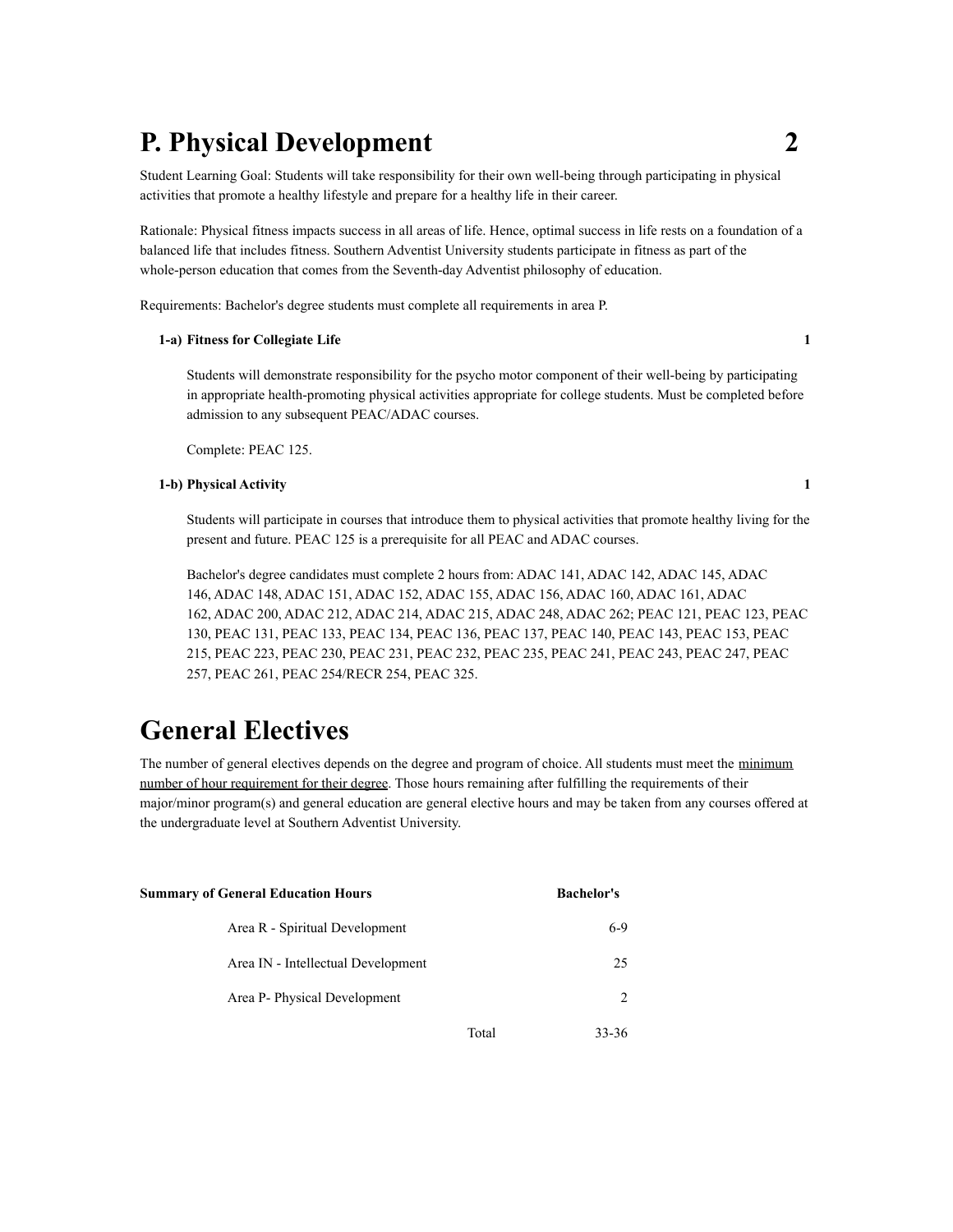# P. Physical Development 2

Student Learning Goal: Students will take responsibility for their own well-being through participating in physical activities that promote a healthy lifestyle and prepare for a healthy life in their career.

Rationale: Physical fitness impacts success in all areas of life. Hence, optimal success in life rests on a foundation of a balanced life that includes fitness. Southern Adventist University students participate in fitness as part of the whole-person education that comes from the Seventh-day Adventist philosophy of education.

Requirements: Bachelor's degree students must complete all requirements in area P.

**1-a) Fitness for Collegiate Life** **1**

Students will demonstrate responsibility for the psycho motor component of their well-being by participating in appropriate health-promoting physical activities appropriate for college students. Must be completed before admission to any subsequent PEAC/ADAC courses.

Complete: PEAC 125.

**1-b) Physical Activity** **1**

Students will participate in courses that introduce them to physical activities that promote healthy living for the present and future. PEAC 125 is a prerequisite for all PEAC and ADAC courses.

Bachelor's degree candidates must complete 2 hours from: ADAC 141, ADAC 142, ADAC 145, ADAC 146, ADAC 148, ADAC 151, ADAC 152, ADAC 155, ADAC 156, ADAC 160, ADAC 161, ADAC 162, ADAC 200, ADAC 212, ADAC 214, ADAC 215, ADAC 248, ADAC 262; PEAC 121, PEAC 123, PEAC 130, PEAC 131, PEAC 133, PEAC 134, PEAC 136, PEAC 137, PEAC 140, PEAC 143, PEAC 153, PEAC 215, PEAC 223, PEAC 230, PEAC 231, PEAC 232, PEAC 235, PEAC 241, PEAC 243, PEAC 247, PEAC 257, PEAC 261, PEAC 254/RECR 254, PEAC 325.

# General Electives

The number of general electives depends on the degree and program of choice. All students must meet the minimum number of hour requirement for their degree. Those hours remaining after fulfilling the requirements of their major/minor program(s) and general education are general elective hours and may be taken from any courses offered at the undergraduate level at Southern Adventist University.

| Summary of General Education Hours | Bachelor's |
|---|---|
| Area R - Spiritual Development | 6-9 |
| Area IN - Intellectual Development | 25 |
| Area P- Physical Development | 2 |
| Total | 33-36 |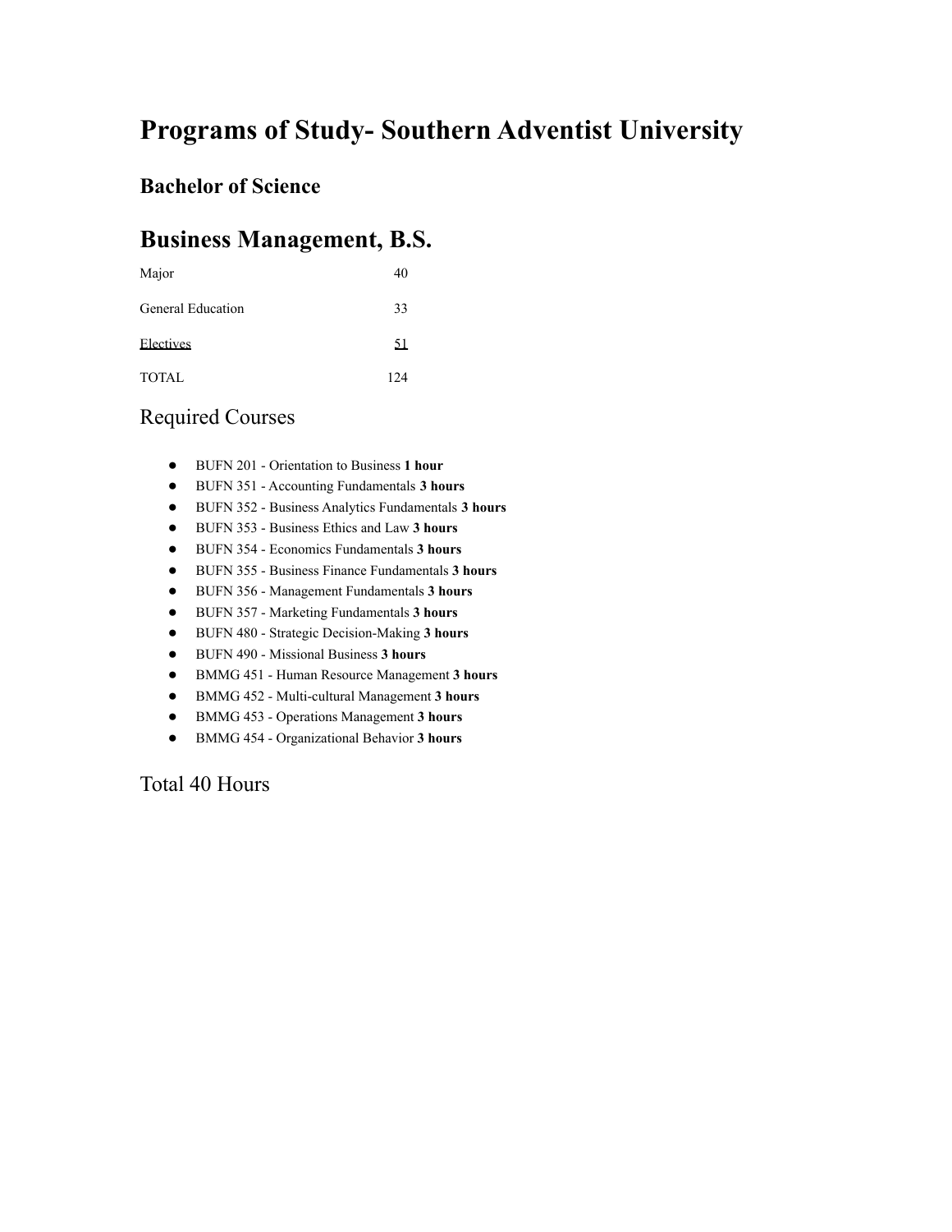# Programs of Study- Southern Adventist University

## Bachelor of Science

# Business Management, B.S.

| | |
|---|---|
| Major | 40 |
| General Education | 33 |
| Electives | 51 |
| TOTAL | 124 |

## Required Courses

- BUFN 201 - Orientation to Business **1 hour**
- BUFN 351 - Accounting Fundamentals **3 hours**
- BUFN 352 - Business Analytics Fundamentals **3 hours**
- BUFN 353 - Business Ethics and Law **3 hours**
- BUFN 354 - Economics Fundamentals **3 hours**
- BUFN 355 - Business Finance Fundamentals **3 hours**
- BUFN 356 - Management Fundamentals **3 hours**
- BUFN 357 - Marketing Fundamentals **3 hours**
- BUFN 480 - Strategic Decision-Making **3 hours**
- BUFN 490 - Missional Business **3 hours**
- BMMG 451 - Human Resource Management **3 hours**
- BMMG 452 - Multi-cultural Management **3 hours**
- BMMG 453 - Operations Management **3 hours**
- BMMG 454 - Organizational Behavior **3 hours**

## Total 40 Hours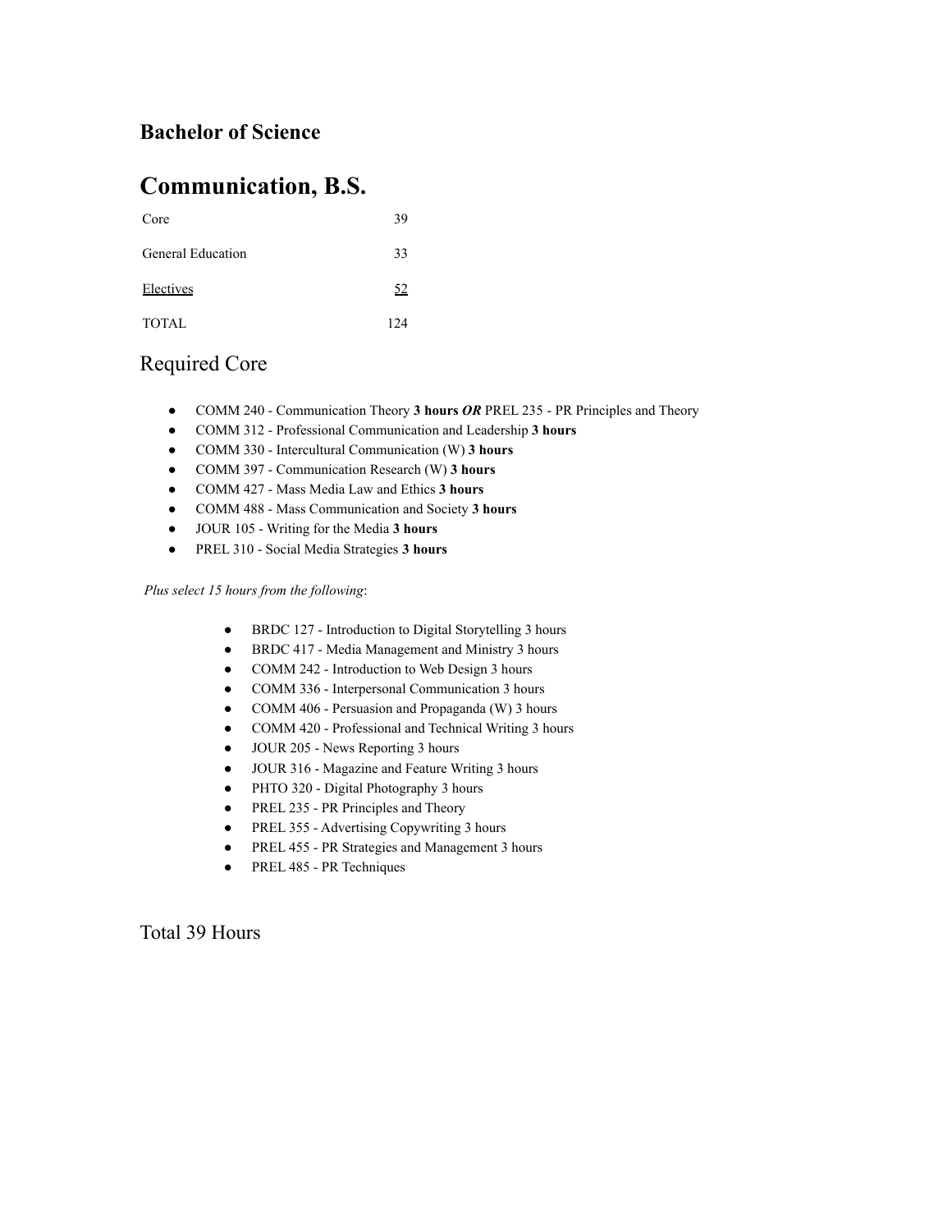### Bachelor of Science

# Communication, B.S.

| | |
|---|---|
| Core | 39 |
| General Education | 33 |
| Electives | 52 |
| TOTAL | 124 |

## Required Core

- COMM 240 - Communication Theory **3 hours** ***OR*** PREL 235 - PR Principles and Theory
- COMM 312 - Professional Communication and Leadership **3 hours**
- COMM 330 - Intercultural Communication (W) **3 hours**
- COMM 397 - Communication Research (W) **3 hours**
- COMM 427 - Mass Media Law and Ethics **3 hours**
- COMM 488 - Mass Communication and Society **3 hours**
- JOUR 105 - Writing for the Media **3 hours**
- PREL 310 - Social Media Strategies **3 hours**

*Plus select 15 hours from the following*:

- BRDC 127 - Introduction to Digital Storytelling 3 hours
- BRDC 417 - Media Management and Ministry 3 hours
- COMM 242 - Introduction to Web Design 3 hours
- COMM 336 - Interpersonal Communication 3 hours
- COMM 406 - Persuasion and Propaganda (W) 3 hours
- COMM 420 - Professional and Technical Writing 3 hours
- JOUR 205 - News Reporting 3 hours
- JOUR 316 - Magazine and Feature Writing 3 hours
- PHTO 320 - Digital Photography 3 hours
- PREL 235 - PR Principles and Theory
- PREL 355 - Advertising Copywriting 3 hours
- PREL 455 - PR Strategies and Management 3 hours
- PREL 485 - PR Techniques

## Total 39 Hours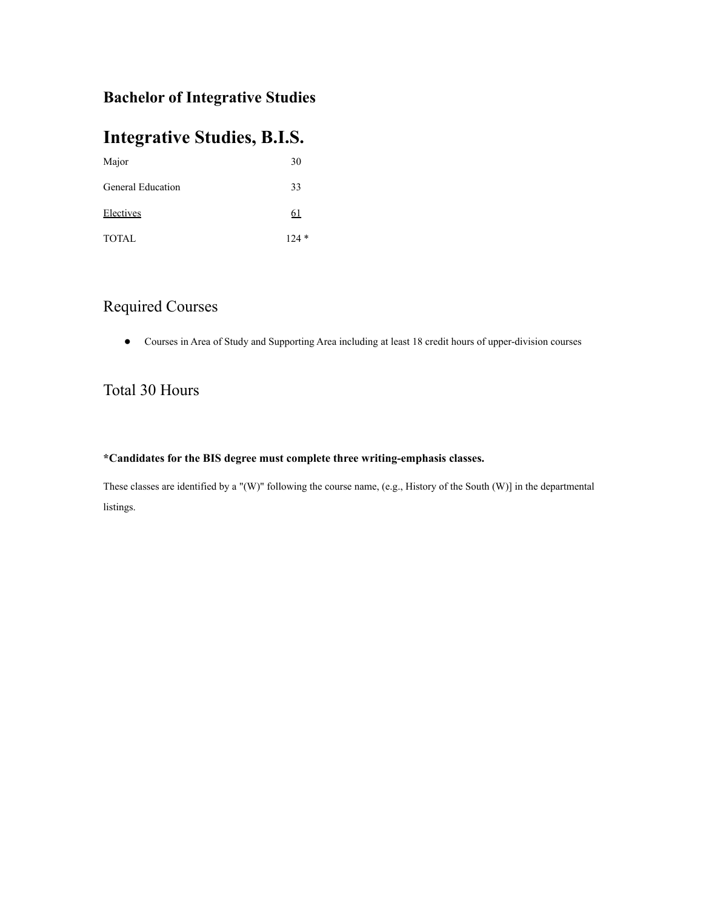## Bachelor of Integrative Studies

# Integrative Studies, B.I.S.

| | |
|---|---|
| Major | 30 |
| General Education | 33 |
| Electives | 61 |
| TOTAL | 124 * |

## Required Courses

- Courses in Area of Study and Supporting Area including at least 18 credit hours of upper-division courses

## Total 30 Hours

**\*Candidates for the BIS degree must complete three writing-emphasis classes.**

These classes are identified by a "(W)" following the course name, (e.g., History of the South (W)] in the departmental listings.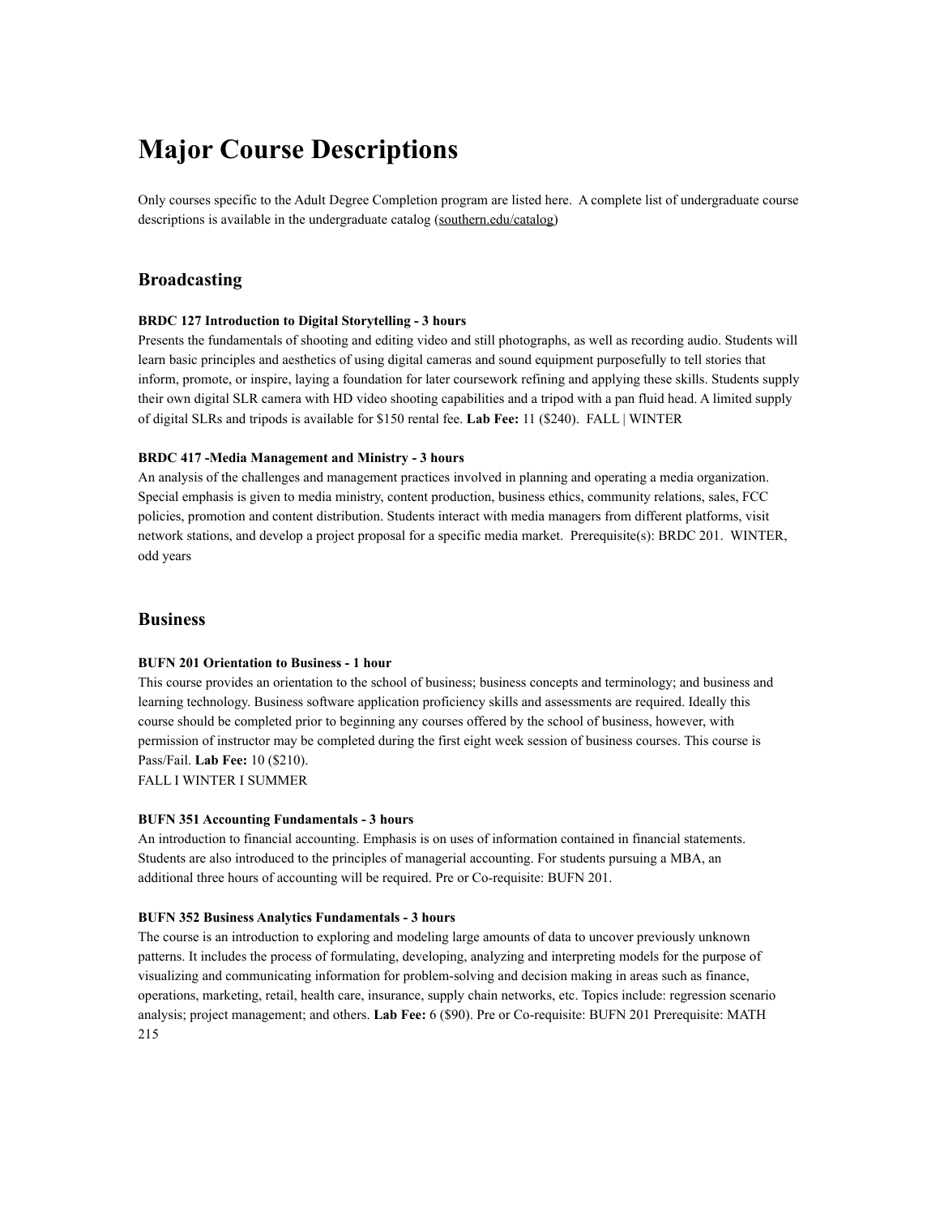# Major Course Descriptions

Only courses specific to the Adult Degree Completion program are listed here. A complete list of undergraduate course descriptions is available in the undergraduate catalog (southern.edu/catalog)

## Broadcasting

**BRDC 127 Introduction to Digital Storytelling - 3 hours**
Presents the fundamentals of shooting and editing video and still photographs, as well as recording audio. Students will learn basic principles and aesthetics of using digital cameras and sound equipment purposefully to tell stories that inform, promote, or inspire, laying a foundation for later coursework refining and applying these skills. Students supply their own digital SLR camera with HD video shooting capabilities and a tripod with a pan fluid head. A limited supply of digital SLRs and tripods is available for $150 rental fee. **Lab Fee:** 11 ($240). FALL | WINTER

**BRDC 417 -Media Management and Ministry - 3 hours**
An analysis of the challenges and management practices involved in planning and operating a media organization. Special emphasis is given to media ministry, content production, business ethics, community relations, sales, FCC policies, promotion and content distribution. Students interact with media managers from different platforms, visit network stations, and develop a project proposal for a specific media market. Prerequisite(s): BRDC 201. WINTER, odd years

## Business

**BUFN 201 Orientation to Business - 1 hour**
This course provides an orientation to the school of business; business concepts and terminology; and business and learning technology. Business software application proficiency skills and assessments are required. Ideally this course should be completed prior to beginning any courses offered by the school of business, however, with permission of instructor may be completed during the first eight week session of business courses. This course is Pass/Fail. **Lab Fee:** 10 ($210).
FALL I WINTER I SUMMER

**BUFN 351 Accounting Fundamentals - 3 hours**
An introduction to financial accounting. Emphasis is on uses of information contained in financial statements. Students are also introduced to the principles of managerial accounting. For students pursuing a MBA, an additional three hours of accounting will be required. Pre or Co-requisite: BUFN 201.

**BUFN 352 Business Analytics Fundamentals - 3 hours**
The course is an introduction to exploring and modeling large amounts of data to uncover previously unknown patterns. It includes the process of formulating, developing, analyzing and interpreting models for the purpose of visualizing and communicating information for problem-solving and decision making in areas such as finance, operations, marketing, retail, health care, insurance, supply chain networks, etc. Topics include: regression scenario analysis; project management; and others. **Lab Fee:** 6 ($90). Pre or Co-requisite: BUFN 201 Prerequisite: MATH 215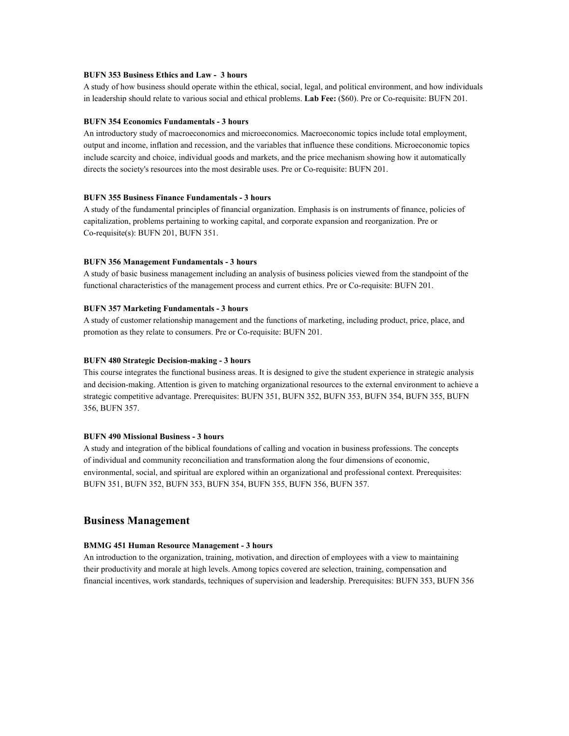**BUFN 353 Business Ethics and Law - 3 hours**
A study of how business should operate within the ethical, social, legal, and political environment, and how individuals in leadership should relate to various social and ethical problems. **Lab Fee:** ($60). Pre or Co-requisite: BUFN 201.

**BUFN 354 Economics Fundamentals - 3 hours**
An introductory study of macroeconomics and microeconomics. Macroeconomic topics include total employment, output and income, inflation and recession, and the variables that influence these conditions. Microeconomic topics include scarcity and choice, individual goods and markets, and the price mechanism showing how it automatically directs the society's resources into the most desirable uses. Pre or Co-requisite: BUFN 201.

**BUFN 355 Business Finance Fundamentals - 3 hours**
A study of the fundamental principles of financial organization. Emphasis is on instruments of finance, policies of capitalization, problems pertaining to working capital, and corporate expansion and reorganization. Pre or Co-requisite(s): BUFN 201, BUFN 351.

**BUFN 356 Management Fundamentals - 3 hours**
A study of basic business management including an analysis of business policies viewed from the standpoint of the functional characteristics of the management process and current ethics. Pre or Co-requisite: BUFN 201.

**BUFN 357 Marketing Fundamentals - 3 hours**
A study of customer relationship management and the functions of marketing, including product, price, place, and promotion as they relate to consumers. Pre or Co-requisite: BUFN 201.

**BUFN 480 Strategic Decision-making - 3 hours**
This course integrates the functional business areas. It is designed to give the student experience in strategic analysis and decision-making. Attention is given to matching organizational resources to the external environment to achieve a strategic competitive advantage. Prerequisites: BUFN 351, BUFN 352, BUFN 353, BUFN 354, BUFN 355, BUFN 356, BUFN 357.

**BUFN 490 Missional Business - 3 hours**
A study and integration of the biblical foundations of calling and vocation in business professions. The concepts of individual and community reconciliation and transformation along the four dimensions of economic, environmental, social, and spiritual are explored within an organizational and professional context. Prerequisites: BUFN 351, BUFN 352, BUFN 353, BUFN 354, BUFN 355, BUFN 356, BUFN 357.

## Business Management

**BMMG 451 Human Resource Management - 3 hours**
An introduction to the organization, training, motivation, and direction of employees with a view to maintaining their productivity and morale at high levels. Among topics covered are selection, training, compensation and financial incentives, work standards, techniques of supervision and leadership. Prerequisites: BUFN 353, BUFN 356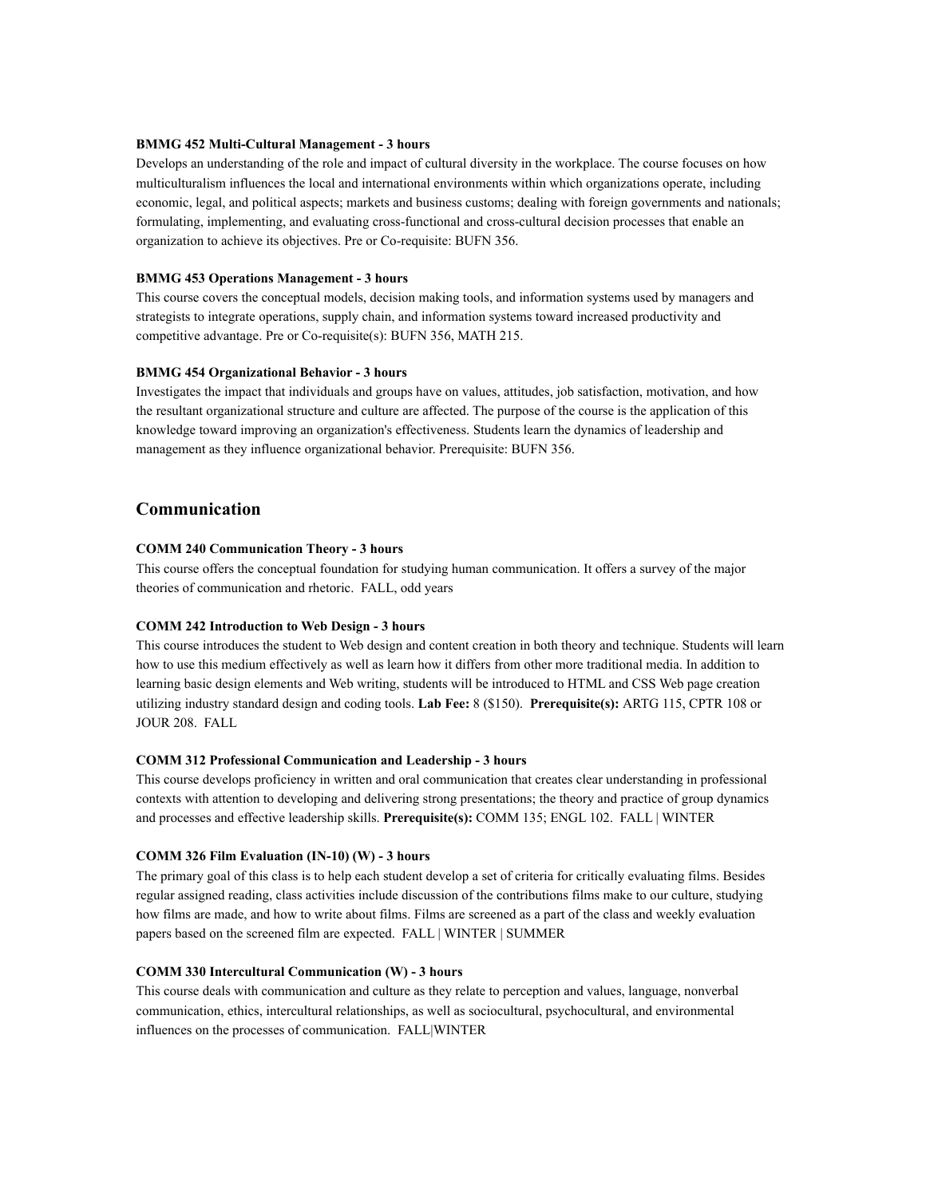**BMMG 452 Multi-Cultural Management - 3 hours**
Develops an understanding of the role and impact of cultural diversity in the workplace. The course focuses on how multiculturalism influences the local and international environments within which organizations operate, including economic, legal, and political aspects; markets and business customs; dealing with foreign governments and nationals; formulating, implementing, and evaluating cross-functional and cross-cultural decision processes that enable an organization to achieve its objectives. Pre or Co-requisite: BUFN 356.

**BMMG 453 Operations Management - 3 hours**
This course covers the conceptual models, decision making tools, and information systems used by managers and strategists to integrate operations, supply chain, and information systems toward increased productivity and competitive advantage. Pre or Co-requisite(s): BUFN 356, MATH 215.

**BMMG 454 Organizational Behavior - 3 hours**
Investigates the impact that individuals and groups have on values, attitudes, job satisfaction, motivation, and how the resultant organizational structure and culture are affected. The purpose of the course is the application of this knowledge toward improving an organization's effectiveness. Students learn the dynamics of leadership and management as they influence organizational behavior. Prerequisite: BUFN 356.

## Communication

**COMM 240 Communication Theory - 3 hours**
This course offers the conceptual foundation for studying human communication. It offers a survey of the major theories of communication and rhetoric. FALL, odd years

**COMM 242 Introduction to Web Design - 3 hours**
This course introduces the student to Web design and content creation in both theory and technique. Students will learn how to use this medium effectively as well as learn how it differs from other more traditional media. In addition to learning basic design elements and Web writing, students will be introduced to HTML and CSS Web page creation utilizing industry standard design and coding tools. **Lab Fee:** 8 ($150). **Prerequisite(s):** ARTG 115, CPTR 108 or JOUR 208. FALL

**COMM 312 Professional Communication and Leadership - 3 hours**
This course develops proficiency in written and oral communication that creates clear understanding in professional contexts with attention to developing and delivering strong presentations; the theory and practice of group dynamics and processes and effective leadership skills. **Prerequisite(s):** COMM 135; ENGL 102. FALL | WINTER

**COMM 326 Film Evaluation (IN-10) (W) - 3 hours**
The primary goal of this class is to help each student develop a set of criteria for critically evaluating films. Besides regular assigned reading, class activities include discussion of the contributions films make to our culture, studying how films are made, and how to write about films. Films are screened as a part of the class and weekly evaluation papers based on the screened film are expected. FALL | WINTER | SUMMER

**COMM 330 Intercultural Communication (W) - 3 hours**
This course deals with communication and culture as they relate to perception and values, language, nonverbal communication, ethics, intercultural relationships, as well as sociocultural, psychocultural, and environmental influences on the processes of communication. FALL|WINTER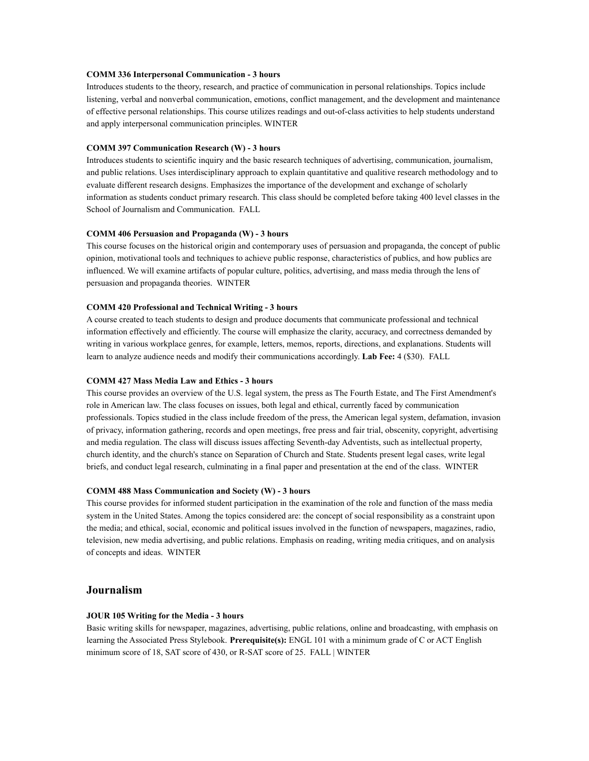**COMM 336 Interpersonal Communication - 3 hours**
Introduces students to the theory, research, and practice of communication in personal relationships. Topics include listening, verbal and nonverbal communication, emotions, conflict management, and the development and maintenance of effective personal relationships. This course utilizes readings and out-of-class activities to help students understand and apply interpersonal communication principles. WINTER

**COMM 397 Communication Research (W) - 3 hours**
Introduces students to scientific inquiry and the basic research techniques of advertising, communication, journalism, and public relations. Uses interdisciplinary approach to explain quantitative and qualitive research methodology and to evaluate different research designs. Emphasizes the importance of the development and exchange of scholarly information as students conduct primary research. This class should be completed before taking 400 level classes in the School of Journalism and Communication. FALL

**COMM 406 Persuasion and Propaganda (W) - 3 hours**
This course focuses on the historical origin and contemporary uses of persuasion and propaganda, the concept of public opinion, motivational tools and techniques to achieve public response, characteristics of publics, and how publics are influenced. We will examine artifacts of popular culture, politics, advertising, and mass media through the lens of persuasion and propaganda theories. WINTER

**COMM 420 Professional and Technical Writing - 3 hours**
A course created to teach students to design and produce documents that communicate professional and technical information effectively and efficiently. The course will emphasize the clarity, accuracy, and correctness demanded by writing in various workplace genres, for example, letters, memos, reports, directions, and explanations. Students will learn to analyze audience needs and modify their communications accordingly. **Lab Fee:** 4 ($30). FALL

**COMM 427 Mass Media Law and Ethics - 3 hours**
This course provides an overview of the U.S. legal system, the press as The Fourth Estate, and The First Amendment's role in American law. The class focuses on issues, both legal and ethical, currently faced by communication professionals. Topics studied in the class include freedom of the press, the American legal system, defamation, invasion of privacy, information gathering, records and open meetings, free press and fair trial, obscenity, copyright, advertising and media regulation. The class will discuss issues affecting Seventh-day Adventists, such as intellectual property, church identity, and the church's stance on Separation of Church and State. Students present legal cases, write legal briefs, and conduct legal research, culminating in a final paper and presentation at the end of the class. WINTER

**COMM 488 Mass Communication and Society (W) - 3 hours**
This course provides for informed student participation in the examination of the role and function of the mass media system in the United States. Among the topics considered are: the concept of social responsibility as a constraint upon the media; and ethical, social, economic and political issues involved in the function of newspapers, magazines, radio, television, new media advertising, and public relations. Emphasis on reading, writing media critiques, and on analysis of concepts and ideas. WINTER

## Journalism

**JOUR 105 Writing for the Media - 3 hours**
Basic writing skills for newspaper, magazines, advertising, public relations, online and broadcasting, with emphasis on learning the Associated Press Stylebook. **Prerequisite(s):** ENGL 101 with a minimum grade of C or ACT English minimum score of 18, SAT score of 430, or R-SAT score of 25. FALL | WINTER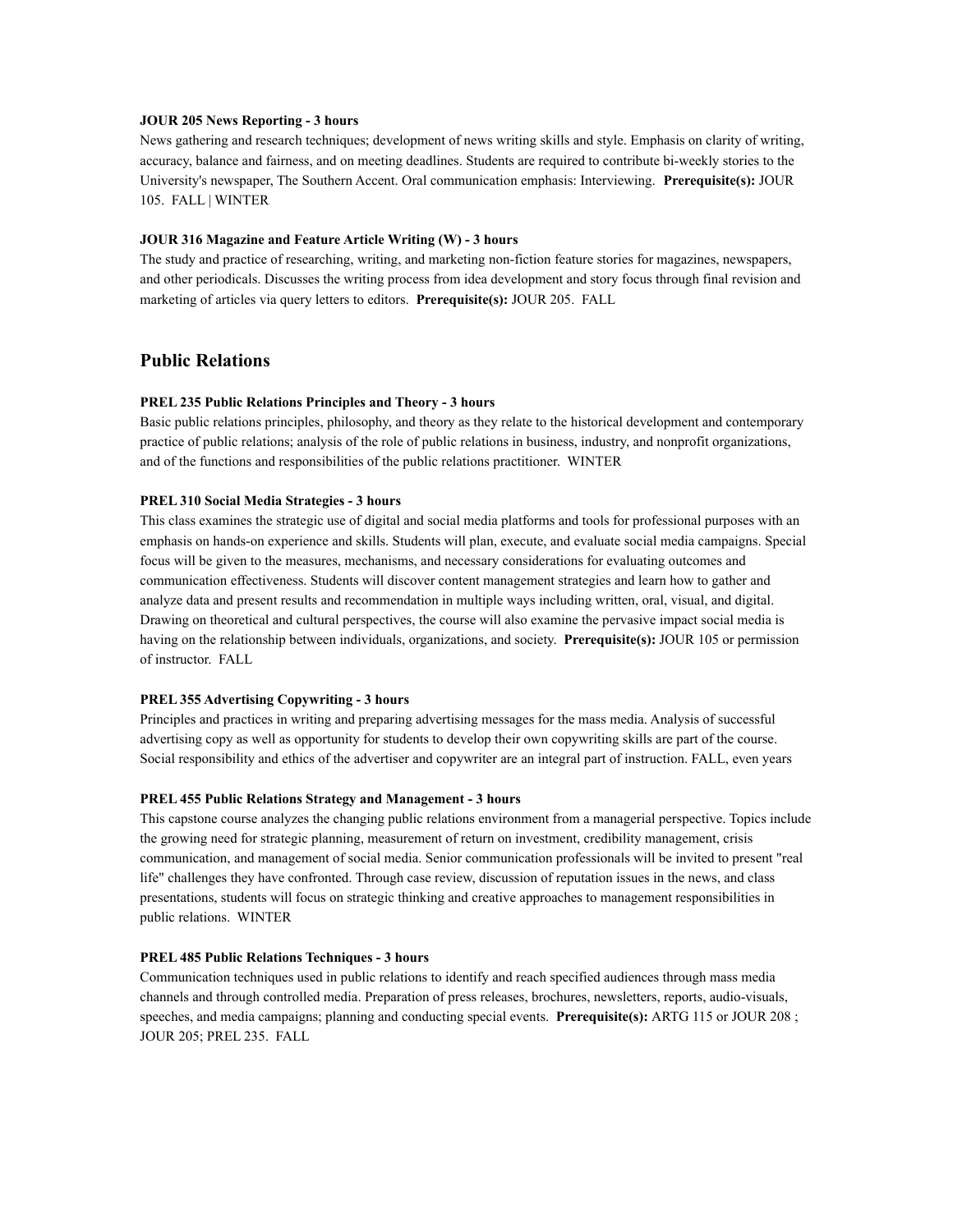**JOUR 205 News Reporting - 3 hours**
News gathering and research techniques; development of news writing skills and style. Emphasis on clarity of writing, accuracy, balance and fairness, and on meeting deadlines. Students are required to contribute bi-weekly stories to the University's newspaper, The Southern Accent. Oral communication emphasis: Interviewing. **Prerequisite(s):** JOUR 105. FALL | WINTER

**JOUR 316 Magazine and Feature Article Writing (W) - 3 hours**
The study and practice of researching, writing, and marketing non-fiction feature stories for magazines, newspapers, and other periodicals. Discusses the writing process from idea development and story focus through final revision and marketing of articles via query letters to editors. **Prerequisite(s):** JOUR 205. FALL

## Public Relations

**PREL 235 Public Relations Principles and Theory - 3 hours**
Basic public relations principles, philosophy, and theory as they relate to the historical development and contemporary practice of public relations; analysis of the role of public relations in business, industry, and nonprofit organizations, and of the functions and responsibilities of the public relations practitioner. WINTER

**PREL 310 Social Media Strategies - 3 hours**
This class examines the strategic use of digital and social media platforms and tools for professional purposes with an emphasis on hands-on experience and skills. Students will plan, execute, and evaluate social media campaigns. Special focus will be given to the measures, mechanisms, and necessary considerations for evaluating outcomes and communication effectiveness. Students will discover content management strategies and learn how to gather and analyze data and present results and recommendation in multiple ways including written, oral, visual, and digital. Drawing on theoretical and cultural perspectives, the course will also examine the pervasive impact social media is having on the relationship between individuals, organizations, and society. **Prerequisite(s):** JOUR 105 or permission of instructor. FALL

**PREL 355 Advertising Copywriting - 3 hours**
Principles and practices in writing and preparing advertising messages for the mass media. Analysis of successful advertising copy as well as opportunity for students to develop their own copywriting skills are part of the course. Social responsibility and ethics of the advertiser and copywriter are an integral part of instruction. FALL, even years

**PREL 455 Public Relations Strategy and Management - 3 hours**
This capstone course analyzes the changing public relations environment from a managerial perspective. Topics include the growing need for strategic planning, measurement of return on investment, credibility management, crisis communication, and management of social media. Senior communication professionals will be invited to present "real life" challenges they have confronted. Through case review, discussion of reputation issues in the news, and class presentations, students will focus on strategic thinking and creative approaches to management responsibilities in public relations. WINTER

**PREL 485 Public Relations Techniques - 3 hours**
Communication techniques used in public relations to identify and reach specified audiences through mass media channels and through controlled media. Preparation of press releases, brochures, newsletters, reports, audio-visuals, speeches, and media campaigns; planning and conducting special events. **Prerequisite(s):** ARTG 115 or JOUR 208 ; JOUR 205; PREL 235. FALL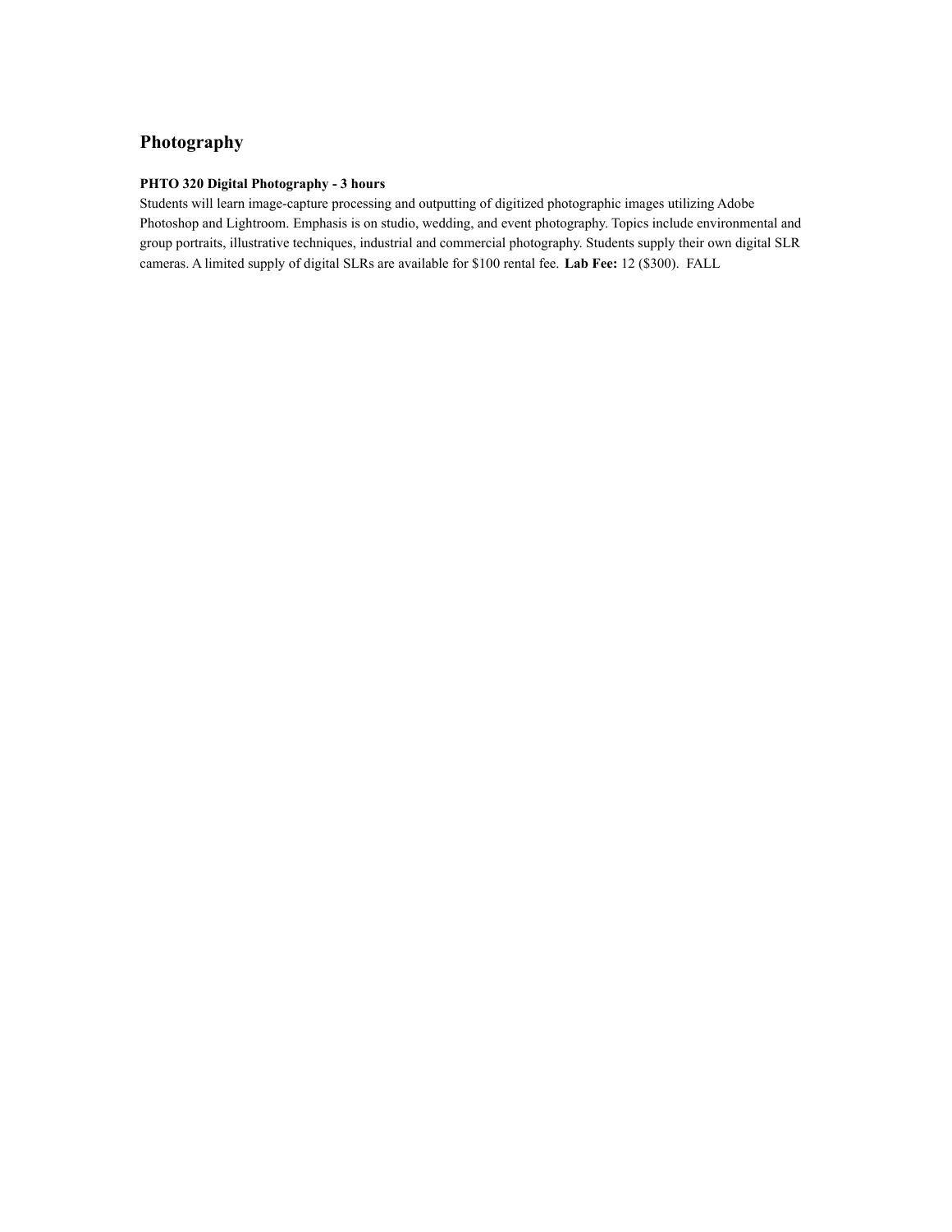## Photography

**PHTO 320 Digital Photography - 3 hours**
Students will learn image-capture processing and outputting of digitized photographic images utilizing Adobe Photoshop and Lightroom. Emphasis is on studio, wedding, and event photography. Topics include environmental and group portraits, illustrative techniques, industrial and commercial photography. Students supply their own digital SLR cameras. A limited supply of digital SLRs are available for $100 rental fee. **Lab Fee:** 12 ($300). FALL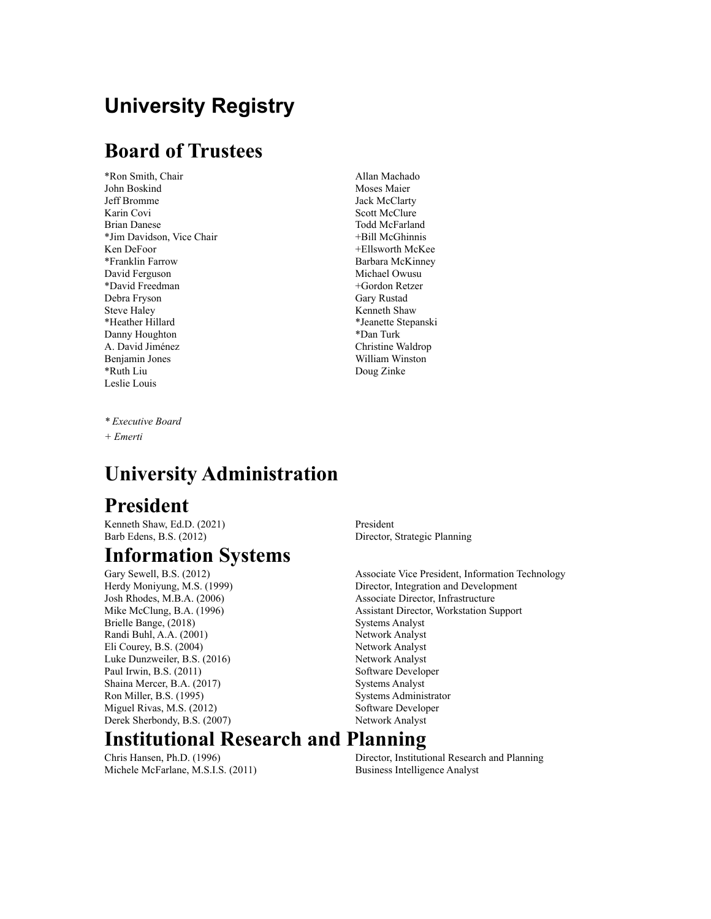# University Registry

## Board of Trustees

*Ron Smith, Chair
John Boskind
Jeff Bromme
Karin Covi
Brian Danese
*Jim Davidson, Vice Chair
Ken DeFoor
*Franklin Farrow
David Ferguson
*David Freedman
Debra Fryson
Steve Haley
*Heather Hillard
Danny Houghton
A. David Jiménez
Benjamin Jones
*Ruth Liu
Leslie Louis
Allan Machado
Moses Maier
Jack McClarty
Scott McClure
Todd McFarland
+Bill McGhinnis
+Ellsworth McKee
Barbara McKinney
Michael Owusu
+Gordon Retzer
Gary Rustad
Kenneth Shaw
*Jeanette Stepanski
*Dan Turk
Christine Waldrop
William Winston
Doug Zinke

*\* Executive Board*

*+ Emerti*

# University Administration

## President

| | |
|---|---|
| Kenneth Shaw, Ed.D. (2021) | President |
| Barb Edens, B.S. (2012) | Director, Strategic Planning |

## Information Systems

| | |
|---|---|
| Gary Sewell, B.S. (2012) | Associate Vice President, Information Technology |
| Herdy Moniyung, M.S. (1999) | Director, Integration and Development |
| Josh Rhodes, M.B.A. (2006) | Associate Director, Infrastructure |
| Mike McClung, B.A. (1996) | Assistant Director, Workstation Support |
| Brielle Bange, (2018) | Systems Analyst |
| Randi Buhl, A.A. (2001) | Network Analyst |
| Eli Courey, B.S. (2004) | Network Analyst |
| Luke Dunzweiler, B.S. (2016) | Network Analyst |
| Paul Irwin, B.S. (2011) | Software Developer |
| Shaina Mercer, B.A. (2017) | Systems Analyst |
| Ron Miller, B.S. (1995) | Systems Administrator |
| Miguel Rivas, M.S. (2012) | Software Developer |
| Derek Sherbondy, B.S. (2007) | Network Analyst |

## Institutional Research and Planning

| | |
|---|---|
| Chris Hansen, Ph.D. (1996) | Director, Institutional Research and Planning |
| Michele McFarlane, M.S.I.S. (2011) | Business Intelligence Analyst |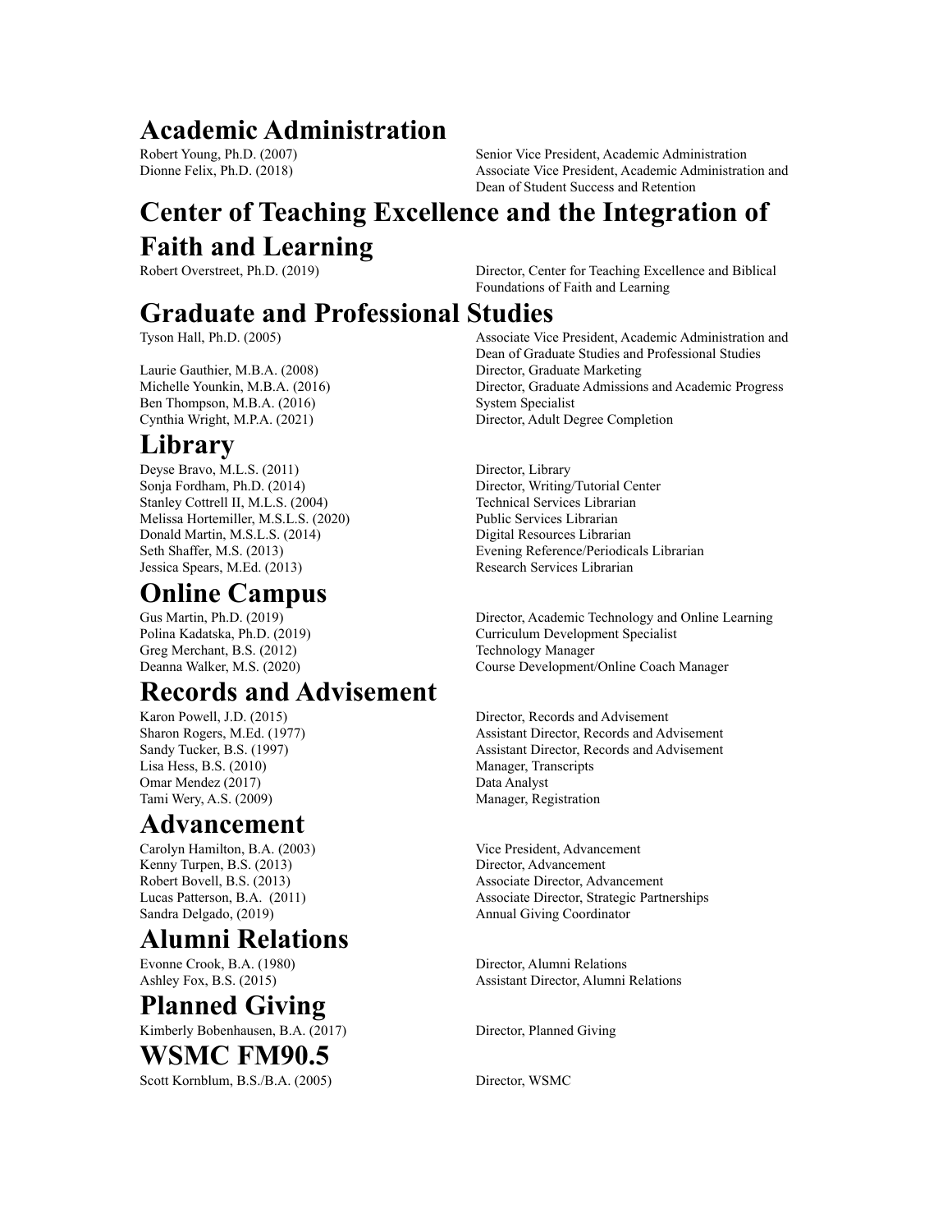# Academic Administration

| | |
|---|---|
| Robert Young, Ph.D. (2007) | Senior Vice President, Academic Administration |
| Dionne Felix, Ph.D. (2018) | Associate Vice President, Academic Administration and Dean of Student Success and Retention |

# Center of Teaching Excellence and the Integration of Faith and Learning

| | |
|---|---|
| Robert Overstreet, Ph.D. (2019) | Director, Center for Teaching Excellence and Biblical Foundations of Faith and Learning |

# Graduate and Professional Studies

| | |
|---|---|
| Tyson Hall, Ph.D. (2005) | Associate Vice President, Academic Administration and Dean of Graduate Studies and Professional Studies |
| Laurie Gauthier, M.B.A. (2008) | Director, Graduate Marketing |
| Michelle Younkin, M.B.A. (2016) | Director, Graduate Admissions and Academic Progress |
| Ben Thompson, M.B.A. (2016) | System Specialist |
| Cynthia Wright, M.P.A. (2021) | Director, Adult Degree Completion |

# Library

| | |
|---|---|
| Deyse Bravo, M.L.S. (2011) | Director, Library |
| Sonja Fordham, Ph.D. (2014) | Director, Writing/Tutorial Center |
| Stanley Cottrell II, M.L.S. (2004) | Technical Services Librarian |
| Melissa Hortemiller, M.S.L.S. (2020) | Public Services Librarian |
| Donald Martin, M.S.L.S. (2014) | Digital Resources Librarian |
| Seth Shaffer, M.S. (2013) | Evening Reference/Periodicals Librarian |
| Jessica Spears, M.Ed. (2013) | Research Services Librarian |

# Online Campus

| | |
|---|---|
| Gus Martin, Ph.D. (2019) | Director, Academic Technology and Online Learning |
| Polina Kadatska, Ph.D. (2019) | Curriculum Development Specialist |
| Greg Merchant, B.S. (2012) | Technology Manager |
| Deanna Walker, M.S. (2020) | Course Development/Online Coach Manager |

# Records and Advisement

| | |
|---|---|
| Karon Powell, J.D. (2015) | Director, Records and Advisement |
| Sharon Rogers, M.Ed. (1977) | Assistant Director, Records and Advisement |
| Sandy Tucker, B.S. (1997) | Assistant Director, Records and Advisement |
| Lisa Hess, B.S. (2010) | Manager, Transcripts |
| Omar Mendez (2017) | Data Analyst |
| Tami Wery, A.S. (2009) | Manager, Registration |

# Advancement

| | |
|---|---|
| Carolyn Hamilton, B.A. (2003) | Vice President, Advancement |
| Kenny Turpen, B.S. (2013) | Director, Advancement |
| Robert Bovell, B.S. (2013) | Associate Director, Advancement |
| Lucas Patterson, B.A. (2011) | Associate Director, Strategic Partnerships |
| Sandra Delgado, (2019) | Annual Giving Coordinator |

# Alumni Relations

| | |
|---|---|
| Evonne Crook, B.A. (1980) | Director, Alumni Relations |
| Ashley Fox, B.S. (2015) | Assistant Director, Alumni Relations |

# Planned Giving

| | |
|---|---|
| Kimberly Bobenhausen, B.A. (2017) | Director, Planned Giving |

# WSMC FM90.5

| | |
|---|---|
| Scott Kornblum, B.S./B.A. (2005) | Director, WSMC |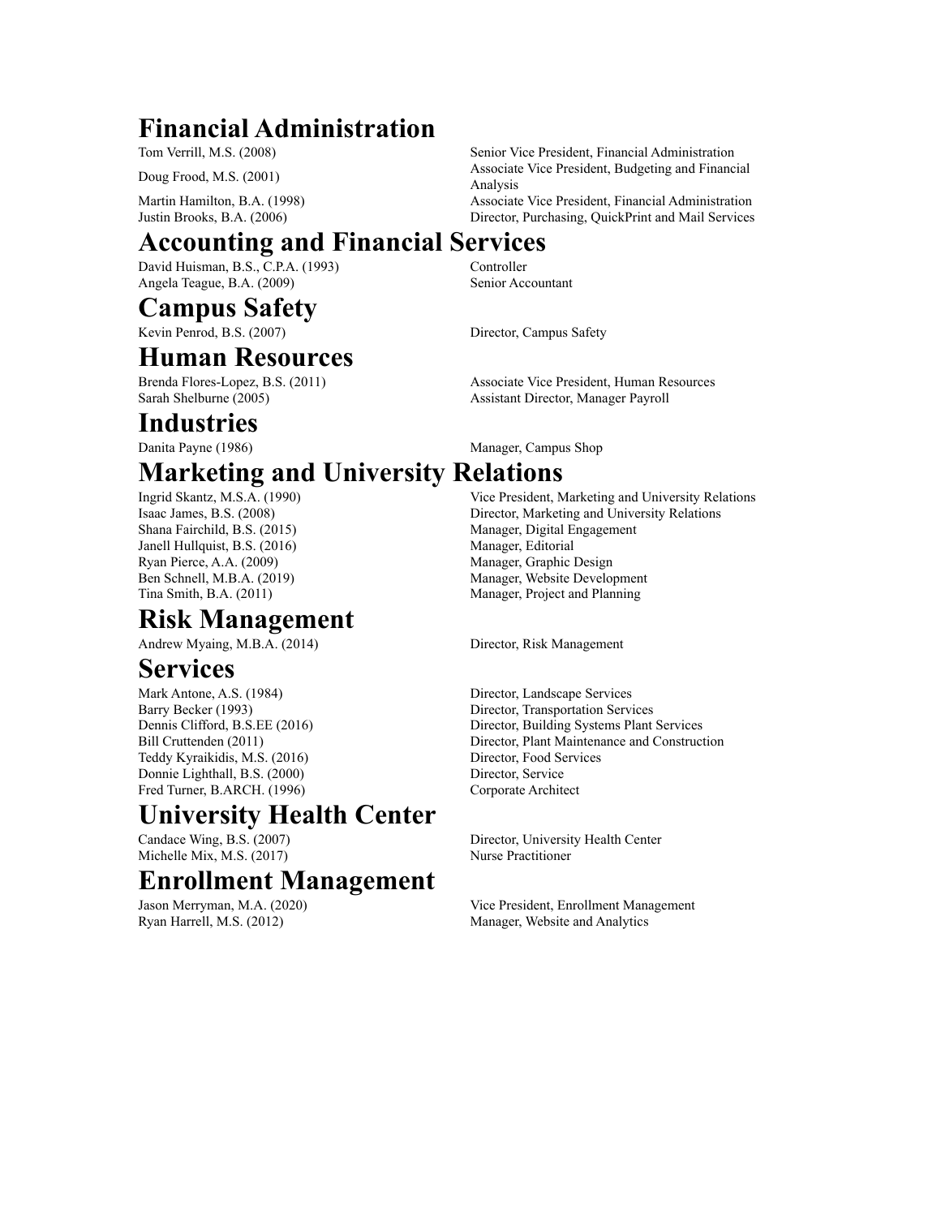# Financial Administration

| | |
|---|---|
| Tom Verrill, M.S. (2008) | Senior Vice President, Financial Administration |
| Doug Frood, M.S. (2001) | Associate Vice President, Budgeting and Financial Analysis |
| Martin Hamilton, B.A. (1998) | Associate Vice President, Financial Administration |
| Justin Brooks, B.A. (2006) | Director, Purchasing, QuickPrint and Mail Services |

# Accounting and Financial Services

| | |
|---|---|
| David Huisman, B.S., C.P.A. (1993) | Controller |
| Angela Teague, B.A. (2009) | Senior Accountant |

# Campus Safety

| | |
|---|---|
| Kevin Penrod, B.S. (2007) | Director, Campus Safety |

# Human Resources

| | |
|---|---|
| Brenda Flores-Lopez, B.S. (2011) | Associate Vice President, Human Resources |
| Sarah Shelburne (2005) | Assistant Director, Manager Payroll |

# Industries

| | |
|---|---|
| Danita Payne (1986) | Manager, Campus Shop |

# Marketing and University Relations

| | |
|---|---|
| Ingrid Skantz, M.S.A. (1990) | Vice President, Marketing and University Relations |
| Isaac James, B.S. (2008) | Director, Marketing and University Relations |
| Shana Fairchild, B.S. (2015) | Manager, Digital Engagement |
| Janell Hullquist, B.S. (2016) | Manager, Editorial |
| Ryan Pierce, A.A. (2009) | Manager, Graphic Design |
| Ben Schnell, M.B.A. (2019) | Manager, Website Development |
| Tina Smith, B.A. (2011) | Manager, Project and Planning |

# Risk Management

| | |
|---|---|
| Andrew Myaing, M.B.A. (2014) | Director, Risk Management |

# Services

| | |
|---|---|
| Mark Antone, A.S. (1984) | Director, Landscape Services |
| Barry Becker (1993) | Director, Transportation Services |
| Dennis Clifford, B.S.EE (2016) | Director, Building Systems Plant Services |
| Bill Cruttenden (2011) | Director, Plant Maintenance and Construction |
| Teddy Kyraikidis, M.S. (2016) | Director, Food Services |
| Donnie Lighthall, B.S. (2000) | Director, Service |
| Fred Turner, B.ARCH. (1996) | Corporate Architect |

# University Health Center

| | |
|---|---|
| Candace Wing, B.S. (2007) | Director, University Health Center |
| Michelle Mix, M.S. (2017) | Nurse Practitioner |

# Enrollment Management

| | |
|---|---|
| Jason Merryman, M.A. (2020) | Vice President, Enrollment Management |
| Ryan Harrell, M.S. (2012) | Manager, Website and Analytics |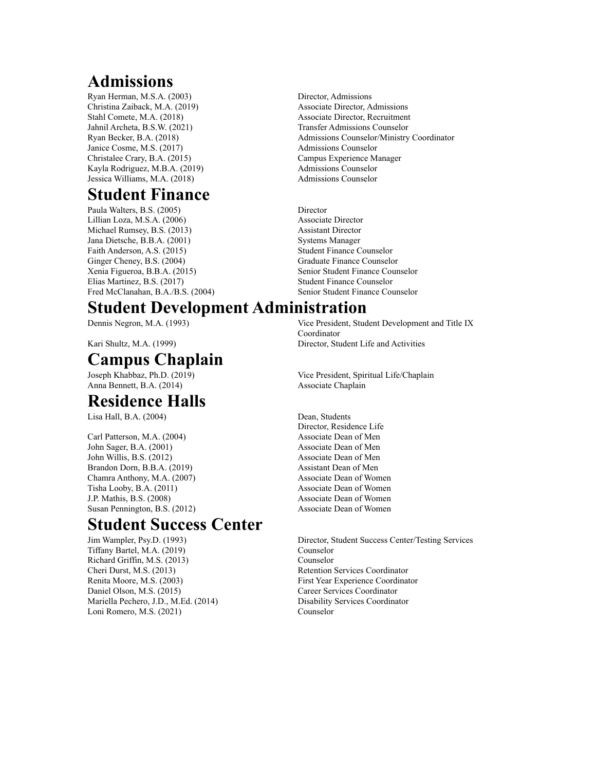## Admissions

| | |
|---|---|
| Ryan Herman, M.S.A. (2003) | Director, Admissions |
| Christina Zaiback, M.A. (2019) | Associate Director, Admissions |
| Stahl Comete, M.A. (2018) | Associate Director, Recruitment |
| Jahnil Archeta, B.S.W. (2021) | Transfer Admissions Counselor |
| Ryan Becker, B.A. (2018) | Admissions Counselor/Ministry Coordinator |
| Janice Cosme, M.S. (2017) | Admissions Counselor |
| Christalee Crary, B.A. (2015) | Campus Experience Manager |
| Kayla Rodriguez, M.B.A. (2019) | Admissions Counselor |
| Jessica Williams, M.A. (2018) | Admissions Counselor |

## Student Finance

| | |
|---|---|
| Paula Walters, B.S. (2005) | Director |
| Lillian Loza, M.S.A. (2006) | Associate Director |
| Michael Rumsey, B.S. (2013) | Assistant Director |
| Jana Dietsche, B.B.A. (2001) | Systems Manager |
| Faith Anderson, A.S. (2015) | Student Finance Counselor |
| Ginger Cheney, B.S. (2004) | Graduate Finance Counselor |
| Xenia Figueroa, B.B.A. (2015) | Senior Student Finance Counselor |
| Elias Martinez, B.S. (2017) | Student Finance Counselor |
| Fred McClanahan, B.A./B.S. (2004) | Senior Student Finance Counselor |

## Student Development Administration

| | |
|---|---|
| Dennis Negron, M.A. (1993) | Vice President, Student Development and Title IX Coordinator |
| Kari Shultz, M.A. (1999) | Director, Student Life and Activities |

## Campus Chaplain

| | |
|---|---|
| Joseph Khabbaz, Ph.D. (2019) | Vice President, Spiritual Life/Chaplain |
| Anna Bennett, B.A. (2014) | Associate Chaplain |

## Residence Halls

| | |
|---|---|
| Lisa Hall, B.A. (2004) | Dean, Students<br>Director, Residence Life |
| Carl Patterson, M.A. (2004) | Associate Dean of Men |
| John Sager, B.A. (2001) | Associate Dean of Men |
| John Willis, B.S. (2012) | Associate Dean of Men |
| Brandon Dorn, B.B.A. (2019) | Assistant Dean of Men |
| Chamra Anthony, M.A. (2007) | Associate Dean of Women |
| Tisha Looby, B.A. (2011) | Associate Dean of Women |
| J.P. Mathis, B.S. (2008) | Associate Dean of Women |
| Susan Pennington, B.S. (2012) | Associate Dean of Women |

## Student Success Center

| | |
|---|---|
| Jim Wampler, Psy.D. (1993) | Director, Student Success Center/Testing Services |
| Tiffany Bartel, M.A. (2019) | Counselor |
| Richard Griffin, M.S. (2013) | Counselor |
| Cheri Durst, M.S. (2013) | Retention Services Coordinator |
| Renita Moore, M.S. (2003) | First Year Experience Coordinator |
| Daniel Olson, M.S. (2015) | Career Services Coordinator |
| Mariella Pechero, J.D., M.Ed. (2014) | Disability Services Coordinator |
| Loni Romero, M.S. (2021) | Counselor |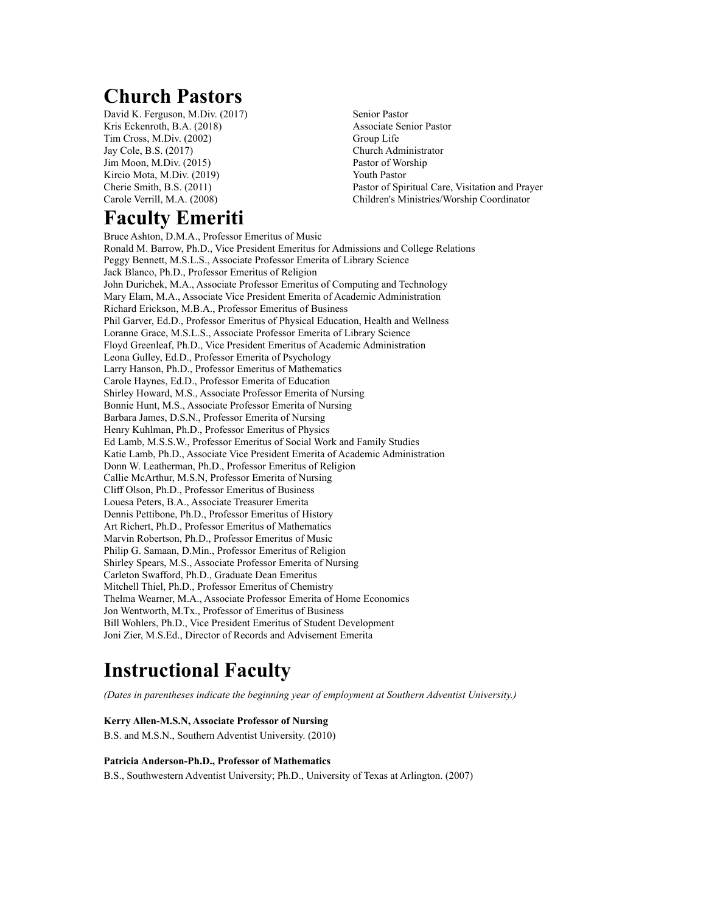# Church Pastors

| | |
|---|---|
| David K. Ferguson, M.Div. (2017) | Senior Pastor |
| Kris Eckenroth, B.A. (2018) | Associate Senior Pastor |
| Tim Cross, M.Div. (2002) | Group Life |
| Jay Cole, B.S. (2017) | Church Administrator |
| Jim Moon, M.Div. (2015) | Pastor of Worship |
| Kircio Mota, M.Div. (2019) | Youth Pastor |
| Cherie Smith, B.S. (2011) | Pastor of Spiritual Care, Visitation and Prayer |
| Carole Verrill, M.A. (2008) | Children's Ministries/Worship Coordinator |

# Faculty Emeriti

Bruce Ashton, D.M.A., Professor Emeritus of Music
Ronald M. Barrow, Ph.D., Vice President Emeritus for Admissions and College Relations
Peggy Bennett, M.S.L.S., Associate Professor Emerita of Library Science
Jack Blanco, Ph.D., Professor Emeritus of Religion
John Durichek, M.A., Associate Professor Emeritus of Computing and Technology
Mary Elam, M.A., Associate Vice President Emerita of Academic Administration
Richard Erickson, M.B.A., Professor Emeritus of Business
Phil Garver, Ed.D., Professor Emeritus of Physical Education, Health and Wellness
Loranne Grace, M.S.L.S., Associate Professor Emerita of Library Science
Floyd Greenleaf, Ph.D., Vice President Emeritus of Academic Administration
Leona Gulley, Ed.D., Professor Emerita of Psychology
Larry Hanson, Ph.D., Professor Emeritus of Mathematics
Carole Haynes, Ed.D., Professor Emerita of Education
Shirley Howard, M.S., Associate Professor Emerita of Nursing
Bonnie Hunt, M.S., Associate Professor Emerita of Nursing
Barbara James, D.S.N., Professor Emerita of Nursing
Henry Kuhlman, Ph.D., Professor Emeritus of Physics
Ed Lamb, M.S.S.W., Professor Emeritus of Social Work and Family Studies
Katie Lamb, Ph.D., Associate Vice President Emerita of Academic Administration
Donn W. Leatherman, Ph.D., Professor Emeritus of Religion
Callie McArthur, M.S.N, Professor Emerita of Nursing
Cliff Olson, Ph.D., Professor Emeritus of Business
Louesa Peters, B.A., Associate Treasurer Emerita
Dennis Pettibone, Ph.D., Professor Emeritus of History
Art Richert, Ph.D., Professor Emeritus of Mathematics
Marvin Robertson, Ph.D., Professor Emeritus of Music
Philip G. Samaan, D.Min., Professor Emeritus of Religion
Shirley Spears, M.S., Associate Professor Emerita of Nursing
Carleton Swafford, Ph.D., Graduate Dean Emeritus
Mitchell Thiel, Ph.D., Professor Emeritus of Chemistry
Thelma Wearner, M.A., Associate Professor Emerita of Home Economics
Jon Wentworth, M.Tx., Professor of Emeritus of Business
Bill Wohlers, Ph.D., Vice President Emeritus of Student Development
Joni Zier, M.S.Ed., Director of Records and Advisement Emerita

# Instructional Faculty

*(Dates in parentheses indicate the beginning year of employment at Southern Adventist University.)*

**Kerry Allen-M.S.N, Associate Professor of Nursing**
B.S. and M.S.N., Southern Adventist University. (2010)

**Patricia Anderson-Ph.D., Professor of Mathematics**
B.S., Southwestern Adventist University; Ph.D., University of Texas at Arlington. (2007)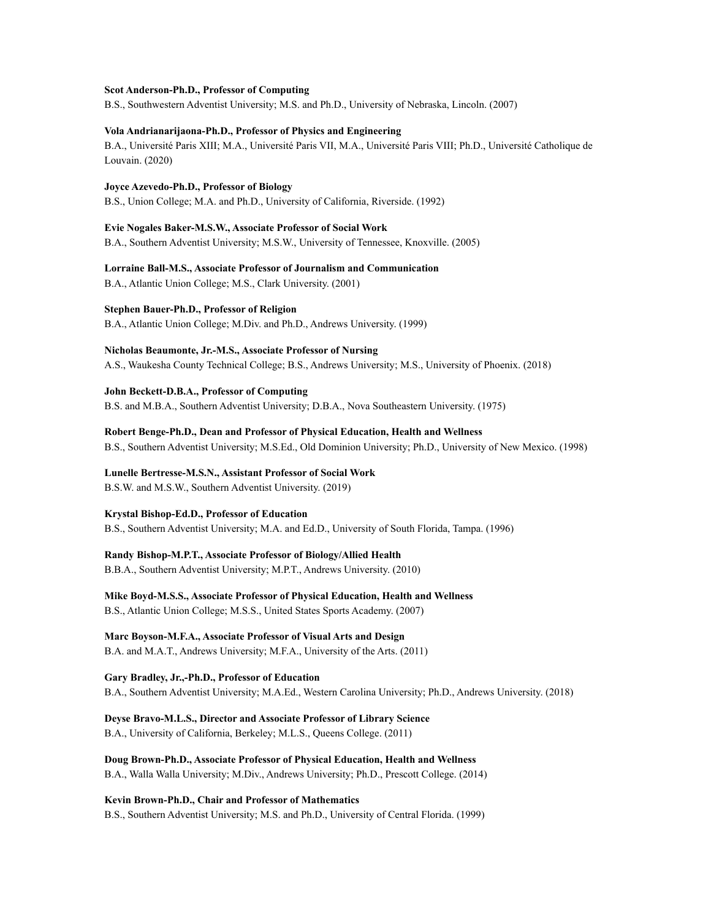**Scot Anderson-Ph.D., Professor of Computing**
B.S., Southwestern Adventist University; M.S. and Ph.D., University of Nebraska, Lincoln. (2007)

**Vola Andrianarijaona-Ph.D., Professor of Physics and Engineering**
B.A., Université Paris XIII; M.A., Université Paris VII, M.A., Université Paris VIII; Ph.D., Université Catholique de Louvain. (2020)

**Joyce Azevedo-Ph.D., Professor of Biology**
B.S., Union College; M.A. and Ph.D., University of California, Riverside. (1992)

**Evie Nogales Baker-M.S.W., Associate Professor of Social Work**
B.A., Southern Adventist University; M.S.W., University of Tennessee, Knoxville. (2005)

**Lorraine Ball-M.S., Associate Professor of Journalism and Communication**
B.A., Atlantic Union College; M.S., Clark University. (2001)

**Stephen Bauer-Ph.D., Professor of Religion**
B.A., Atlantic Union College; M.Div. and Ph.D., Andrews University. (1999)

**Nicholas Beaumonte, Jr.-M.S., Associate Professor of Nursing**
A.S., Waukesha County Technical College; B.S., Andrews University; M.S., University of Phoenix. (2018)

**John Beckett-D.B.A., Professor of Computing**
B.S. and M.B.A., Southern Adventist University; D.B.A., Nova Southeastern University. (1975)

**Robert Benge-Ph.D., Dean and Professor of Physical Education, Health and Wellness**
B.S., Southern Adventist University; M.S.Ed., Old Dominion University; Ph.D., University of New Mexico. (1998)

**Lunelle Bertresse-M.S.N., Assistant Professor of Social Work**
B.S.W. and M.S.W., Southern Adventist University. (2019)

**Krystal Bishop-Ed.D., Professor of Education**
B.S., Southern Adventist University; M.A. and Ed.D., University of South Florida, Tampa. (1996)

**Randy Bishop-M.P.T., Associate Professor of Biology/Allied Health**
B.B.A., Southern Adventist University; M.P.T., Andrews University. (2010)

**Mike Boyd-M.S.S., Associate Professor of Physical Education, Health and Wellness**
B.S., Atlantic Union College; M.S.S., United States Sports Academy. (2007)

**Marc Boyson-M.F.A., Associate Professor of Visual Arts and Design**
B.A. and M.A.T., Andrews University; M.F.A., University of the Arts. (2011)

**Gary Bradley, Jr.,-Ph.D., Professor of Education**
B.A., Southern Adventist University; M.A.Ed., Western Carolina University; Ph.D., Andrews University. (2018)

**Deyse Bravo-M.L.S., Director and Associate Professor of Library Science**
B.A., University of California, Berkeley; M.L.S., Queens College. (2011)

**Doug Brown-Ph.D., Associate Professor of Physical Education, Health and Wellness**
B.A., Walla Walla University; M.Div., Andrews University; Ph.D., Prescott College. (2014)

**Kevin Brown-Ph.D., Chair and Professor of Mathematics**
B.S., Southern Adventist University; M.S. and Ph.D., University of Central Florida. (1999)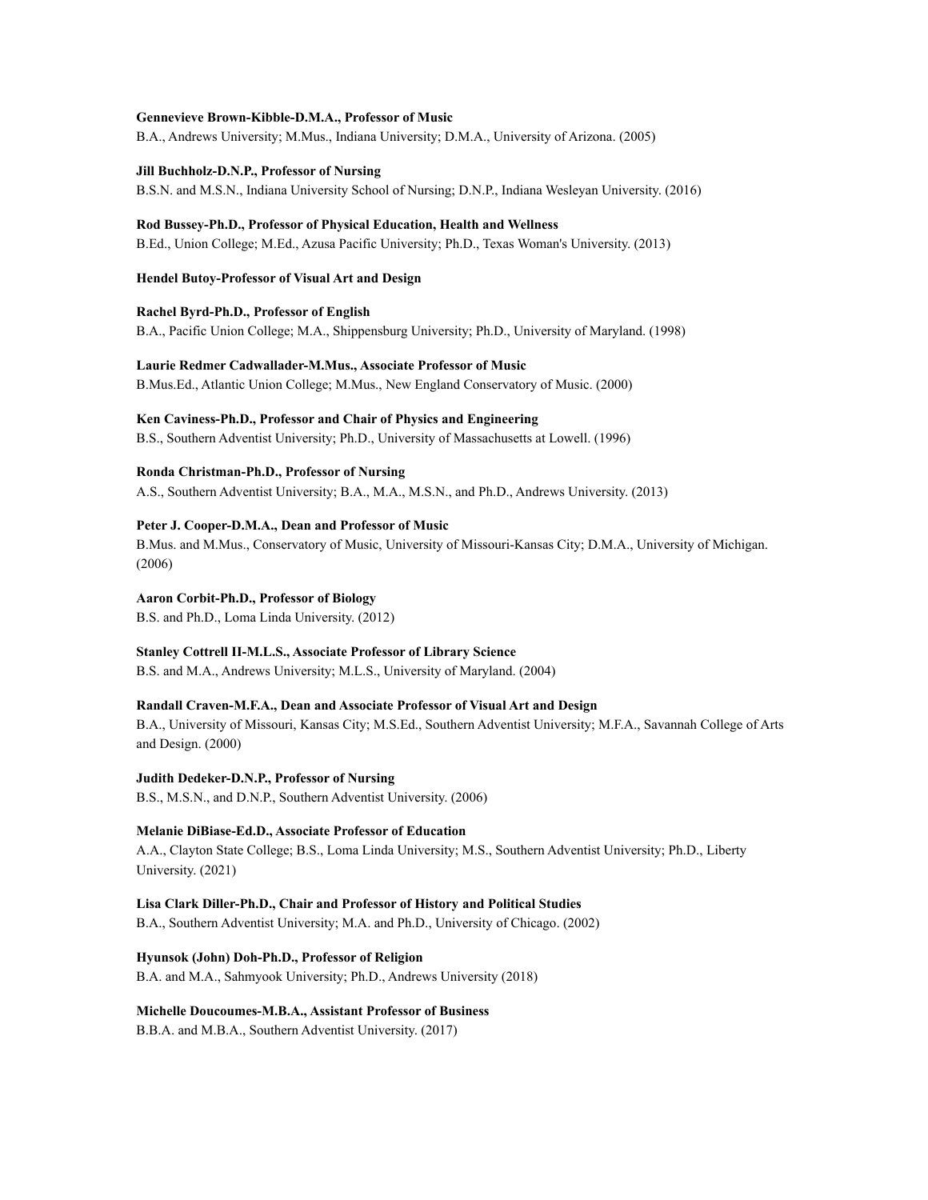**Gennevieve Brown-Kibble-D.M.A., Professor of Music**
B.A., Andrews University; M.Mus., Indiana University; D.M.A., University of Arizona. (2005)

**Jill Buchholz-D.N.P., Professor of Nursing**
B.S.N. and M.S.N., Indiana University School of Nursing; D.N.P., Indiana Wesleyan University. (2016)

**Rod Bussey-Ph.D., Professor of Physical Education, Health and Wellness**
B.Ed., Union College; M.Ed., Azusa Pacific University; Ph.D., Texas Woman's University. (2013)

**Hendel Butoy-Professor of Visual Art and Design**

**Rachel Byrd-Ph.D., Professor of English**
B.A., Pacific Union College; M.A., Shippensburg University; Ph.D., University of Maryland. (1998)

**Laurie Redmer Cadwallader-M.Mus., Associate Professor of Music**
B.Mus.Ed., Atlantic Union College; M.Mus., New England Conservatory of Music. (2000)

**Ken Caviness-Ph.D., Professor and Chair of Physics and Engineering**
B.S., Southern Adventist University; Ph.D., University of Massachusetts at Lowell. (1996)

**Ronda Christman-Ph.D., Professor of Nursing**
A.S., Southern Adventist University; B.A., M.A., M.S.N., and Ph.D., Andrews University. (2013)

**Peter J. Cooper-D.M.A., Dean and Professor of Music**
B.Mus. and M.Mus., Conservatory of Music, University of Missouri-Kansas City; D.M.A., University of Michigan. (2006)

**Aaron Corbit-Ph.D., Professor of Biology**
B.S. and Ph.D., Loma Linda University. (2012)

**Stanley Cottrell II-M.L.S., Associate Professor of Library Science**
B.S. and M.A., Andrews University; M.L.S., University of Maryland. (2004)

**Randall Craven-M.F.A., Dean and Associate Professor of Visual Art and Design**
B.A., University of Missouri, Kansas City; M.S.Ed., Southern Adventist University; M.F.A., Savannah College of Arts and Design. (2000)

**Judith Dedeker-D.N.P., Professor of Nursing**
B.S., M.S.N., and D.N.P., Southern Adventist University. (2006)

**Melanie DiBiase-Ed.D., Associate Professor of Education**
A.A., Clayton State College; B.S., Loma Linda University; M.S., Southern Adventist University; Ph.D., Liberty University. (2021)

**Lisa Clark Diller-Ph.D., Chair and Professor of History and Political Studies**
B.A., Southern Adventist University; M.A. and Ph.D., University of Chicago. (2002)

**Hyunsok (John) Doh-Ph.D., Professor of Religion**
B.A. and M.A., Sahmyook University; Ph.D., Andrews University (2018)

**Michelle Doucoumes-M.B.A., Assistant Professor of Business**
B.B.A. and M.B.A., Southern Adventist University. (2017)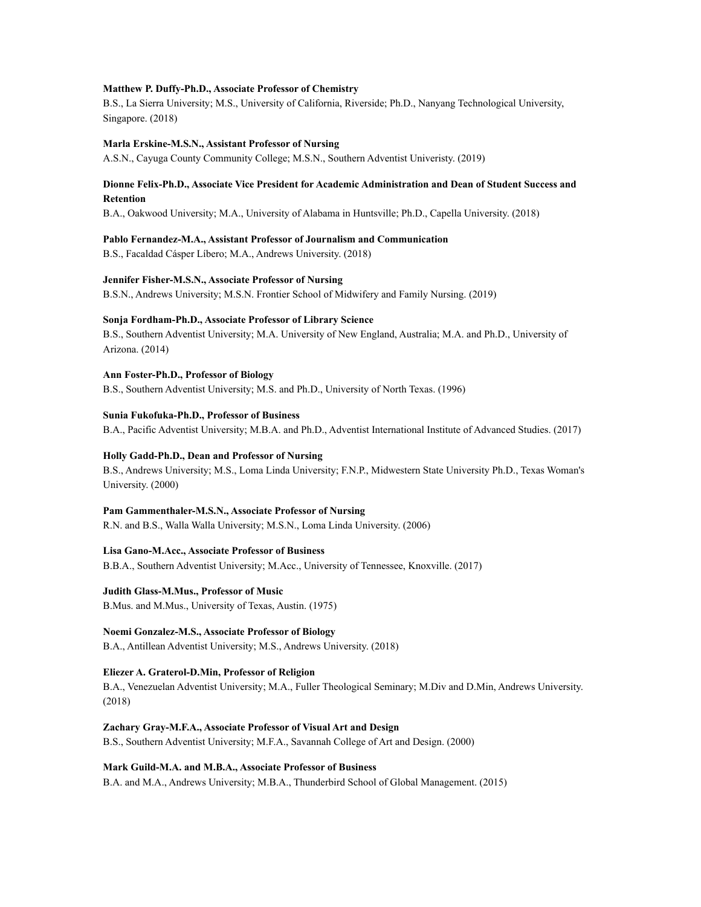**Matthew P. Duffy-Ph.D., Associate Professor of Chemistry**
B.S., La Sierra University; M.S., University of California, Riverside; Ph.D., Nanyang Technological University, Singapore. (2018)

**Marla Erskine-M.S.N., Assistant Professor of Nursing**
A.S.N., Cayuga County Community College; M.S.N., Southern Adventist Univeristy. (2019)

**Dionne Felix-Ph.D., Associate Vice President for Academic Administration and Dean of Student Success and Retention**
B.A., Oakwood University; M.A., University of Alabama in Huntsville; Ph.D., Capella University. (2018)

**Pablo Fernandez-M.A., Assistant Professor of Journalism and Communication**
B.S., Facaldad Císper Líbero; M.A., Andrews University. (2018)

**Jennifer Fisher-M.S.N., Associate Professor of Nursing**
B.S.N., Andrews University; M.S.N. Frontier School of Midwifery and Family Nursing. (2019)

**Sonja Fordham-Ph.D., Associate Professor of Library Science**
B.S., Southern Adventist University; M.A. University of New England, Australia; M.A. and Ph.D., University of Arizona. (2014)

**Ann Foster-Ph.D., Professor of Biology**
B.S., Southern Adventist University; M.S. and Ph.D., University of North Texas. (1996)

**Sunia Fukofuka-Ph.D., Professor of Business**
B.A., Pacific Adventist University; M.B.A. and Ph.D., Adventist International Institute of Advanced Studies. (2017)

**Holly Gadd-Ph.D., Dean and Professor of Nursing**
B.S., Andrews University; M.S., Loma Linda University; F.N.P., Midwestern State University Ph.D., Texas Woman's University. (2000)

**Pam Gammenthaler-M.S.N., Associate Professor of Nursing**
R.N. and B.S., Walla Walla University; M.S.N., Loma Linda University. (2006)

**Lisa Gano-M.Acc., Associate Professor of Business**
B.B.A., Southern Adventist University; M.Acc., University of Tennessee, Knoxville. (2017)

**Judith Glass-M.Mus., Professor of Music**
B.Mus. and M.Mus., University of Texas, Austin. (1975)

**Noemi Gonzalez-M.S., Associate Professor of Biology**
B.A., Antillean Adventist University; M.S., Andrews University. (2018)

**Eliezer A. Graterol-D.Min, Professor of Religion**
B.A., Venezuelan Adventist University; M.A., Fuller Theological Seminary; M.Div and D.Min, Andrews University. (2018)

**Zachary Gray-M.F.A., Associate Professor of Visual Art and Design**
B.S., Southern Adventist University; M.F.A., Savannah College of Art and Design. (2000)

**Mark Guild-M.A. and M.B.A., Associate Professor of Business**
B.A. and M.A., Andrews University; M.B.A., Thunderbird School of Global Management. (2015)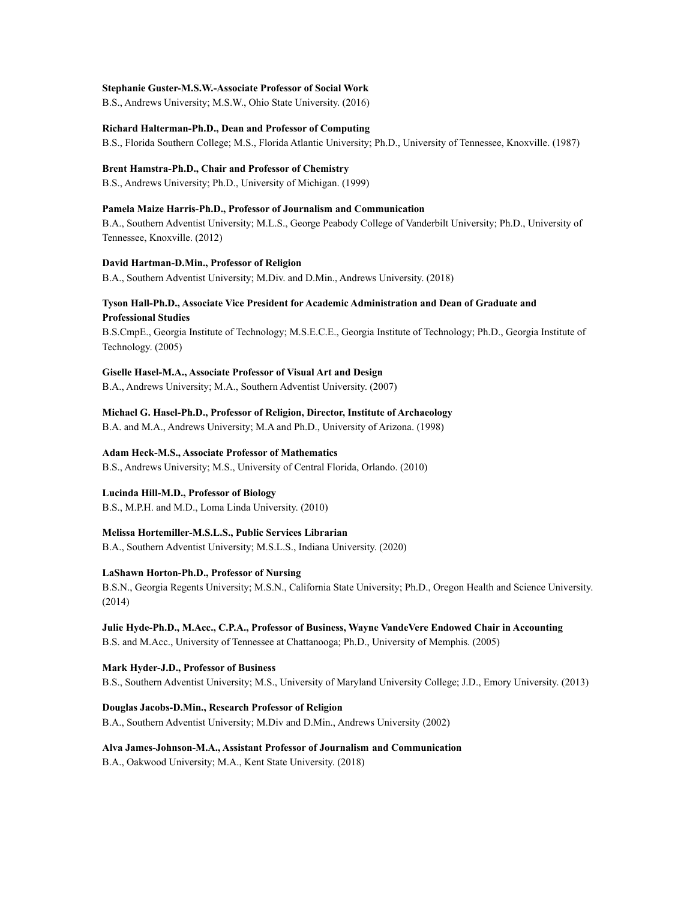**Stephanie Guster-M.S.W.-Associate Professor of Social Work**
B.S., Andrews University; M.S.W., Ohio State University. (2016)

**Richard Halterman-Ph.D., Dean and Professor of Computing**
B.S., Florida Southern College; M.S., Florida Atlantic University; Ph.D., University of Tennessee, Knoxville. (1987)

**Brent Hamstra-Ph.D., Chair and Professor of Chemistry**
B.S., Andrews University; Ph.D., University of Michigan. (1999)

**Pamela Maize Harris-Ph.D., Professor of Journalism and Communication**
B.A., Southern Adventist University; M.L.S., George Peabody College of Vanderbilt University; Ph.D., University of Tennessee, Knoxville. (2012)

**David Hartman-D.Min., Professor of Religion**
B.A., Southern Adventist University; M.Div. and D.Min., Andrews University. (2018)

**Tyson Hall-Ph.D., Associate Vice President for Academic Administration and Dean of Graduate and Professional Studies**
B.S.CmpE., Georgia Institute of Technology; M.S.E.C.E., Georgia Institute of Technology; Ph.D., Georgia Institute of Technology. (2005)

**Giselle Hasel-M.A., Associate Professor of Visual Art and Design**
B.A., Andrews University; M.A., Southern Adventist University. (2007)

**Michael G. Hasel-Ph.D., Professor of Religion, Director, Institute of Archaeology**
B.A. and M.A., Andrews University; M.A and Ph.D., University of Arizona. (1998)

**Adam Heck-M.S., Associate Professor of Mathematics**
B.S., Andrews University; M.S., University of Central Florida, Orlando. (2010)

**Lucinda Hill-M.D., Professor of Biology**
B.S., M.P.H. and M.D., Loma Linda University. (2010)

**Melissa Hortemiller-M.S.L.S., Public Services Librarian**
B.A., Southern Adventist University; M.S.L.S., Indiana University. (2020)

**LaShawn Horton-Ph.D., Professor of Nursing**
B.S.N., Georgia Regents University; M.S.N., California State University; Ph.D., Oregon Health and Science University. (2014)

**Julie Hyde-Ph.D., M.Acc., C.P.A., Professor of Business, Wayne VandeVere Endowed Chair in Accounting**
B.S. and M.Acc., University of Tennessee at Chattanooga; Ph.D., University of Memphis. (2005)

**Mark Hyder-J.D., Professor of Business**
B.S., Southern Adventist University; M.S., University of Maryland University College; J.D., Emory University. (2013)

**Douglas Jacobs-D.Min., Research Professor of Religion**
B.A., Southern Adventist University; M.Div and D.Min., Andrews University (2002)

**Alva James-Johnson-M.A., Assistant Professor of Journalism and Communication**
B.A., Oakwood University; M.A., Kent State University. (2018)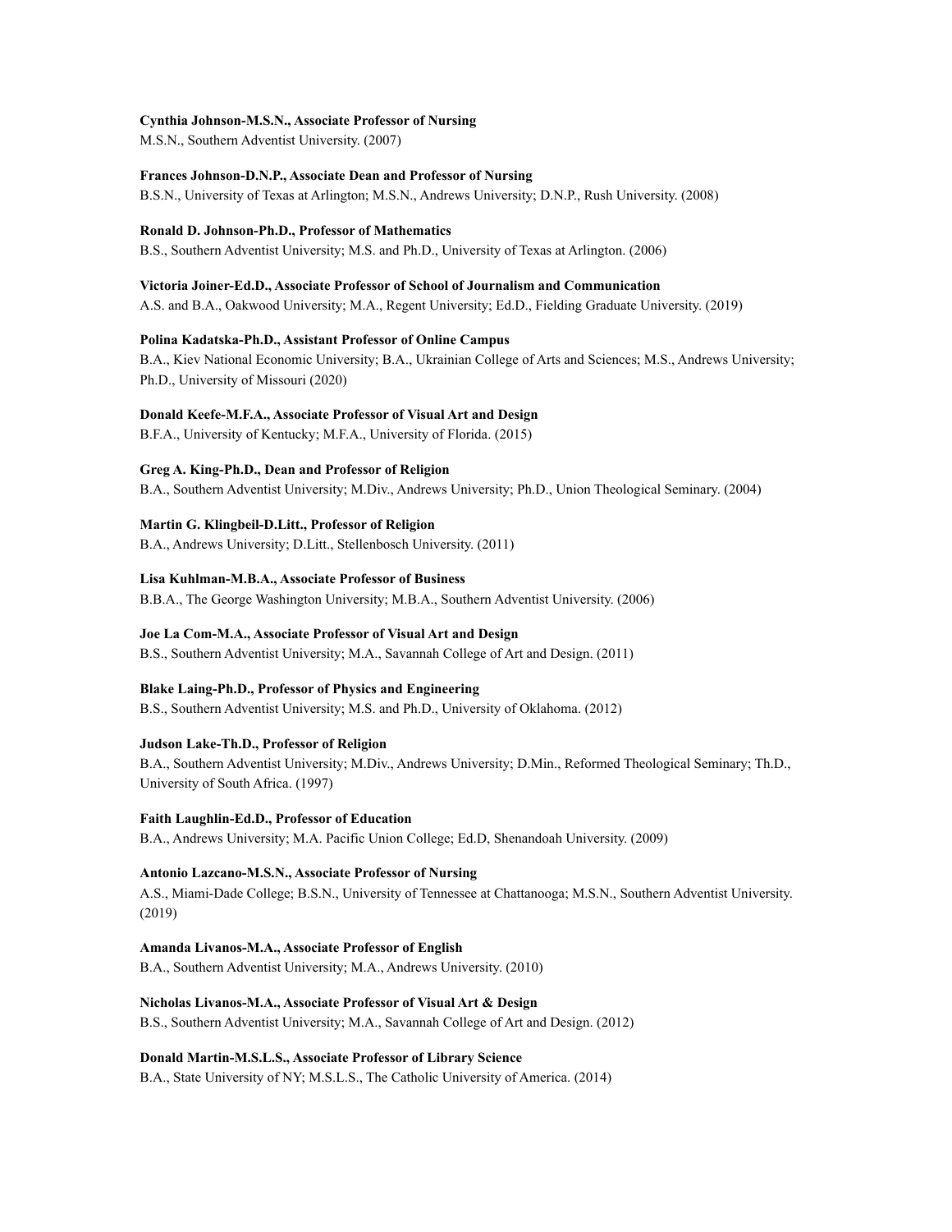**Cynthia Johnson-M.S.N., Associate Professor of Nursing**
M.S.N., Southern Adventist University. (2007)

**Frances Johnson-D.N.P., Associate Dean and Professor of Nursing**
B.S.N., University of Texas at Arlington; M.S.N., Andrews University; D.N.P., Rush University. (2008)

**Ronald D. Johnson-Ph.D., Professor of Mathematics**
B.S., Southern Adventist University; M.S. and Ph.D., University of Texas at Arlington. (2006)

**Victoria Joiner-Ed.D., Associate Professor of School of Journalism and Communication**
A.S. and B.A., Oakwood University; M.A., Regent University; Ed.D., Fielding Graduate University. (2019)

**Polina Kadatska-Ph.D., Assistant Professor of Online Campus**
B.A., Kiev National Economic University; B.A., Ukrainian College of Arts and Sciences; M.S., Andrews University; Ph.D., University of Missouri (2020)

**Donald Keefe-M.F.A., Associate Professor of Visual Art and Design**
B.F.A., University of Kentucky; M.F.A., University of Florida. (2015)

**Greg A. King-Ph.D., Dean and Professor of Religion**
B.A., Southern Adventist University; M.Div., Andrews University; Ph.D., Union Theological Seminary. (2004)

**Martin G. Klingbeil-D.Litt., Professor of Religion**
B.A., Andrews University; D.Litt., Stellenbosch University. (2011)

**Lisa Kuhlman-M.B.A., Associate Professor of Business**
B.B.A., The George Washington University; M.B.A., Southern Adventist University. (2006)

**Joe La Com-M.A., Associate Professor of Visual Art and Design**
B.S., Southern Adventist University; M.A., Savannah College of Art and Design. (2011)

**Blake Laing-Ph.D., Professor of Physics and Engineering**
B.S., Southern Adventist University; M.S. and Ph.D., University of Oklahoma. (2012)

**Judson Lake-Th.D., Professor of Religion**
B.A., Southern Adventist University; M.Div., Andrews University; D.Min., Reformed Theological Seminary; Th.D., University of South Africa. (1997)

**Faith Laughlin-Ed.D., Professor of Education**
B.A., Andrews University; M.A. Pacific Union College; Ed.D, Shenandoah University. (2009)

**Antonio Lazcano-M.S.N., Associate Professor of Nursing**
A.S., Miami-Dade College; B.S.N., University of Tennessee at Chattanooga; M.S.N., Southern Adventist University. (2019)

**Amanda Livanos-M.A., Associate Professor of English**
B.A., Southern Adventist University; M.A., Andrews University. (2010)

**Nicholas Livanos-M.A., Associate Professor of Visual Art & Design**
B.S., Southern Adventist University; M.A., Savannah College of Art and Design. (2012)

**Donald Martin-M.S.L.S., Associate Professor of Library Science**
B.A., State University of NY; M.S.L.S., The Catholic University of America. (2014)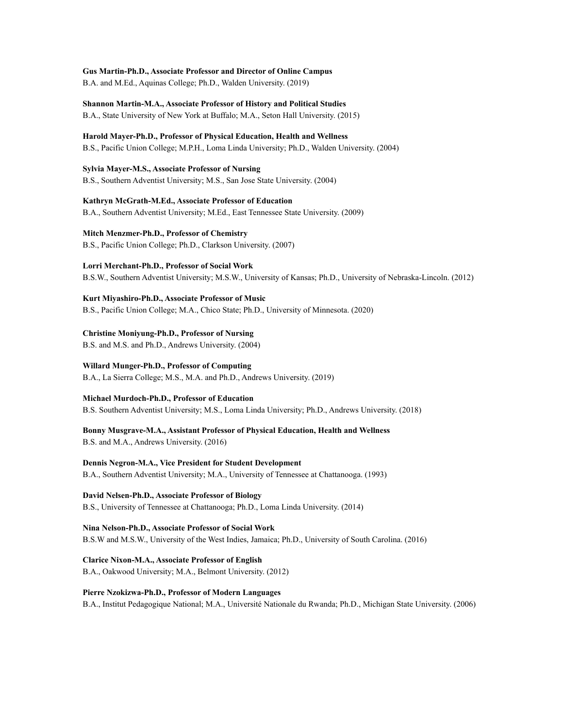**Gus Martin-Ph.D., Associate Professor and Director of Online Campus**
B.A. and M.Ed., Aquinas College; Ph.D., Walden University. (2019)

**Shannon Martin-M.A., Associate Professor of History and Political Studies**
B.A., State University of New York at Buffalo; M.A., Seton Hall University. (2015)

**Harold Mayer-Ph.D., Professor of Physical Education, Health and Wellness**
B.S., Pacific Union College; M.P.H., Loma Linda University; Ph.D., Walden University. (2004)

**Sylvia Mayer-M.S., Associate Professor of Nursing**
B.S., Southern Adventist University; M.S., San Jose State University. (2004)

**Kathryn McGrath-M.Ed., Associate Professor of Education**
B.A., Southern Adventist University; M.Ed., East Tennessee State University. (2009)

**Mitch Menzmer-Ph.D., Professor of Chemistry**
B.S., Pacific Union College; Ph.D., Clarkson University. (2007)

**Lorri Merchant-Ph.D., Professor of Social Work**
B.S.W., Southern Adventist University; M.S.W., University of Kansas; Ph.D., University of Nebraska-Lincoln. (2012)

**Kurt Miyashiro-Ph.D., Associate Professor of Music**
B.S., Pacific Union College; M.A., Chico State; Ph.D., University of Minnesota. (2020)

**Christine Moniyung-Ph.D., Professor of Nursing**
B.S. and M.S. and Ph.D., Andrews University. (2004)

**Willard Munger-Ph.D., Professor of Computing**
B.A., La Sierra College; M.S., M.A. and Ph.D., Andrews University. (2019)

**Michael Murdoch-Ph.D., Professor of Education**
B.S. Southern Adventist University; M.S., Loma Linda University; Ph.D., Andrews University. (2018)

**Bonny Musgrave-M.A., Assistant Professor of Physical Education, Health and Wellness**
B.S. and M.A., Andrews University. (2016)

**Dennis Negron-M.A., Vice President for Student Development**
B.A., Southern Adventist University; M.A., University of Tennessee at Chattanooga. (1993)

**David Nelsen-Ph.D., Associate Professor of Biology**
B.S., University of Tennessee at Chattanooga; Ph.D., Loma Linda University. (2014)

**Nina Nelson-Ph.D., Associate Professor of Social Work**
B.S.W and M.S.W., University of the West Indies, Jamaica; Ph.D., University of South Carolina. (2016)

**Clarice Nixon-M.A., Associate Professor of English**
B.A., Oakwood University; M.A., Belmont University. (2012)

**Pierre Nzokizwa-Ph.D., Professor of Modern Languages**
B.A., Institut Pedagogique National; M.A., Université Nationale du Rwanda; Ph.D., Michigan State University. (2006)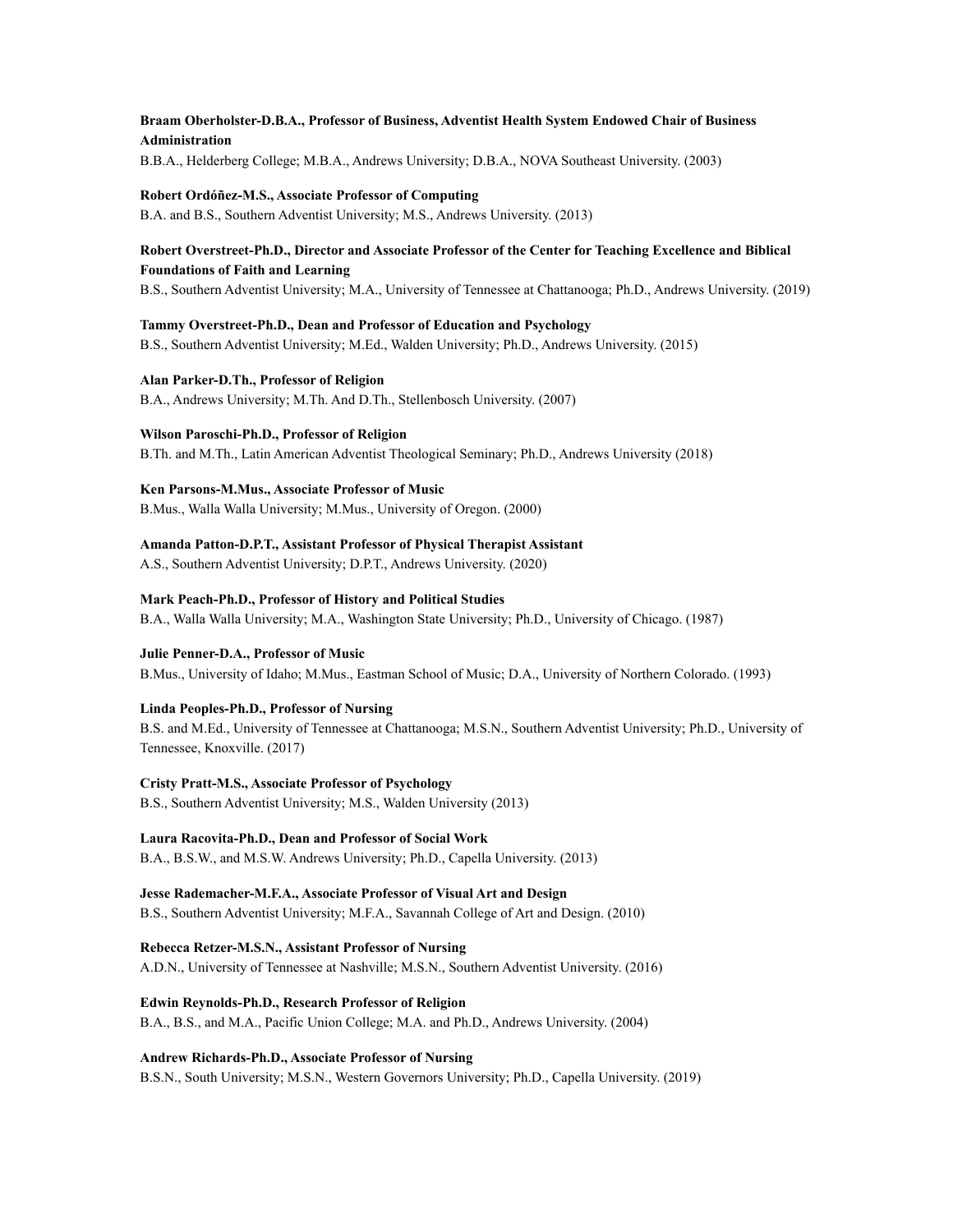**Braam Oberholster-D.B.A., Professor of Business, Adventist Health System Endowed Chair of Business Administration**
B.B.A., Helderberg College; M.B.A., Andrews University; D.B.A., NOVA Southeast University. (2003)

**Robert Ordóñez-M.S., Associate Professor of Computing**
B.A. and B.S., Southern Adventist University; M.S., Andrews University. (2013)

**Robert Overstreet-Ph.D., Director and Associate Professor of the Center for Teaching Excellence and Biblical Foundations of Faith and Learning**
B.S., Southern Adventist University; M.A., University of Tennessee at Chattanooga; Ph.D., Andrews University. (2019)

**Tammy Overstreet-Ph.D., Dean and Professor of Education and Psychology**
B.S., Southern Adventist University; M.Ed., Walden University; Ph.D., Andrews University. (2015)

**Alan Parker-D.Th., Professor of Religion**
B.A., Andrews University; M.Th. And D.Th., Stellenbosch University. (2007)

**Wilson Paroschi-Ph.D., Professor of Religion**
B.Th. and M.Th., Latin American Adventist Theological Seminary; Ph.D., Andrews University (2018)

**Ken Parsons-M.Mus., Associate Professor of Music**
B.Mus., Walla Walla University; M.Mus., University of Oregon. (2000)

**Amanda Patton-D.P.T., Assistant Professor of Physical Therapist Assistant**
A.S., Southern Adventist University; D.P.T., Andrews University. (2020)

**Mark Peach-Ph.D., Professor of History and Political Studies**
B.A., Walla Walla University; M.A., Washington State University; Ph.D., University of Chicago. (1987)

**Julie Penner-D.A., Professor of Music**
B.Mus., University of Idaho; M.Mus., Eastman School of Music; D.A., University of Northern Colorado. (1993)

**Linda Peoples-Ph.D., Professor of Nursing**
B.S. and M.Ed., University of Tennessee at Chattanooga; M.S.N., Southern Adventist University; Ph.D., University of Tennessee, Knoxville. (2017)

**Cristy Pratt-M.S., Associate Professor of Psychology**
B.S., Southern Adventist University; M.S., Walden University (2013)

**Laura Racovita-Ph.D., Dean and Professor of Social Work**
B.A., B.S.W., and M.S.W. Andrews University; Ph.D., Capella University. (2013)

**Jesse Rademacher-M.F.A., Associate Professor of Visual Art and Design**
B.S., Southern Adventist University; M.F.A., Savannah College of Art and Design. (2010)

**Rebecca Retzer-M.S.N., Assistant Professor of Nursing**
A.D.N., University of Tennessee at Nashville; M.S.N., Southern Adventist University. (2016)

**Edwin Reynolds-Ph.D., Research Professor of Religion**
B.A., B.S., and M.A., Pacific Union College; M.A. and Ph.D., Andrews University. (2004)

**Andrew Richards-Ph.D., Associate Professor of Nursing**
B.S.N., South University; M.S.N., Western Governors University; Ph.D., Capella University. (2019)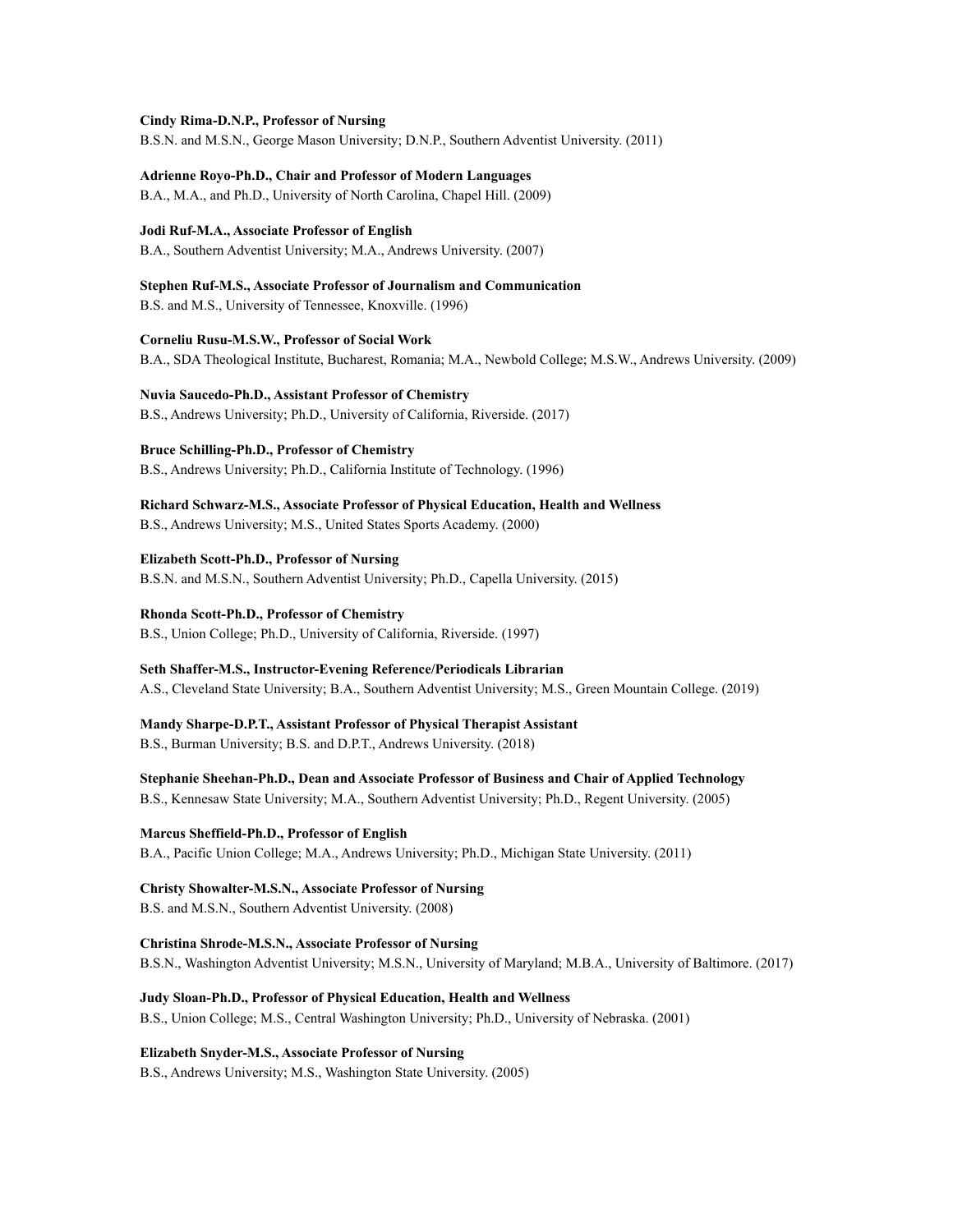**Cindy Rima-D.N.P., Professor of Nursing**
B.S.N. and M.S.N., George Mason University; D.N.P., Southern Adventist University. (2011)

**Adrienne Royo-Ph.D., Chair and Professor of Modern Languages**
B.A., M.A., and Ph.D., University of North Carolina, Chapel Hill. (2009)

**Jodi Ruf-M.A., Associate Professor of English**
B.A., Southern Adventist University; M.A., Andrews University. (2007)

**Stephen Ruf-M.S., Associate Professor of Journalism and Communication**
B.S. and M.S., University of Tennessee, Knoxville. (1996)

**Corneliu Rusu-M.S.W., Professor of Social Work**
B.A., SDA Theological Institute, Bucharest, Romania; M.A., Newbold College; M.S.W., Andrews University. (2009)

**Nuvia Saucedo-Ph.D., Assistant Professor of Chemistry**
B.S., Andrews University; Ph.D., University of California, Riverside. (2017)

**Bruce Schilling-Ph.D., Professor of Chemistry**
B.S., Andrews University; Ph.D., California Institute of Technology. (1996)

**Richard Schwarz-M.S., Associate Professor of Physical Education, Health and Wellness**
B.S., Andrews University; M.S., United States Sports Academy. (2000)

**Elizabeth Scott-Ph.D., Professor of Nursing**
B.S.N. and M.S.N., Southern Adventist University; Ph.D., Capella University. (2015)

**Rhonda Scott-Ph.D., Professor of Chemistry**
B.S., Union College; Ph.D., University of California, Riverside. (1997)

**Seth Shaffer-M.S., Instructor-Evening Reference/Periodicals Librarian**
A.S., Cleveland State University; B.A., Southern Adventist University; M.S., Green Mountain College. (2019)

**Mandy Sharpe-D.P.T., Assistant Professor of Physical Therapist Assistant**
B.S., Burman University; B.S. and D.P.T., Andrews University. (2018)

**Stephanie Sheehan-Ph.D., Dean and Associate Professor of Business and Chair of Applied Technology**
B.S., Kennesaw State University; M.A., Southern Adventist University; Ph.D., Regent University. (2005)

**Marcus Sheffield-Ph.D., Professor of English**
B.A., Pacific Union College; M.A., Andrews University; Ph.D., Michigan State University. (2011)

**Christy Showalter-M.S.N., Associate Professor of Nursing**
B.S. and M.S.N., Southern Adventist University. (2008)

**Christina Shrode-M.S.N., Associate Professor of Nursing**
B.S.N., Washington Adventist University; M.S.N., University of Maryland; M.B.A., University of Baltimore. (2017)

**Judy Sloan-Ph.D., Professor of Physical Education, Health and Wellness**
B.S., Union College; M.S., Central Washington University; Ph.D., University of Nebraska. (2001)

**Elizabeth Snyder-M.S., Associate Professor of Nursing**
B.S., Andrews University; M.S., Washington State University. (2005)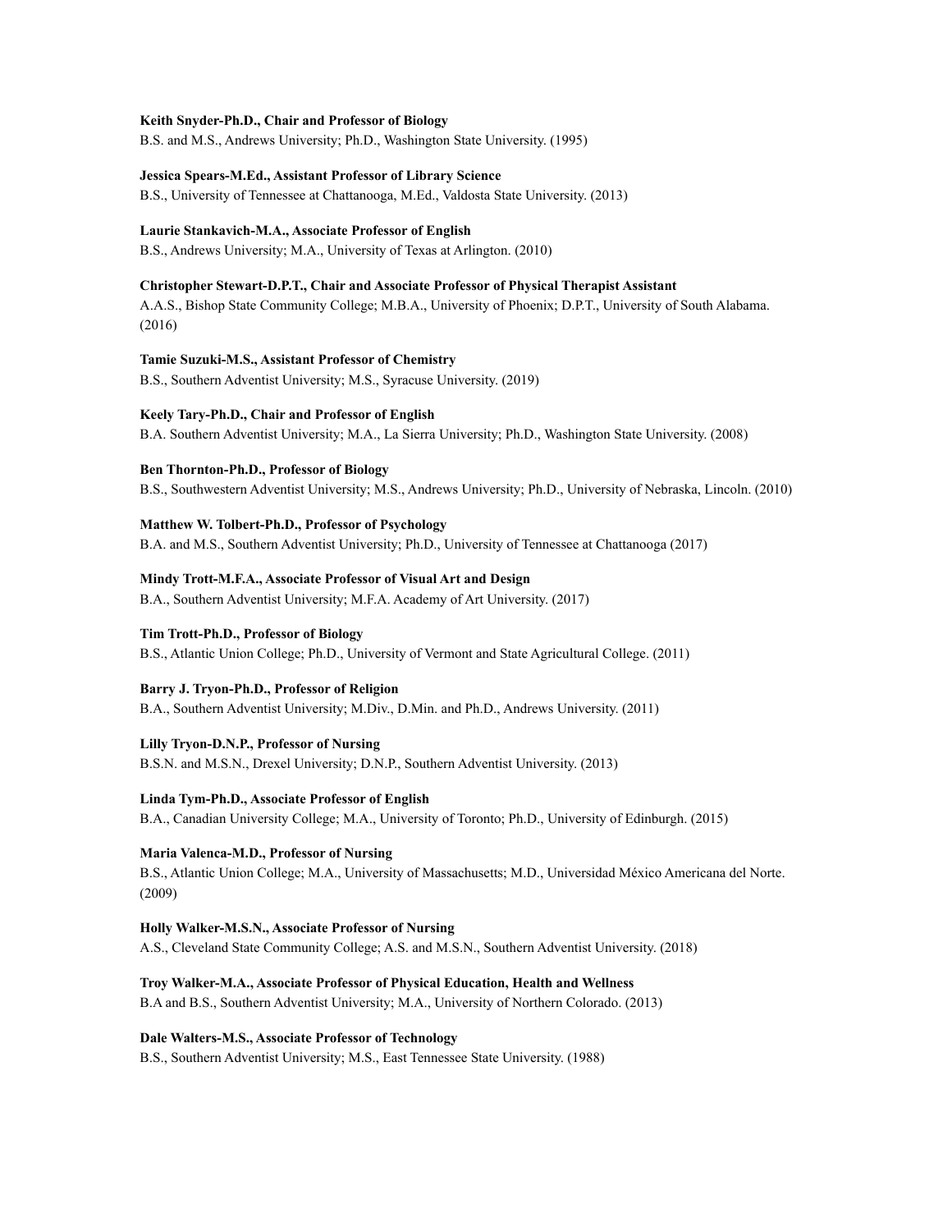**Keith Snyder-Ph.D., Chair and Professor of Biology**
B.S. and M.S., Andrews University; Ph.D., Washington State University. (1995)

**Jessica Spears-M.Ed., Assistant Professor of Library Science**
B.S., University of Tennessee at Chattanooga, M.Ed., Valdosta State University. (2013)

**Laurie Stankavich-M.A., Associate Professor of English**
B.S., Andrews University; M.A., University of Texas at Arlington. (2010)

**Christopher Stewart-D.P.T., Chair and Associate Professor of Physical Therapist Assistant**
A.A.S., Bishop State Community College; M.B.A., University of Phoenix; D.P.T., University of South Alabama. (2016)

**Tamie Suzuki-M.S., Assistant Professor of Chemistry**
B.S., Southern Adventist University; M.S., Syracuse University. (2019)

**Keely Tary-Ph.D., Chair and Professor of English**
B.A. Southern Adventist University; M.A., La Sierra University; Ph.D., Washington State University. (2008)

**Ben Thornton-Ph.D., Professor of Biology**
B.S., Southwestern Adventist University; M.S., Andrews University; Ph.D., University of Nebraska, Lincoln. (2010)

**Matthew W. Tolbert-Ph.D., Professor of Psychology**
B.A. and M.S., Southern Adventist University; Ph.D., University of Tennessee at Chattanooga (2017)

**Mindy Trott-M.F.A., Associate Professor of Visual Art and Design**
B.A., Southern Adventist University; M.F.A. Academy of Art University. (2017)

**Tim Trott-Ph.D., Professor of Biology**
B.S., Atlantic Union College; Ph.D., University of Vermont and State Agricultural College. (2011)

**Barry J. Tryon-Ph.D., Professor of Religion**
B.A., Southern Adventist University; M.Div., D.Min. and Ph.D., Andrews University. (2011)

**Lilly Tryon-D.N.P., Professor of Nursing**
B.S.N. and M.S.N., Drexel University; D.N.P., Southern Adventist University. (2013)

**Linda Tym-Ph.D., Associate Professor of English**
B.A., Canadian University College; M.A., University of Toronto; Ph.D., University of Edinburgh. (2015)

**Maria Valenca-M.D., Professor of Nursing**
B.S., Atlantic Union College; M.A., University of Massachusetts; M.D., Universidad México Americana del Norte. (2009)

**Holly Walker-M.S.N., Associate Professor of Nursing**
A.S., Cleveland State Community College; A.S. and M.S.N., Southern Adventist University. (2018)

**Troy Walker-M.A., Associate Professor of Physical Education, Health and Wellness**
B.A and B.S., Southern Adventist University; M.A., University of Northern Colorado. (2013)

**Dale Walters-M.S., Associate Professor of Technology**
B.S., Southern Adventist University; M.S., East Tennessee State University. (1988)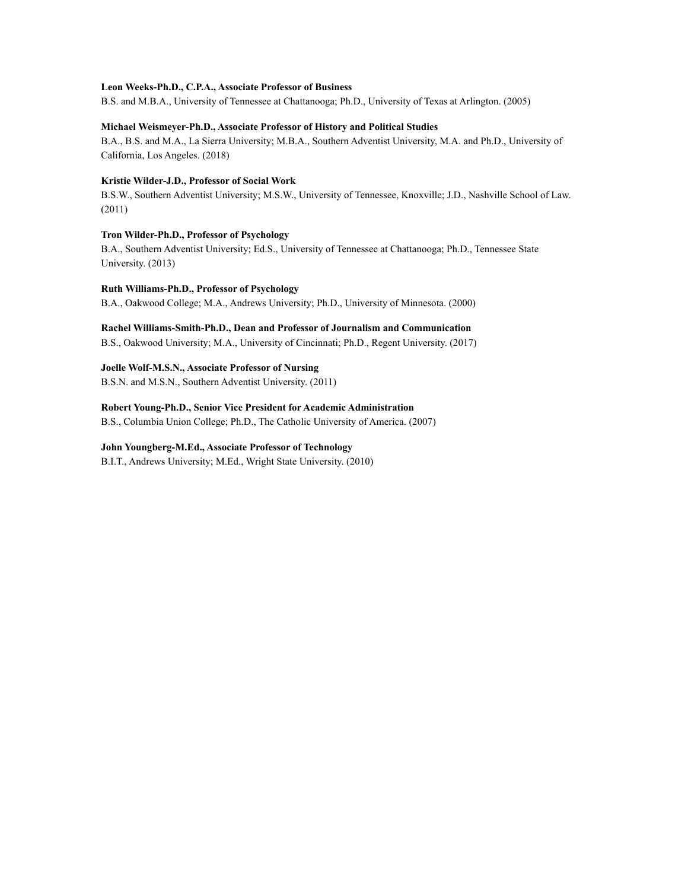**Leon Weeks-Ph.D., C.P.A., Associate Professor of Business**
B.S. and M.B.A., University of Tennessee at Chattanooga; Ph.D., University of Texas at Arlington. (2005)

**Michael Weismeyer-Ph.D., Associate Professor of History and Political Studies**
B.A., B.S. and M.A., La Sierra University; M.B.A., Southern Adventist University, M.A. and Ph.D., University of California, Los Angeles. (2018)

**Kristie Wilder-J.D., Professor of Social Work**
B.S.W., Southern Adventist University; M.S.W., University of Tennessee, Knoxville; J.D., Nashville School of Law. (2011)

**Tron Wilder-Ph.D., Professor of Psychology**
B.A., Southern Adventist University; Ed.S., University of Tennessee at Chattanooga; Ph.D., Tennessee State University. (2013)

**Ruth Williams-Ph.D., Professor of Psychology**
B.A., Oakwood College; M.A., Andrews University; Ph.D., University of Minnesota. (2000)

**Rachel Williams-Smith-Ph.D., Dean and Professor of Journalism and Communication**
B.S., Oakwood University; M.A., University of Cincinnati; Ph.D., Regent University. (2017)

**Joelle Wolf-M.S.N., Associate Professor of Nursing**
B.S.N. and M.S.N., Southern Adventist University. (2011)

**Robert Young-Ph.D., Senior Vice President for Academic Administration**
B.S., Columbia Union College; Ph.D., The Catholic University of America. (2007)

**John Youngberg-M.Ed., Associate Professor of Technology**
B.I.T., Andrews University; M.Ed., Wright State University. (2010)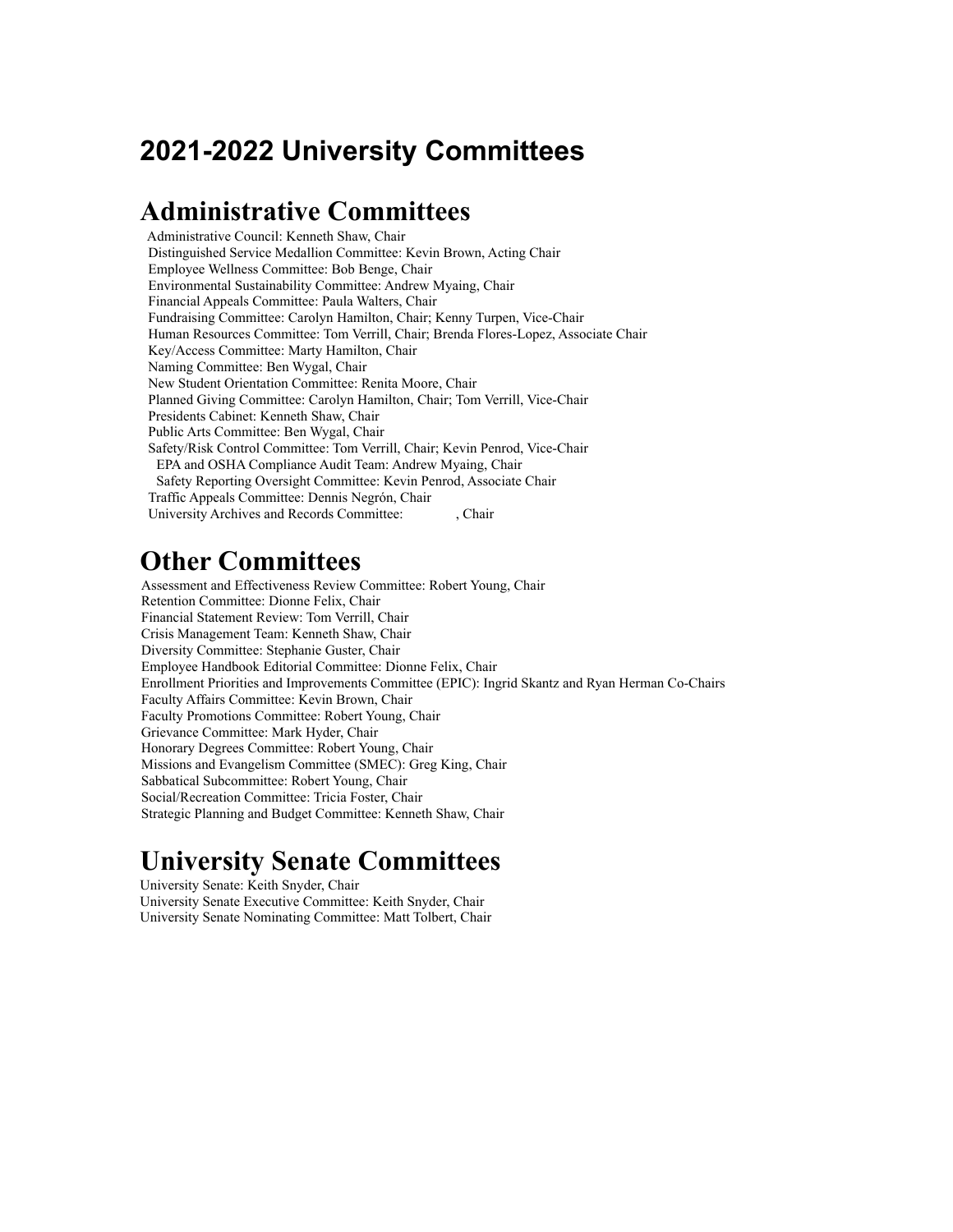# 2021-2022 University Committees

## Administrative Committees

Administrative Council: Kenneth Shaw, Chair
Distinguished Service Medallion Committee: Kevin Brown, Acting Chair
Employee Wellness Committee: Bob Benge, Chair
Environmental Sustainability Committee: Andrew Myaing, Chair
Financial Appeals Committee: Paula Walters, Chair
Fundraising Committee: Carolyn Hamilton, Chair; Kenny Turpen, Vice-Chair
Human Resources Committee: Tom Verrill, Chair; Brenda Flores-Lopez, Associate Chair
Key/Access Committee: Marty Hamilton, Chair
Naming Committee: Ben Wygal, Chair
New Student Orientation Committee: Renita Moore, Chair
Planned Giving Committee: Carolyn Hamilton, Chair; Tom Verrill, Vice-Chair
Presidents Cabinet: Kenneth Shaw, Chair
Public Arts Committee: Ben Wygal, Chair
Safety/Risk Control Committee: Tom Verrill, Chair; Kevin Penrod, Vice-Chair
  EPA and OSHA Compliance Audit Team: Andrew Myaing, Chair
  Safety Reporting Oversight Committee: Kevin Penrod, Associate Chair
Traffic Appeals Committee: Dennis Negrón, Chair
University Archives and Records Committee: , Chair

## Other Committees

Assessment and Effectiveness Review Committee: Robert Young, Chair
Retention Committee: Dionne Felix, Chair
Financial Statement Review: Tom Verrill, Chair
Crisis Management Team: Kenneth Shaw, Chair
Diversity Committee: Stephanie Guster, Chair
Employee Handbook Editorial Committee: Dionne Felix, Chair
Enrollment Priorities and Improvements Committee (EPIC): Ingrid Skantz and Ryan Herman Co-Chairs
Faculty Affairs Committee: Kevin Brown, Chair
Faculty Promotions Committee: Robert Young, Chair
Grievance Committee: Mark Hyder, Chair
Honorary Degrees Committee: Robert Young, Chair
Missions and Evangelism Committee (SMEC): Greg King, Chair
Sabbatical Subcommittee: Robert Young, Chair
Social/Recreation Committee: Tricia Foster, Chair
Strategic Planning and Budget Committee: Kenneth Shaw, Chair

## University Senate Committees

University Senate: Keith Snyder, Chair
University Senate Executive Committee: Keith Snyder, Chair
University Senate Nominating Committee: Matt Tolbert, Chair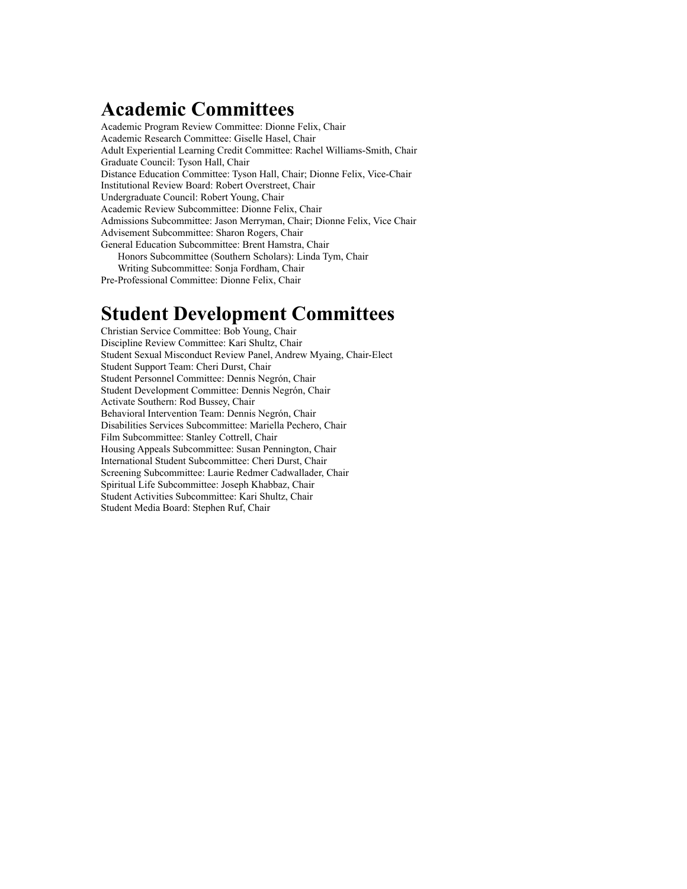# Academic Committees

Academic Program Review Committee: Dionne Felix, Chair
Academic Research Committee: Giselle Hasel, Chair
Adult Experiential Learning Credit Committee: Rachel Williams-Smith, Chair
Graduate Council: Tyson Hall, Chair
Distance Education Committee: Tyson Hall, Chair; Dionne Felix, Vice-Chair
Institutional Review Board: Robert Overstreet, Chair
Undergraduate Council: Robert Young, Chair
Academic Review Subcommittee: Dionne Felix, Chair
Admissions Subcommittee: Jason Merryman, Chair; Dionne Felix, Vice Chair
Advisement Subcommittee: Sharon Rogers, Chair
General Education Subcommittee: Brent Hamstra, Chair
  Honors Subcommittee (Southern Scholars): Linda Tym, Chair
  Writing Subcommittee: Sonja Fordham, Chair
Pre-Professional Committee: Dionne Felix, Chair

# Student Development Committees

Christian Service Committee: Bob Young, Chair
Discipline Review Committee: Kari Shultz, Chair
Student Sexual Misconduct Review Panel, Andrew Myaing, Chair-Elect
Student Support Team: Cheri Durst, Chair
Student Personnel Committee: Dennis Negrón, Chair
Student Development Committee: Dennis Negrón, Chair
Activate Southern: Rod Bussey, Chair
Behavioral Intervention Team: Dennis Negrón, Chair
Disabilities Services Subcommittee: Mariella Pechero, Chair
Film Subcommittee: Stanley Cottrell, Chair
Housing Appeals Subcommittee: Susan Pennington, Chair
International Student Subcommittee: Cheri Durst, Chair
Screening Subcommittee: Laurie Redmer Cadwallader, Chair
Spiritual Life Subcommittee: Joseph Khabbaz, Chair
Student Activities Subcommittee: Kari Shultz, Chair
Student Media Board: Stephen Ruf, Chair